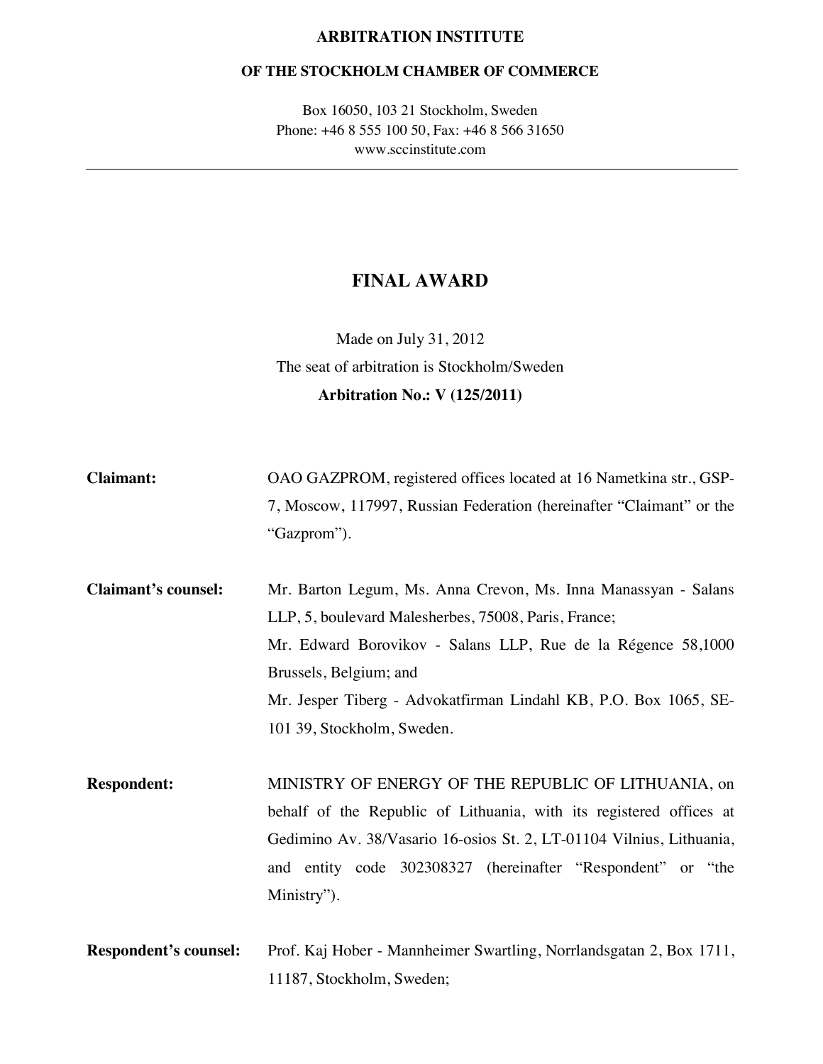**ARBITRATION INSTITUTE**

**OF THE STOCKHOLM CHAMBER OF COMMERCE**

Box 16050, 103 21 Stockholm, Sweden
Phone: +46 8 555 100 50, Fax: +46 8 566 31650
www.sccinstitute.com

---

# FINAL AWARD

Made on July 31, 2012

The seat of arbitration is Stockholm/Sweden

**Arbitration No.: V (125/2011)**

**Claimant:** OAO GAZPROM, registered offices located at 16 Nametkina str., GSP-7, Moscow, 117997, Russian Federation (hereinafter "Claimant" or the "Gazprom").

**Claimant's counsel:** Mr. Barton Legum, Ms. Anna Crevon, Ms. Inna Manassyan - Salans LLP, 5, boulevard Malesherbes, 75008, Paris, France;
Mr. Edward Borovikov - Salans LLP, Rue de la Régence 58,1000 Brussels, Belgium; and
Mr. Jesper Tiberg - Advokatfirman Lindahl KB, P.O. Box 1065, SE-101 39, Stockholm, Sweden.

**Respondent:** MINISTRY OF ENERGY OF THE REPUBLIC OF LITHUANIA, on behalf of the Republic of Lithuania, with its registered offices at Gedimino Av. 38/Vasario 16-osios St. 2, LT-01104 Vilnius, Lithuania, and entity code 302308327 (hereinafter "Respondent" or "the Ministry").

**Respondent's counsel:** Prof. Kaj Hober - Mannheimer Swartling, Norrlandsgatan 2, Box 1711, 11187, Stockholm, Sweden;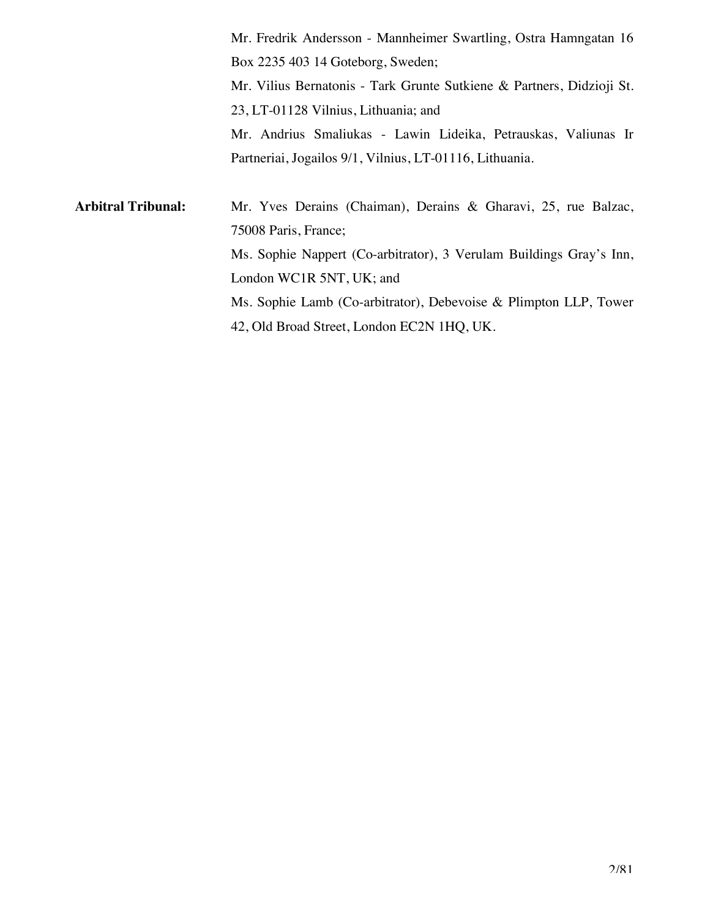Mr. Fredrik Andersson - Mannheimer Swartling, Ostra Hamngatan 16 Box 2235 403 14 Goteborg, Sweden;

Mr. Vilius Bernatonis - Tark Grunte Sutkiene & Partners, Didzioji St. 23, LT-01128 Vilnius, Lithuania; and

Mr. Andrius Smaliukas - Lawin Lideika, Petrauskas, Valiunas Ir Partneriai, Jogailos 9/1, Vilnius, LT-01116, Lithuania.

**Arbitral Tribunal:**

Mr. Yves Derains (Chaiman), Derains & Gharavi, 25, rue Balzac, 75008 Paris, France;

Ms. Sophie Nappert (Co-arbitrator), 3 Verulam Buildings Gray's Inn, London WC1R 5NT, UK; and

Ms. Sophie Lamb (Co-arbitrator), Debevoise & Plimpton LLP, Tower 42, Old Broad Street, London EC2N 1HQ, UK.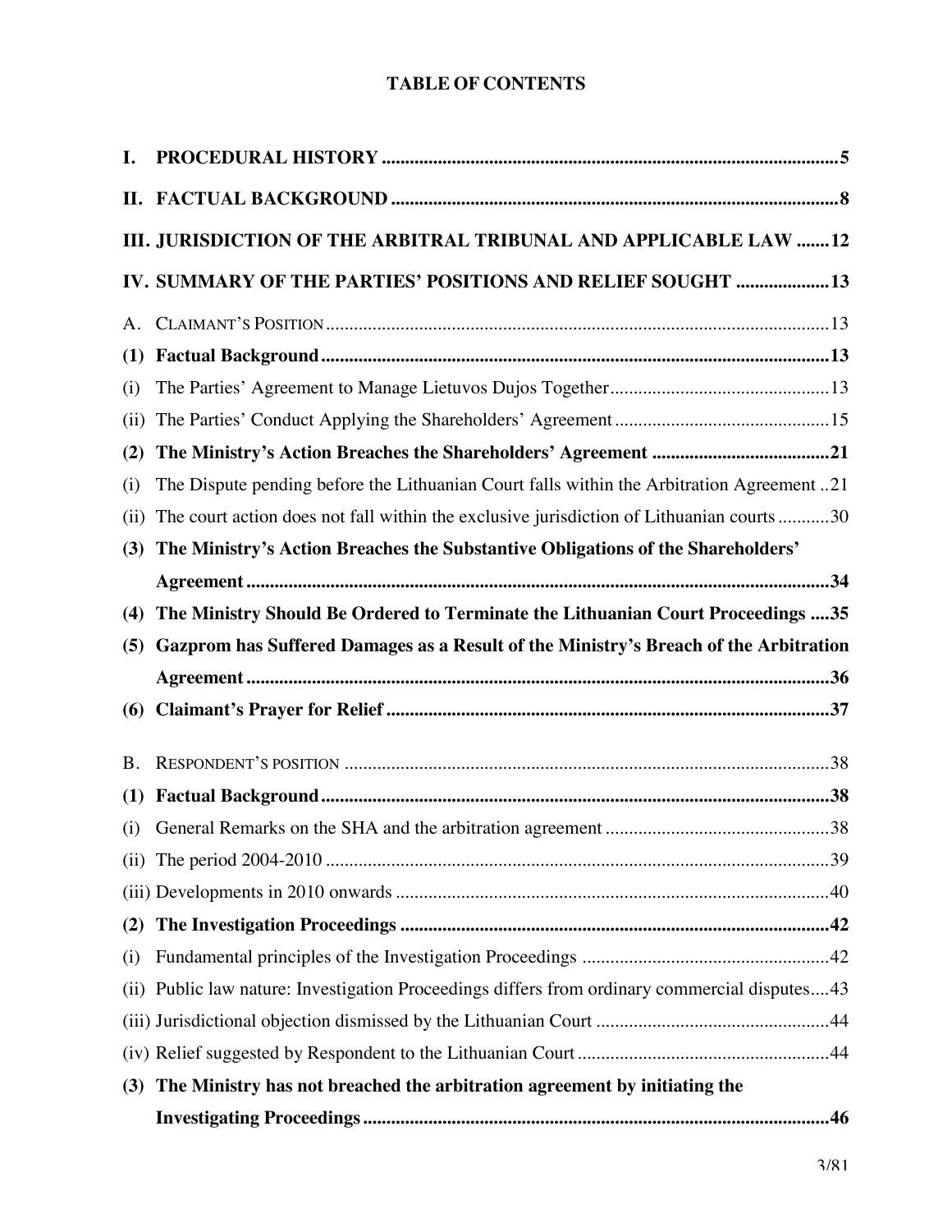**TABLE OF CONTENTS**

**I. PROCEDURAL HISTORY ..................................................................................................5**

**II. FACTUAL BACKGROUND ................................................................................................8**

**III. JURISDICTION OF THE ARBITRAL TRIBUNAL AND APPLICABLE LAW .......12**

**IV. SUMMARY OF THE PARTIES' POSITIONS AND RELIEF SOUGHT ....................13**

A. CLAIMANT'S POSITION ..........................................................................................................13

**(1) Factual Background .............................................................................................................13**

(i) The Parties' Agreement to Manage Lietuvos Dujos Together ...............................................13

(ii) The Parties' Conduct Applying the Shareholders' Agreement ..............................................15

**(2) The Ministry's Action Breaches the Shareholders' Agreement ......................................21**

(i) The Dispute pending before the Lithuanian Court falls within the Arbitration Agreement ..21

(ii) The court action does not fall within the exclusive jurisdiction of Lithuanian courts ...........30

**(3) The Ministry's Action Breaches the Substantive Obligations of the Shareholders' Agreement .............................................................................................................................34**

**(4) The Ministry Should Be Ordered to Terminate the Lithuanian Court Proceedings ....35**

**(5) Gazprom has Suffered Damages as a Result of the Ministry's Breach of the Arbitration Agreement ............................................................................................................................36**

**(6) Claimant's Prayer for Relief ...............................................................................................37**

B. RESPONDENT'S POSITION ........................................................................................................38

**(1) Factual Background .............................................................................................................38**

(i) General Remarks on the SHA and the arbitration agreement ................................................38

(ii) The period 2004-2010 ...........................................................................................................39

(iii) Developments in 2010 onwards ............................................................................................40

**(2) The Investigation Proceedings ............................................................................................42**

(i) Fundamental principles of the Investigation Proceedings .....................................................42

(ii) Public law nature: Investigation Proceedings differs from ordinary commercial disputes....43

(iii) Jurisdictional objection dismissed by the Lithuanian Court ..................................................44

(iv) Relief suggested by Respondent to the Lithuanian Court ......................................................44

**(3) The Ministry has not breached the arbitration agreement by initiating the Investigating Proceedings ....................................................................................................46**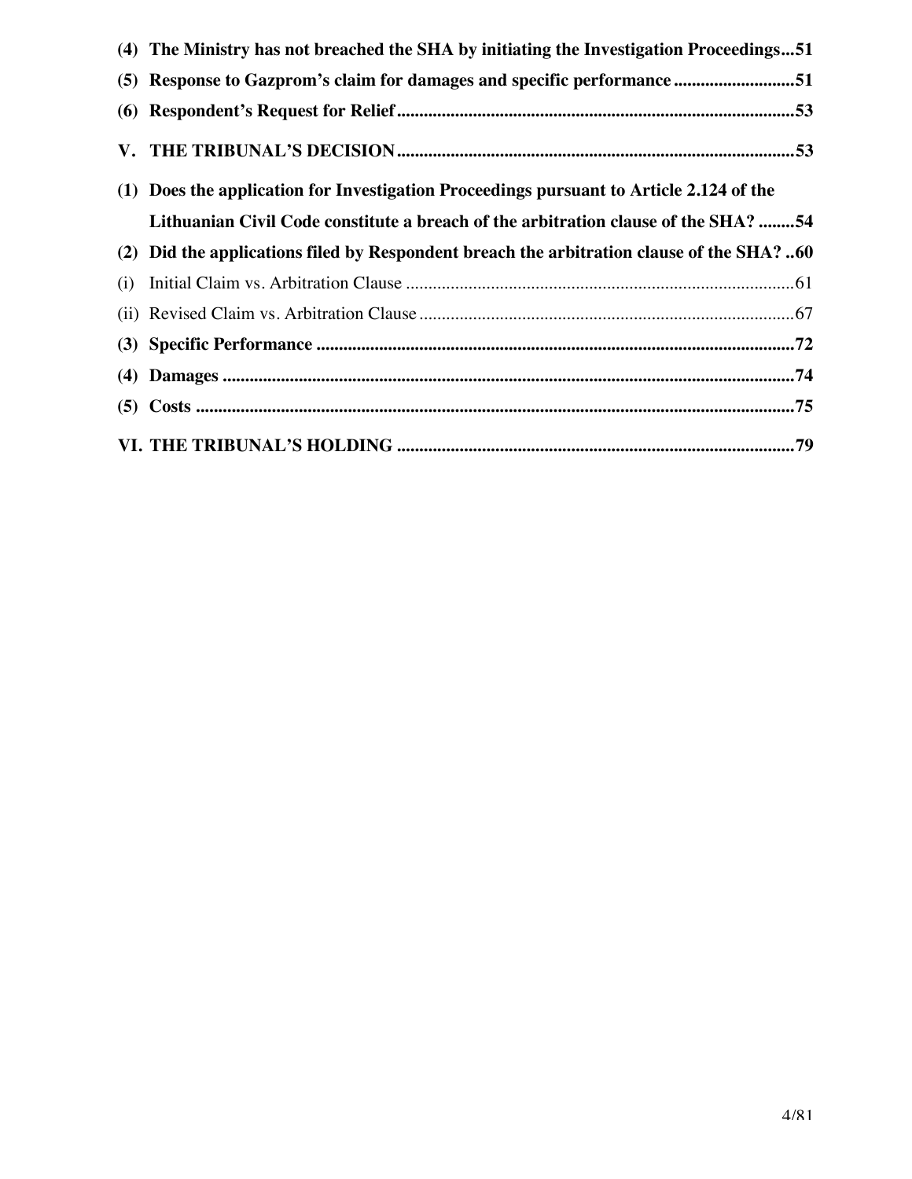**(4) The Ministry has not breached the SHA by initiating the Investigation Proceedings...51**

**(5) Response to Gazprom's claim for damages and specific performance ..........................51**

**(6) Respondent's Request for Relief........................................................................................53**

**V. THE TRIBUNAL'S DECISION........................................................................................53**

**(1) Does the application for Investigation Proceedings pursuant to Article 2.124 of the Lithuanian Civil Code constitute a breach of the arbitration clause of the SHA? ........54**

**(2) Did the applications filed by Respondent breach the arbitration clause of the SHA? ..60**

(i) Initial Claim vs. Arbitration Clause ......................................................................................61

(ii) Revised Claim vs. Arbitration Clause ...................................................................................67

**(3) Specific Performance ..........................................................................................................72**

**(4) Damages ...............................................................................................................................74**

**(5) Costs ....................................................................................................................................75**

**VI. THE TRIBUNAL'S HOLDING .........................................................................................79**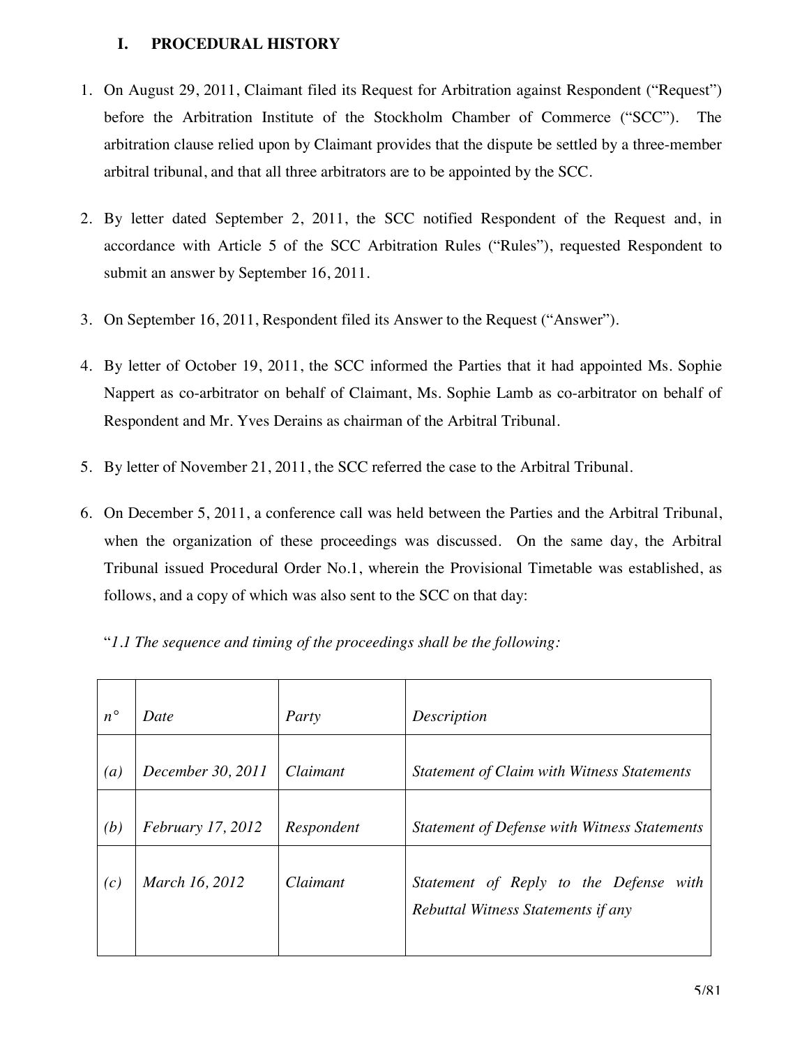## I. PROCEDURAL HISTORY

1. On August 29, 2011, Claimant filed its Request for Arbitration against Respondent ("Request") before the Arbitration Institute of the Stockholm Chamber of Commerce ("SCC"). The arbitration clause relied upon by Claimant provides that the dispute be settled by a three-member arbitral tribunal, and that all three arbitrators are to be appointed by the SCC.

2. By letter dated September 2, 2011, the SCC notified Respondent of the Request and, in accordance with Article 5 of the SCC Arbitration Rules ("Rules"), requested Respondent to submit an answer by September 16, 2011.

3. On September 16, 2011, Respondent filed its Answer to the Request ("Answer").

4. By letter of October 19, 2011, the SCC informed the Parties that it had appointed Ms. Sophie Nappert as co-arbitrator on behalf of Claimant, Ms. Sophie Lamb as co-arbitrator on behalf of Respondent and Mr. Yves Derains as chairman of the Arbitral Tribunal.

5. By letter of November 21, 2011, the SCC referred the case to the Arbitral Tribunal.

6. On December 5, 2011, a conference call was held between the Parties and the Arbitral Tribunal, when the organization of these proceedings was discussed. On the same day, the Arbitral Tribunal issued Procedural Order No.1, wherein the Provisional Timetable was established, as follows, and a copy of which was also sent to the SCC on that day:

"*1.1 The sequence and timing of the proceedings shall be the following:*

| *n°* | *Date* | *Party* | *Description* |
|---|---|---|---|
| *(a)* | *December 30, 2011* | *Claimant* | *Statement of Claim with Witness Statements* |
| *(b)* | *February 17, 2012* | *Respondent* | *Statement of Defense with Witness Statements* |
| *(c)* | *March 16, 2012* | *Claimant* | *Statement of Reply to the Defense with Rebuttal Witness Statements if any* |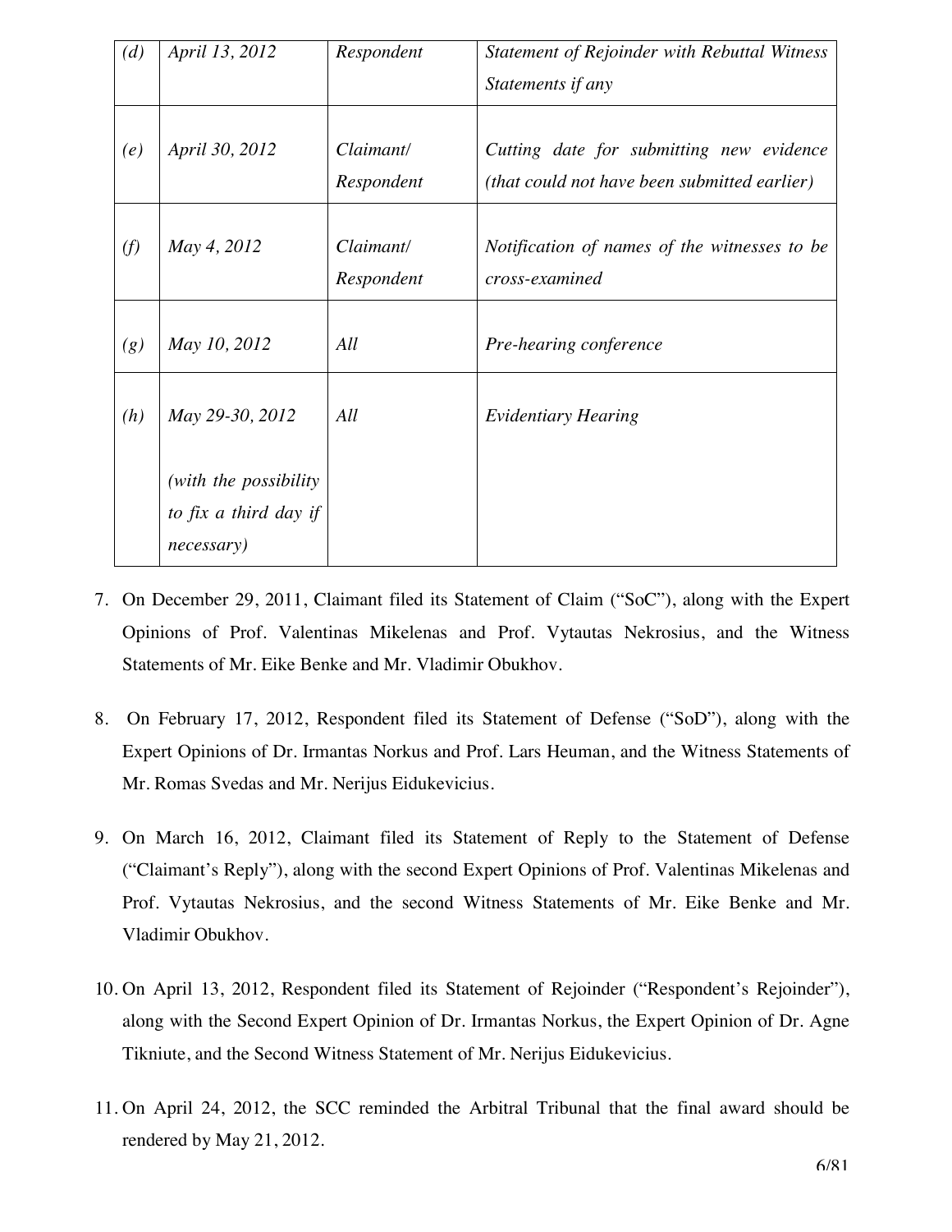| | | | |
|---|---|---|---|
| *(d)* | *April 13, 2012* | *Respondent* | *Statement of Rejoinder with Rebuttal Witness Statements if any* |
| *(e)* | *April 30, 2012* | *Claimant/ Respondent* | *Cutting date for submitting new evidence (that could not have been submitted earlier)* |
| *(f)* | *May 4, 2012* | *Claimant/ Respondent* | *Notification of names of the witnesses to be cross-examined* |
| *(g)* | *May 10, 2012* | *All* | *Pre-hearing conference* |
| *(h)* | *May 29-30, 2012*<br><br>*(with the possibility to fix a third day if necessary)* | *All* | *Evidentiary Hearing* |

7. On December 29, 2011, Claimant filed its Statement of Claim ("SoC"), along with the Expert Opinions of Prof. Valentinas Mikelenas and Prof. Vytautas Nekrosius, and the Witness Statements of Mr. Eike Benke and Mr. Vladimir Obukhov.

8. On February 17, 2012, Respondent filed its Statement of Defense ("SoD"), along with the Expert Opinions of Dr. Irmantas Norkus and Prof. Lars Heuman, and the Witness Statements of Mr. Romas Svedas and Mr. Nerijus Eidukevicius.

9. On March 16, 2012, Claimant filed its Statement of Reply to the Statement of Defense ("Claimant's Reply"), along with the second Expert Opinions of Prof. Valentinas Mikelenas and Prof. Vytautas Nekrosius, and the second Witness Statements of Mr. Eike Benke and Mr. Vladimir Obukhov.

10. On April 13, 2012, Respondent filed its Statement of Rejoinder ("Respondent's Rejoinder"), along with the Second Expert Opinion of Dr. Irmantas Norkus, the Expert Opinion of Dr. Agne Tikniute, and the Second Witness Statement of Mr. Nerijus Eidukevicius.

11. On April 24, 2012, the SCC reminded the Arbitral Tribunal that the final award should be rendered by May 21, 2012.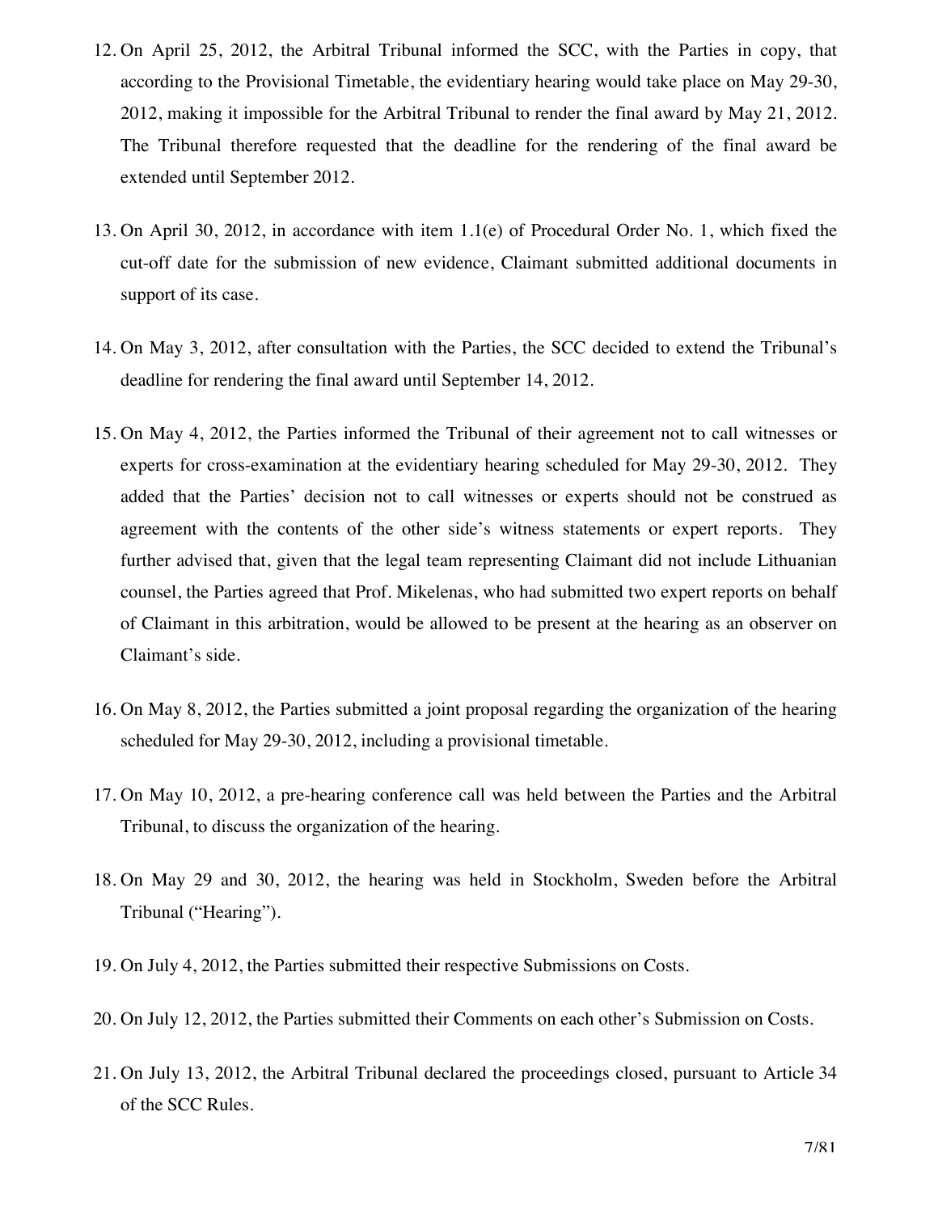12. On April 25, 2012, the Arbitral Tribunal informed the SCC, with the Parties in copy, that according to the Provisional Timetable, the evidentiary hearing would take place on May 29-30, 2012, making it impossible for the Arbitral Tribunal to render the final award by May 21, 2012. The Tribunal therefore requested that the deadline for the rendering of the final award be extended until September 2012.

13. On April 30, 2012, in accordance with item 1.1(e) of Procedural Order No. 1, which fixed the cut-off date for the submission of new evidence, Claimant submitted additional documents in support of its case.

14. On May 3, 2012, after consultation with the Parties, the SCC decided to extend the Tribunal's deadline for rendering the final award until September 14, 2012.

15. On May 4, 2012, the Parties informed the Tribunal of their agreement not to call witnesses or experts for cross-examination at the evidentiary hearing scheduled for May 29-30, 2012. They added that the Parties' decision not to call witnesses or experts should not be construed as agreement with the contents of the other side's witness statements or expert reports. They further advised that, given that the legal team representing Claimant did not include Lithuanian counsel, the Parties agreed that Prof. Mikelenas, who had submitted two expert reports on behalf of Claimant in this arbitration, would be allowed to be present at the hearing as an observer on Claimant's side.

16. On May 8, 2012, the Parties submitted a joint proposal regarding the organization of the hearing scheduled for May 29-30, 2012, including a provisional timetable.

17. On May 10, 2012, a pre-hearing conference call was held between the Parties and the Arbitral Tribunal, to discuss the organization of the hearing.

18. On May 29 and 30, 2012, the hearing was held in Stockholm, Sweden before the Arbitral Tribunal ("Hearing").

19. On July 4, 2012, the Parties submitted their respective Submissions on Costs.

20. On July 12, 2012, the Parties submitted their Comments on each other's Submission on Costs.

21. On July 13, 2012, the Arbitral Tribunal declared the proceedings closed, pursuant to Article 34 of the SCC Rules.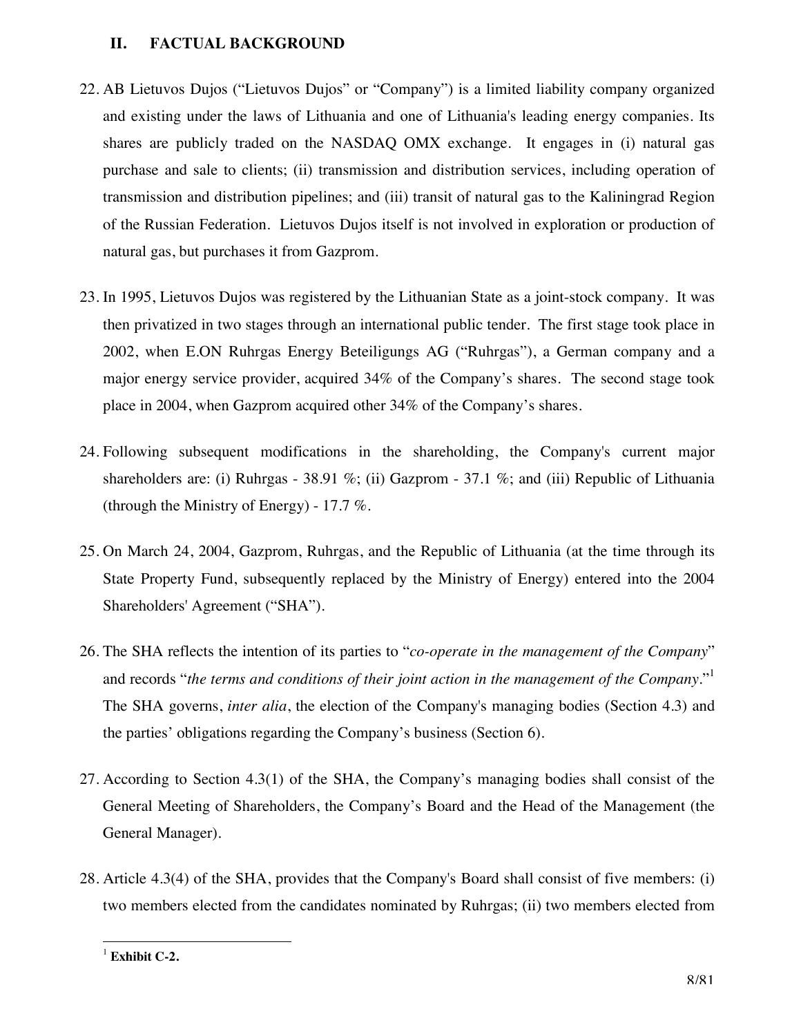## II. FACTUAL BACKGROUND

22. AB Lietuvos Dujos ("Lietuvos Dujos" or "Company") is a limited liability company organized and existing under the laws of Lithuania and one of Lithuania's leading energy companies. Its shares are publicly traded on the NASDAQ OMX exchange. It engages in (i) natural gas purchase and sale to clients; (ii) transmission and distribution services, including operation of transmission and distribution pipelines; and (iii) transit of natural gas to the Kaliningrad Region of the Russian Federation. Lietuvos Dujos itself is not involved in exploration or production of natural gas, but purchases it from Gazprom.

23. In 1995, Lietuvos Dujos was registered by the Lithuanian State as a joint-stock company. It was then privatized in two stages through an international public tender. The first stage took place in 2002, when E.ON Ruhrgas Energy Beteiligungs AG ("Ruhrgas"), a German company and a major energy service provider, acquired 34% of the Company's shares. The second stage took place in 2004, when Gazprom acquired other 34% of the Company's shares.

24. Following subsequent modifications in the shareholding, the Company's current major shareholders are: (i) Ruhrgas - 38.91 %; (ii) Gazprom - 37.1 %; and (iii) Republic of Lithuania (through the Ministry of Energy) - 17.7 %.

25. On March 24, 2004, Gazprom, Ruhrgas, and the Republic of Lithuania (at the time through its State Property Fund, subsequently replaced by the Ministry of Energy) entered into the 2004 Shareholders' Agreement ("SHA").

26. The SHA reflects the intention of its parties to "*co-operate in the management of the Company*" and records "*the terms and conditions of their joint action in the management of the Company*."[1] The SHA governs, *inter alia*, the election of the Company's managing bodies (Section 4.3) and the parties' obligations regarding the Company's business (Section 6).

27. According to Section 4.3(1) of the SHA, the Company's managing bodies shall consist of the General Meeting of Shareholders, the Company's Board and the Head of the Management (the General Manager).

28. Article 4.3(4) of the SHA, provides that the Company's Board shall consist of five members: (i) two members elected from the candidates nominated by Ruhrgas; (ii) two members elected from

---

[1] **Exhibit C-2.**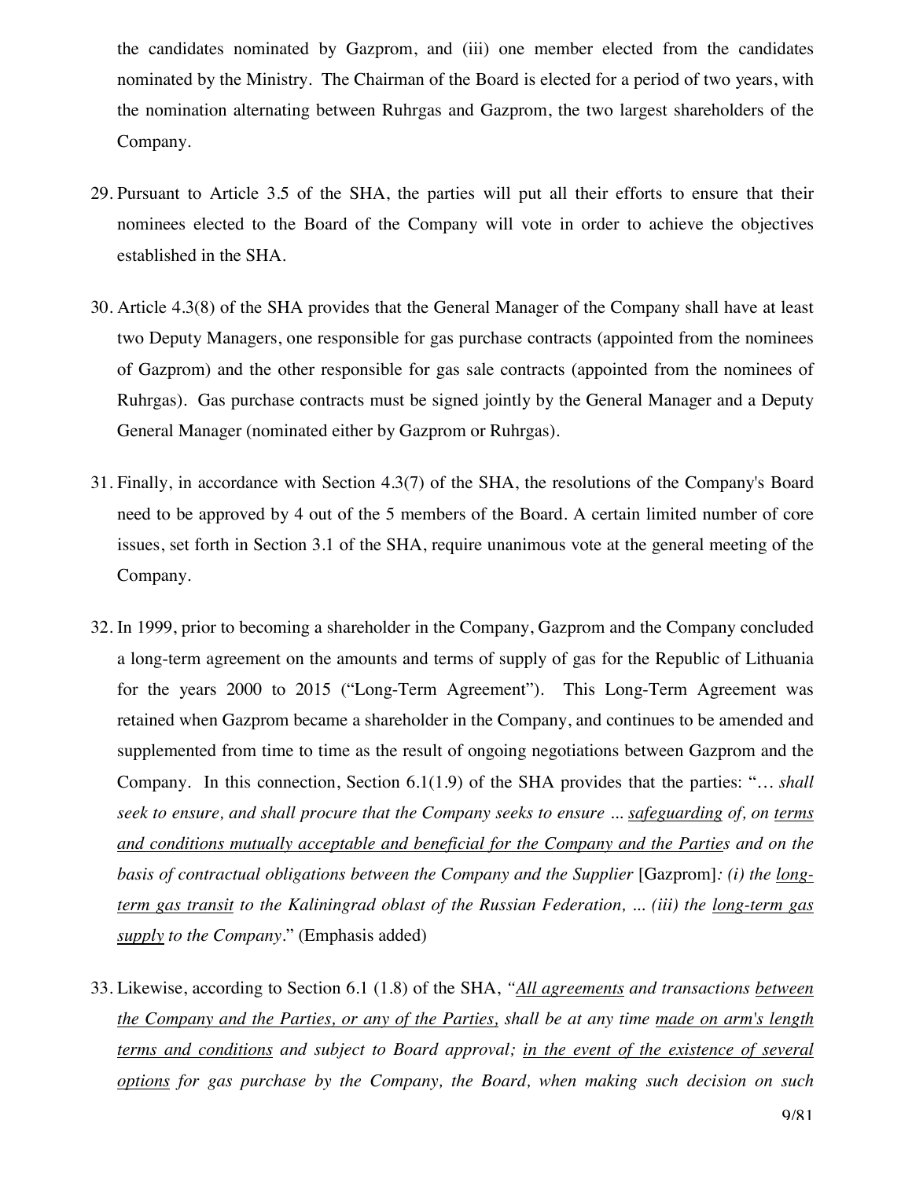the candidates nominated by Gazprom, and (iii) one member elected from the candidates nominated by the Ministry. The Chairman of the Board is elected for a period of two years, with the nomination alternating between Ruhrgas and Gazprom, the two largest shareholders of the Company.

29. Pursuant to Article 3.5 of the SHA, the parties will put all their efforts to ensure that their nominees elected to the Board of the Company will vote in order to achieve the objectives established in the SHA.

30. Article 4.3(8) of the SHA provides that the General Manager of the Company shall have at least two Deputy Managers, one responsible for gas purchase contracts (appointed from the nominees of Gazprom) and the other responsible for gas sale contracts (appointed from the nominees of Ruhrgas). Gas purchase contracts must be signed jointly by the General Manager and a Deputy General Manager (nominated either by Gazprom or Ruhrgas).

31. Finally, in accordance with Section 4.3(7) of the SHA, the resolutions of the Company's Board need to be approved by 4 out of the 5 members of the Board. A certain limited number of core issues, set forth in Section 3.1 of the SHA, require unanimous vote at the general meeting of the Company.

32. In 1999, prior to becoming a shareholder in the Company, Gazprom and the Company concluded a long-term agreement on the amounts and terms of supply of gas for the Republic of Lithuania for the years 2000 to 2015 ("Long-Term Agreement"). This Long-Term Agreement was retained when Gazprom became a shareholder in the Company, and continues to be amended and supplemented from time to time as the result of ongoing negotiations between Gazprom and the Company. In this connection, Section 6.1(1.9) of the SHA provides that the parties: "… *shall seek to ensure, and shall procure that the Company seeks to ensure ... <u>safeguarding</u> of, on <u>terms and conditions mutually acceptable and beneficial for the Company and the Partie</u>s and on the basis of contractual obligations between the Company and the Supplier* [Gazprom]*: (i) the <u>long-term gas transit</u> to the Kaliningrad oblast of the Russian Federation, ... (iii) the <u>long-term gas supply</u> to the Company*." (Emphasis added)

33. Likewise, according to Section 6.1 (1.8) of the SHA, *"<u>All agreements</u> and transactions <u>between the Company and the Parties, or any of the Parties,</u> shall be at any time <u>made on arm's length terms and conditions</u> and subject to Board approval; <u>in the event of the existence of several options</u> for gas purchase by the Company, the Board, when making such decision on such*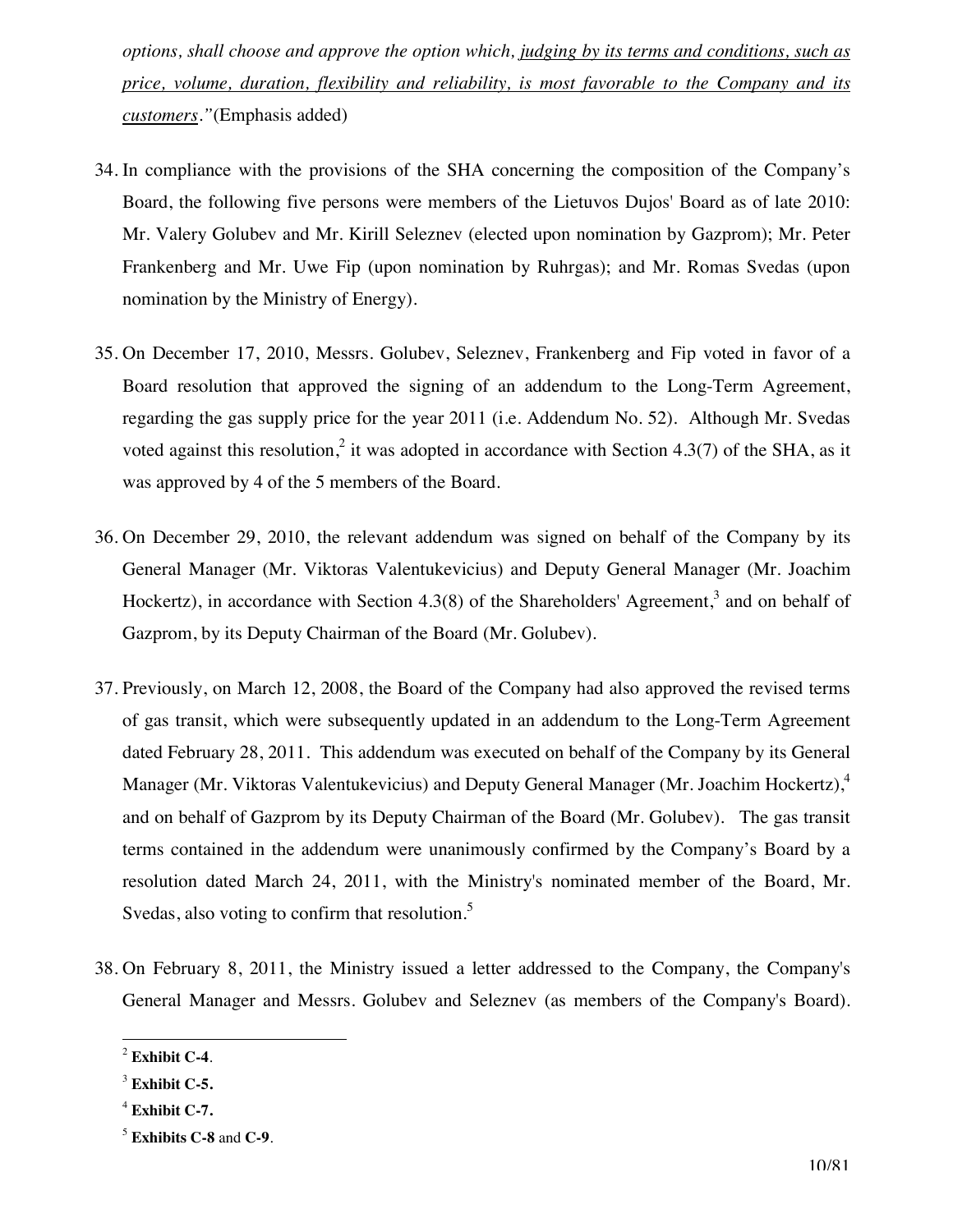*options, shall choose and approve the option which, judging by its terms and conditions, such as price, volume, duration, flexibility and reliability, is most favorable to the Company and its customers."*(Emphasis added)

34. In compliance with the provisions of the SHA concerning the composition of the Company's Board, the following five persons were members of the Lietuvos Dujos' Board as of late 2010: Mr. Valery Golubev and Mr. Kirill Seleznev (elected upon nomination by Gazprom); Mr. Peter Frankenberg and Mr. Uwe Fip (upon nomination by Ruhrgas); and Mr. Romas Svedas (upon nomination by the Ministry of Energy).

35. On December 17, 2010, Messrs. Golubev, Seleznev, Frankenberg and Fip voted in favor of a Board resolution that approved the signing of an addendum to the Long-Term Agreement, regarding the gas supply price for the year 2011 (i.e. Addendum No. 52). Although Mr. Svedas voted against this resolution,[2] it was adopted in accordance with Section 4.3(7) of the SHA, as it was approved by 4 of the 5 members of the Board.

36. On December 29, 2010, the relevant addendum was signed on behalf of the Company by its General Manager (Mr. Viktoras Valentukevicius) and Deputy General Manager (Mr. Joachim Hockertz), in accordance with Section 4.3(8) of the Shareholders' Agreement,[3] and on behalf of Gazprom, by its Deputy Chairman of the Board (Mr. Golubev).

37. Previously, on March 12, 2008, the Board of the Company had also approved the revised terms of gas transit, which were subsequently updated in an addendum to the Long-Term Agreement dated February 28, 2011. This addendum was executed on behalf of the Company by its General Manager (Mr. Viktoras Valentukevicius) and Deputy General Manager (Mr. Joachim Hockertz),[4] and on behalf of Gazprom by its Deputy Chairman of the Board (Mr. Golubev). The gas transit terms contained in the addendum were unanimously confirmed by the Company's Board by a resolution dated March 24, 2011, with the Ministry's nominated member of the Board, Mr. Svedas, also voting to confirm that resolution.[5]

38. On February 8, 2011, the Ministry issued a letter addressed to the Company, the Company's General Manager and Messrs. Golubev and Seleznev (as members of the Company's Board).

---

[2] **Exhibit C-4**.

[3] **Exhibit C-5.**

[4] **Exhibit C-7.**

[5] **Exhibits C-8** and **C-9**.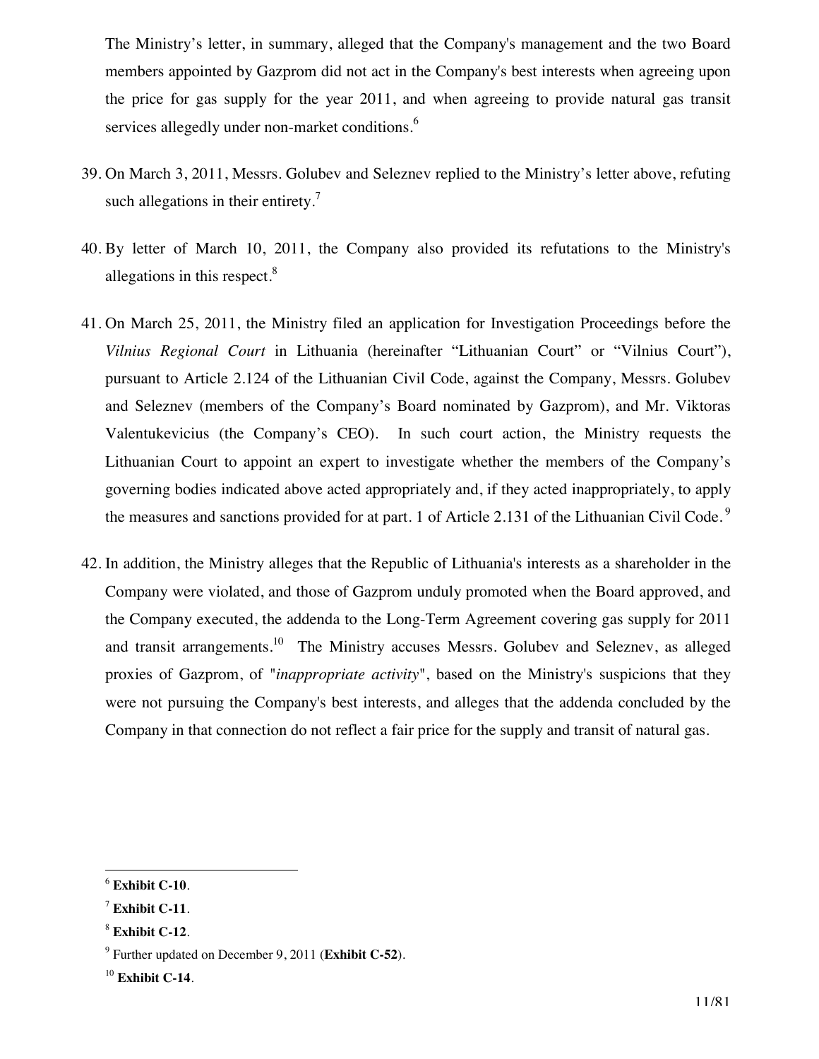The Ministry's letter, in summary, alleged that the Company's management and the two Board members appointed by Gazprom did not act in the Company's best interests when agreeing upon the price for gas supply for the year 2011, and when agreeing to provide natural gas transit services allegedly under non-market conditions.[6]

39. On March 3, 2011, Messrs. Golubev and Seleznev replied to the Ministry's letter above, refuting such allegations in their entirety.[7]

40. By letter of March 10, 2011, the Company also provided its refutations to the Ministry's allegations in this respect.[8]

41. On March 25, 2011, the Ministry filed an application for Investigation Proceedings before the *Vilnius Regional Court* in Lithuania (hereinafter "Lithuanian Court" or "Vilnius Court"), pursuant to Article 2.124 of the Lithuanian Civil Code, against the Company, Messrs. Golubev and Seleznev (members of the Company's Board nominated by Gazprom), and Mr. Viktoras Valentukevicius (the Company's CEO). In such court action, the Ministry requests the Lithuanian Court to appoint an expert to investigate whether the members of the Company's governing bodies indicated above acted appropriately and, if they acted inappropriately, to apply the measures and sanctions provided for at part. 1 of Article 2.131 of the Lithuanian Civil Code.[9]

42. In addition, the Ministry alleges that the Republic of Lithuania's interests as a shareholder in the Company were violated, and those of Gazprom unduly promoted when the Board approved, and the Company executed, the addenda to the Long-Term Agreement covering gas supply for 2011 and transit arrangements.[10] The Ministry accuses Messrs. Golubev and Seleznev, as alleged proxies of Gazprom, of "*inappropriate activity*", based on the Ministry's suspicions that they were not pursuing the Company's best interests, and alleges that the addenda concluded by the Company in that connection do not reflect a fair price for the supply and transit of natural gas.

---

[6] **Exhibit C-10**.

[7] **Exhibit C-11**.

[8] **Exhibit C-12**.

[9] Further updated on December 9, 2011 (**Exhibit C-52**).

[10] **Exhibit C-14**.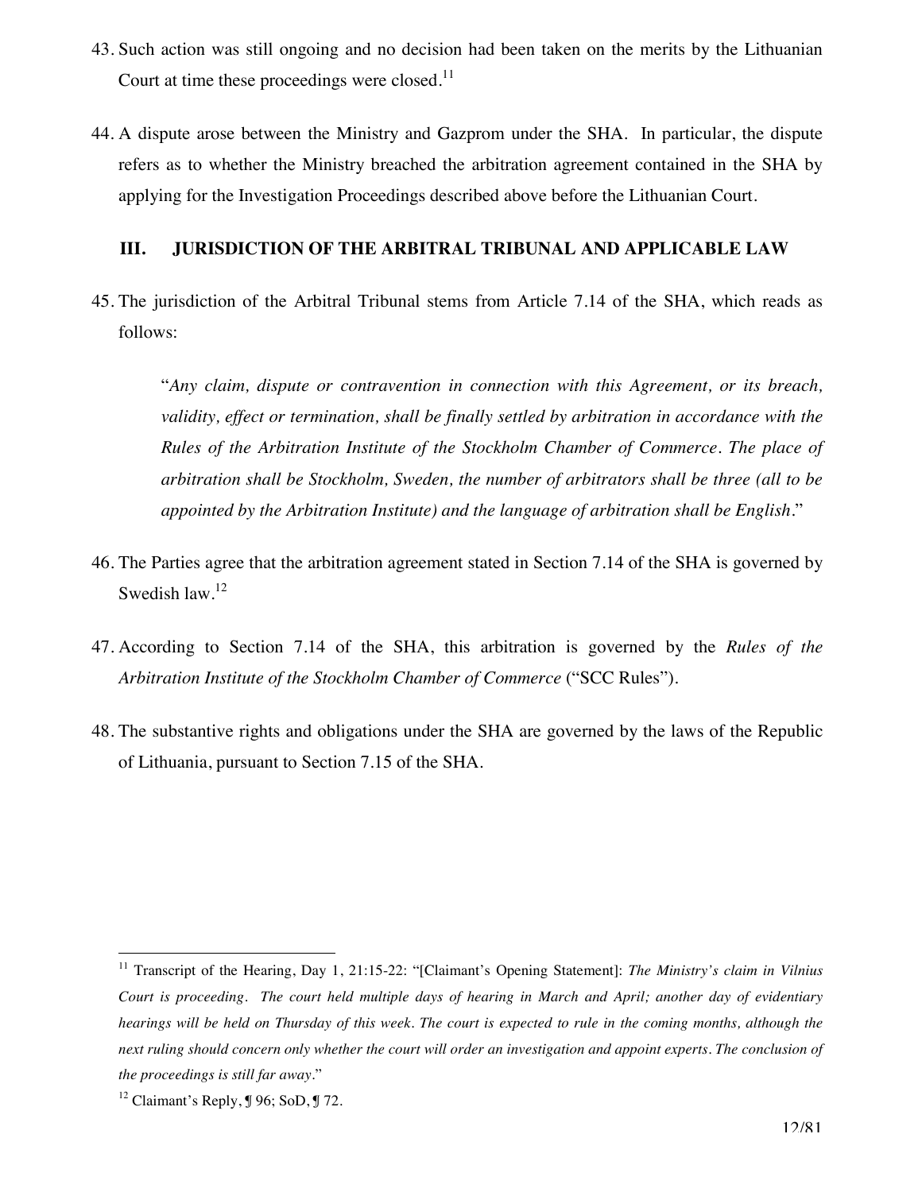43. Such action was still ongoing and no decision had been taken on the merits by the Lithuanian Court at time these proceedings were closed.[11]

44. A dispute arose between the Ministry and Gazprom under the SHA. In particular, the dispute refers as to whether the Ministry breached the arbitration agreement contained in the SHA by applying for the Investigation Proceedings described above before the Lithuanian Court.

## III. JURISDICTION OF THE ARBITRAL TRIBUNAL AND APPLICABLE LAW

45. The jurisdiction of the Arbitral Tribunal stems from Article 7.14 of the SHA, which reads as follows:

> "*Any claim, dispute or contravention in connection with this Agreement, or its breach, validity, effect or termination, shall be finally settled by arbitration in accordance with the Rules of the Arbitration Institute of the Stockholm Chamber of Commerce. The place of arbitration shall be Stockholm, Sweden, the number of arbitrators shall be three (all to be appointed by the Arbitration Institute) and the language of arbitration shall be English.*"

46. The Parties agree that the arbitration agreement stated in Section 7.14 of the SHA is governed by Swedish law.[12]

47. According to Section 7.14 of the SHA, this arbitration is governed by the *Rules of the Arbitration Institute of the Stockholm Chamber of Commerce* ("SCC Rules").

48. The substantive rights and obligations under the SHA are governed by the laws of the Republic of Lithuania, pursuant to Section 7.15 of the SHA.

---

[11] Transcript of the Hearing, Day 1, 21:15-22: "[Claimant's Opening Statement]: *The Ministry's claim in Vilnius Court is proceeding. The court held multiple days of hearing in March and April; another day of evidentiary hearings will be held on Thursday of this week. The court is expected to rule in the coming months, although the next ruling should concern only whether the court will order an investigation and appoint experts. The conclusion of the proceedings is still far away.*"

[12] Claimant's Reply, ¶ 96; SoD, ¶ 72.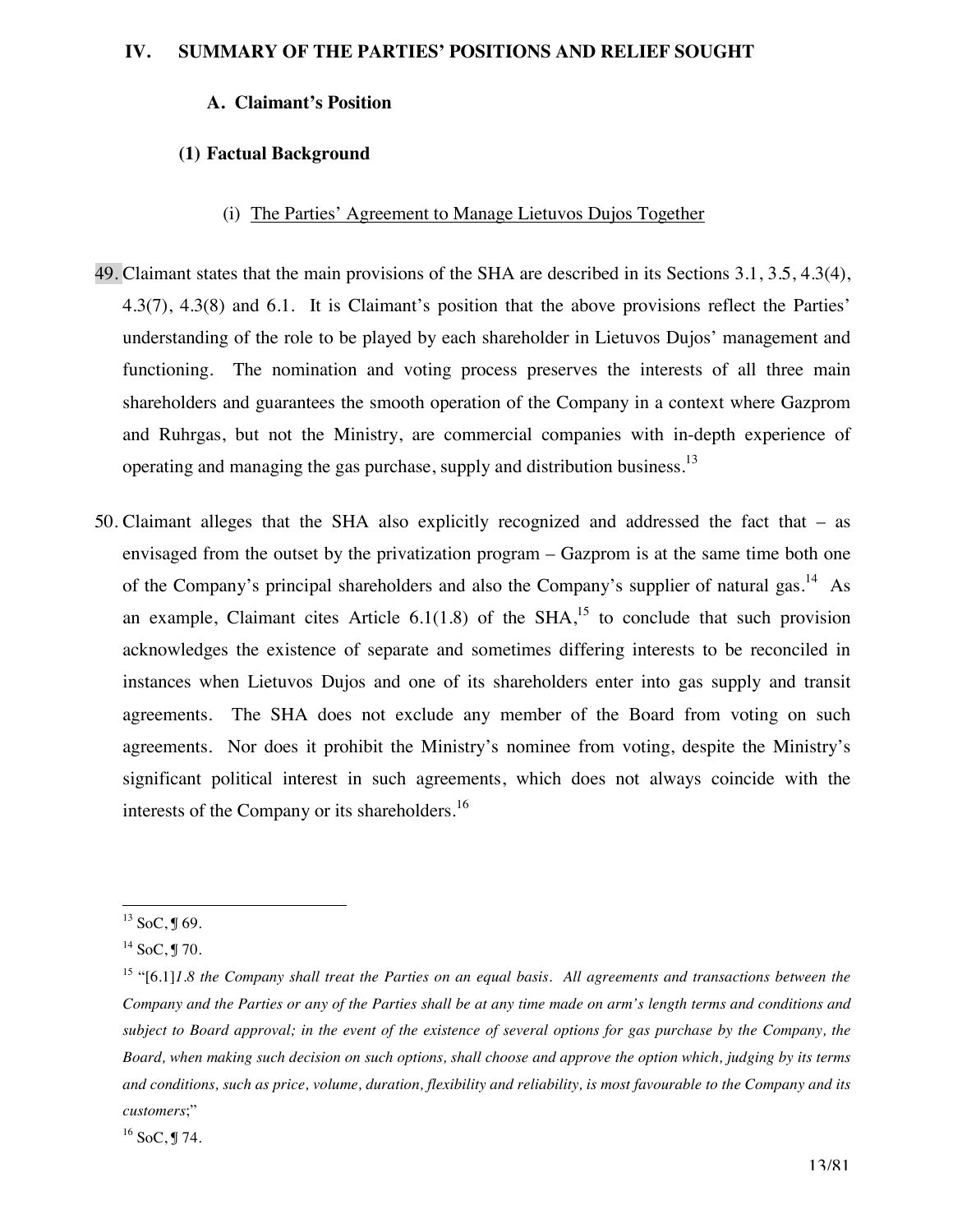## IV. SUMMARY OF THE PARTIES' POSITIONS AND RELIEF SOUGHT

### A. Claimant's Position

#### (1) Factual Background

(i) The Parties' Agreement to Manage Lietuvos Dujos Together

49. Claimant states that the main provisions of the SHA are described in its Sections 3.1, 3.5, 4.3(4), 4.3(7), 4.3(8) and 6.1. It is Claimant's position that the above provisions reflect the Parties' understanding of the role to be played by each shareholder in Lietuvos Dujos' management and functioning. The nomination and voting process preserves the interests of all three main shareholders and guarantees the smooth operation of the Company in a context where Gazprom and Ruhrgas, but not the Ministry, are commercial companies with in-depth experience of operating and managing the gas purchase, supply and distribution business.[13]

50. Claimant alleges that the SHA also explicitly recognized and addressed the fact that – as envisaged from the outset by the privatization program – Gazprom is at the same time both one of the Company's principal shareholders and also the Company's supplier of natural gas.[14] As an example, Claimant cites Article 6.1(1.8) of the SHA,[15] to conclude that such provision acknowledges the existence of separate and sometimes differing interests to be reconciled in instances when Lietuvos Dujos and one of its shareholders enter into gas supply and transit agreements. The SHA does not exclude any member of the Board from voting on such agreements. Nor does it prohibit the Ministry's nominee from voting, despite the Ministry's significant political interest in such agreements, which does not always coincide with the interests of the Company or its shareholders.[16]

---

[13] SoC, ¶ 69.

[14] SoC, ¶ 70.

[15] "[6.1]*1.8 the Company shall treat the Parties on an equal basis. All agreements and transactions between the Company and the Parties or any of the Parties shall be at any time made on arm's length terms and conditions and subject to Board approval; in the event of the existence of several options for gas purchase by the Company, the Board, when making such decision on such options, shall choose and approve the option which, judging by its terms and conditions, such as price, volume, duration, flexibility and reliability, is most favourable to the Company and its customers*;"

[16] SoC, ¶ 74.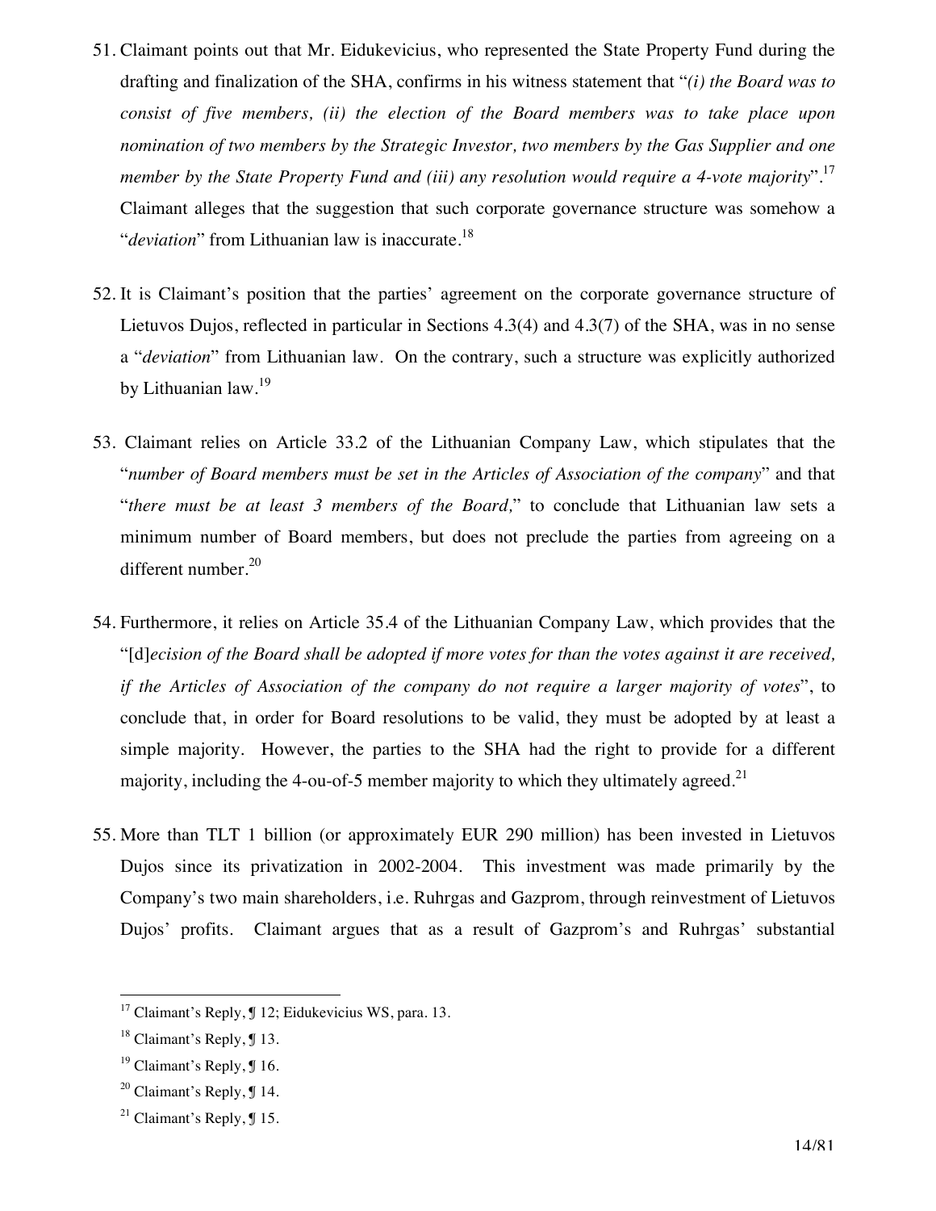51. Claimant points out that Mr. Eidukevicius, who represented the State Property Fund during the drafting and finalization of the SHA, confirms in his witness statement that "*(i) the Board was to consist of five members, (ii) the election of the Board members was to take place upon nomination of two members by the Strategic Investor, two members by the Gas Supplier and one member by the State Property Fund and (iii) any resolution would require a 4-vote majority*".[17] Claimant alleges that the suggestion that such corporate governance structure was somehow a "*deviation*" from Lithuanian law is inaccurate.[18]

52. It is Claimant's position that the parties' agreement on the corporate governance structure of Lietuvos Dujos, reflected in particular in Sections 4.3(4) and 4.3(7) of the SHA, was in no sense a "*deviation*" from Lithuanian law. On the contrary, such a structure was explicitly authorized by Lithuanian law.[19]

53. Claimant relies on Article 33.2 of the Lithuanian Company Law, which stipulates that the "*number of Board members must be set in the Articles of Association of the company*" and that "*there must be at least 3 members of the Board,*" to conclude that Lithuanian law sets a minimum number of Board members, but does not preclude the parties from agreeing on a different number.[20]

54. Furthermore, it relies on Article 35.4 of the Lithuanian Company Law, which provides that the "[d]*ecision of the Board shall be adopted if more votes for than the votes against it are received, if the Articles of Association of the company do not require a larger majority of votes*", to conclude that, in order for Board resolutions to be valid, they must be adopted by at least a simple majority. However, the parties to the SHA had the right to provide for a different majority, including the 4-ou-of-5 member majority to which they ultimately agreed.[21]

55. More than TLT 1 billion (or approximately EUR 290 million) has been invested in Lietuvos Dujos since its privatization in 2002-2004. This investment was made primarily by the Company's two main shareholders, i.e. Ruhrgas and Gazprom, through reinvestment of Lietuvos Dujos' profits. Claimant argues that as a result of Gazprom's and Ruhrgas' substantial

---

[17] Claimant's Reply, ¶ 12; Eidukevicius WS, para. 13.

[18] Claimant's Reply, ¶ 13.

[19] Claimant's Reply, ¶ 16.

[20] Claimant's Reply, ¶ 14.

[21] Claimant's Reply, ¶ 15.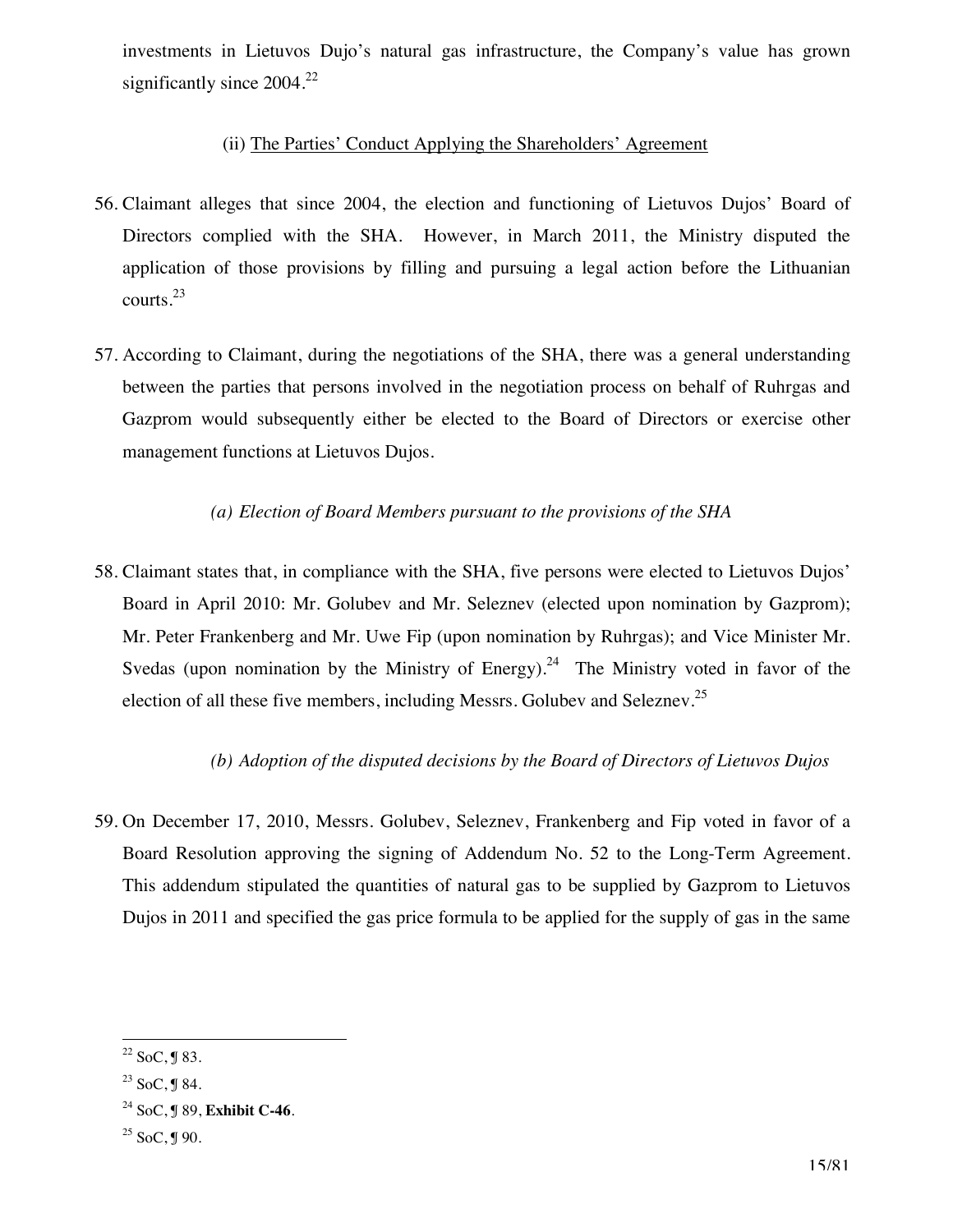investments in Lietuvos Dujo's natural gas infrastructure, the Company's value has grown significantly since 2004.[22]

(ii) The Parties' Conduct Applying the Shareholders' Agreement

56. Claimant alleges that since 2004, the election and functioning of Lietuvos Dujos' Board of Directors complied with the SHA. However, in March 2011, the Ministry disputed the application of those provisions by filling and pursuing a legal action before the Lithuanian courts.[23]

57. According to Claimant, during the negotiations of the SHA, there was a general understanding between the parties that persons involved in the negotiation process on behalf of Ruhrgas and Gazprom would subsequently either be elected to the Board of Directors or exercise other management functions at Lietuvos Dujos.

*(a) Election of Board Members pursuant to the provisions of the SHA*

58. Claimant states that, in compliance with the SHA, five persons were elected to Lietuvos Dujos' Board in April 2010: Mr. Golubev and Mr. Seleznev (elected upon nomination by Gazprom); Mr. Peter Frankenberg and Mr. Uwe Fip (upon nomination by Ruhrgas); and Vice Minister Mr. Svedas (upon nomination by the Ministry of Energy).[24] The Ministry voted in favor of the election of all these five members, including Messrs. Golubev and Seleznev.[25]

*(b) Adoption of the disputed decisions by the Board of Directors of Lietuvos Dujos*

59. On December 17, 2010, Messrs. Golubev, Seleznev, Frankenberg and Fip voted in favor of a Board Resolution approving the signing of Addendum No. 52 to the Long-Term Agreement. This addendum stipulated the quantities of natural gas to be supplied by Gazprom to Lietuvos Dujos in 2011 and specified the gas price formula to be applied for the supply of gas in the same

---

[22] SoC, ¶ 83.

[23] SoC, ¶ 84.

[24] SoC, ¶ 89, **Exhibit C-46**.

[25] SoC, ¶ 90.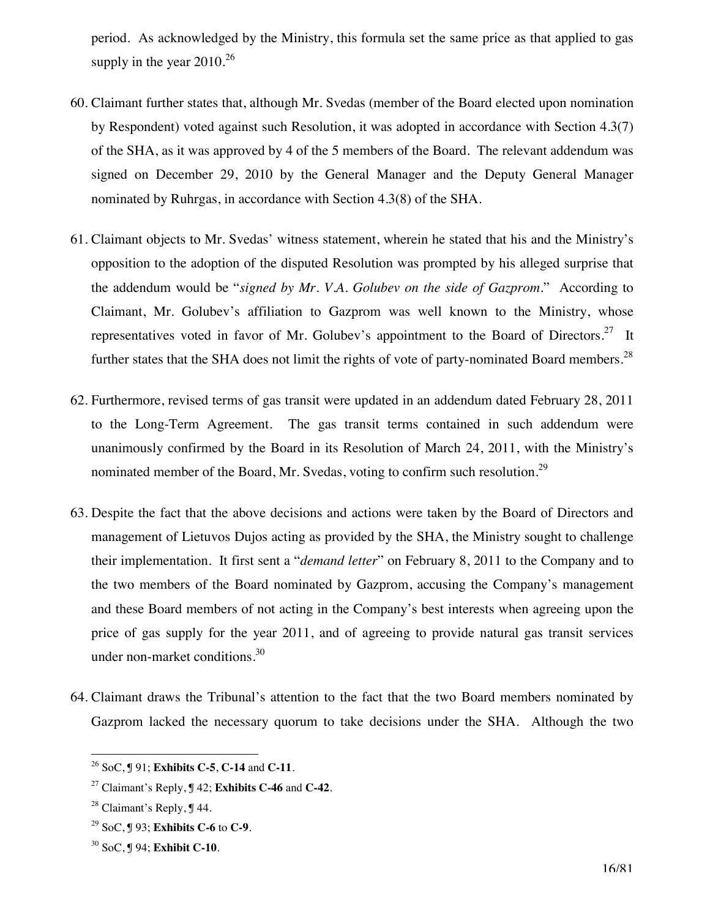period. As acknowledged by the Ministry, this formula set the same price as that applied to gas supply in the year 2010.[26]

60. Claimant further states that, although Mr. Svedas (member of the Board elected upon nomination by Respondent) voted against such Resolution, it was adopted in accordance with Section 4.3(7) of the SHA, as it was approved by 4 of the 5 members of the Board. The relevant addendum was signed on December 29, 2010 by the General Manager and the Deputy General Manager nominated by Ruhrgas, in accordance with Section 4.3(8) of the SHA.

61. Claimant objects to Mr. Svedas' witness statement, wherein he stated that his and the Ministry's opposition to the adoption of the disputed Resolution was prompted by his alleged surprise that the addendum would be "*signed by Mr. V.A. Golubev on the side of Gazprom*." According to Claimant, Mr. Golubev's affiliation to Gazprom was well known to the Ministry, whose representatives voted in favor of Mr. Golubev's appointment to the Board of Directors.[27] It further states that the SHA does not limit the rights of vote of party-nominated Board members.[28]

62. Furthermore, revised terms of gas transit were updated in an addendum dated February 28, 2011 to the Long-Term Agreement. The gas transit terms contained in such addendum were unanimously confirmed by the Board in its Resolution of March 24, 2011, with the Ministry's nominated member of the Board, Mr. Svedas, voting to confirm such resolution.[29]

63. Despite the fact that the above decisions and actions were taken by the Board of Directors and management of Lietuvos Dujos acting as provided by the SHA, the Ministry sought to challenge their implementation. It first sent a "*demand letter*" on February 8, 2011 to the Company and to the two members of the Board nominated by Gazprom, accusing the Company's management and these Board members of not acting in the Company's best interests when agreeing upon the price of gas supply for the year 2011, and of agreeing to provide natural gas transit services under non-market conditions.[30]

64. Claimant draws the Tribunal's attention to the fact that the two Board members nominated by Gazprom lacked the necessary quorum to take decisions under the SHA. Although the two

---

[26] SoC, ¶ 91; **Exhibits C-5**, **C-14** and **C-11**.

[27] Claimant's Reply, ¶ 42; **Exhibits C-46** and **C-42**.

[28] Claimant's Reply, ¶ 44.

[29] SoC, ¶ 93; **Exhibits C-6** to **C-9**.

[30] SoC, ¶ 94; **Exhibit C-10**.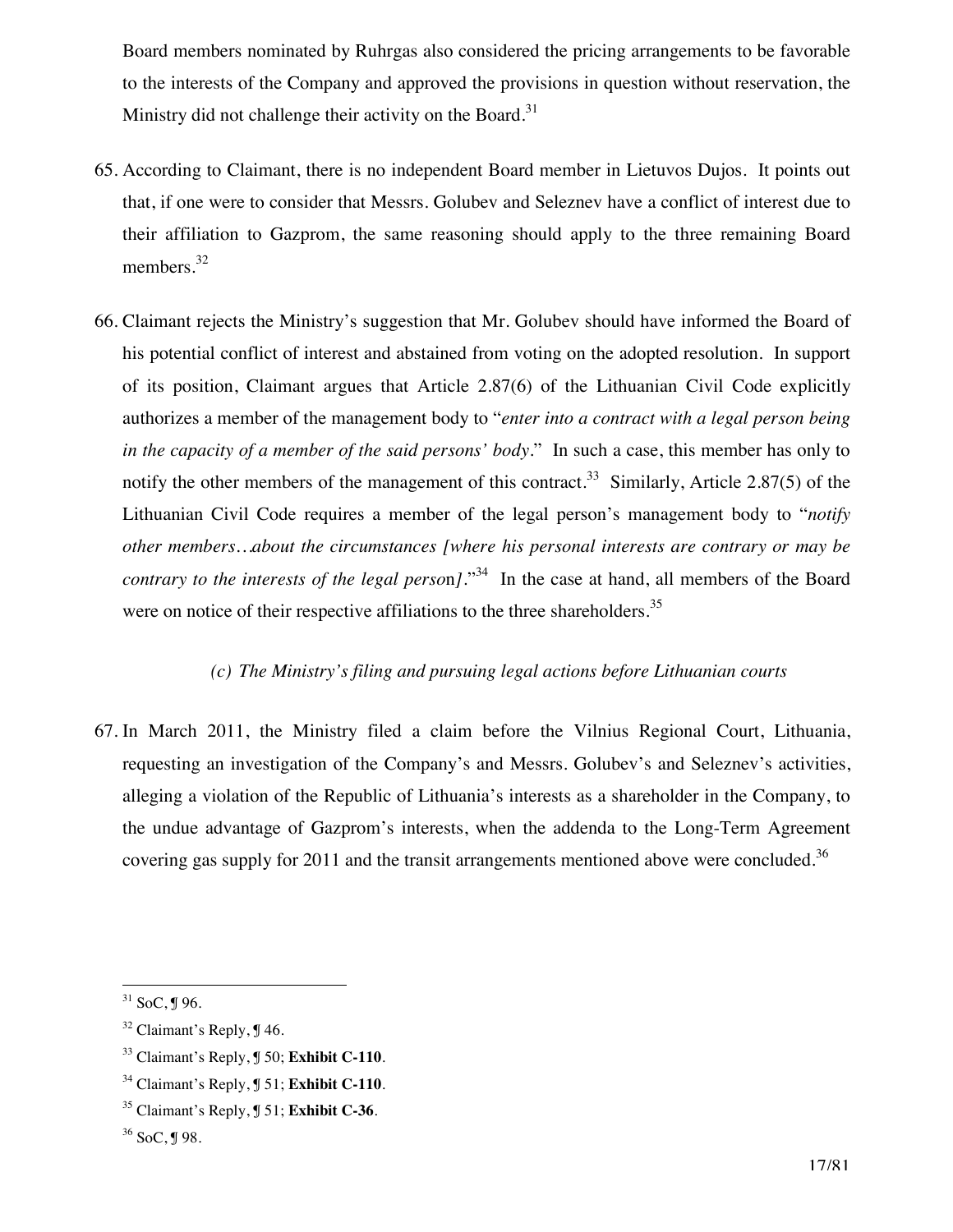Board members nominated by Ruhrgas also considered the pricing arrangements to be favorable to the interests of the Company and approved the provisions in question without reservation, the Ministry did not challenge their activity on the Board.[31]

65. According to Claimant, there is no independent Board member in Lietuvos Dujos. It points out that, if one were to consider that Messrs. Golubev and Seleznev have a conflict of interest due to their affiliation to Gazprom, the same reasoning should apply to the three remaining Board members.[32]

66. Claimant rejects the Ministry's suggestion that Mr. Golubev should have informed the Board of his potential conflict of interest and abstained from voting on the adopted resolution. In support of its position, Claimant argues that Article 2.87(6) of the Lithuanian Civil Code explicitly authorizes a member of the management body to "*enter into a contract with a legal person being in the capacity of a member of the said persons' body*." In such a case, this member has only to notify the other members of the management of this contract.[33] Similarly, Article 2.87(5) of the Lithuanian Civil Code requires a member of the legal person's management body to "*notify other members…about the circumstances [where his personal interests are contrary or may be contrary to the interests of the legal perso*n*]*."[34] In the case at hand, all members of the Board were on notice of their respective affiliations to the three shareholders.[35]

*(c) The Ministry's filing and pursuing legal actions before Lithuanian courts*

67. In March 2011, the Ministry filed a claim before the Vilnius Regional Court, Lithuania, requesting an investigation of the Company's and Messrs. Golubev's and Seleznev's activities, alleging a violation of the Republic of Lithuania's interests as a shareholder in the Company, to the undue advantage of Gazprom's interests, when the addenda to the Long-Term Agreement covering gas supply for 2011 and the transit arrangements mentioned above were concluded.[36]

---

[31] SoC, ¶ 96.

[32] Claimant's Reply, ¶ 46.

[33] Claimant's Reply, ¶ 50; **Exhibit C-110**.

[34] Claimant's Reply, ¶ 51; **Exhibit C-110**.

[35] Claimant's Reply, ¶ 51; **Exhibit C-36**.

[36] SoC, ¶ 98.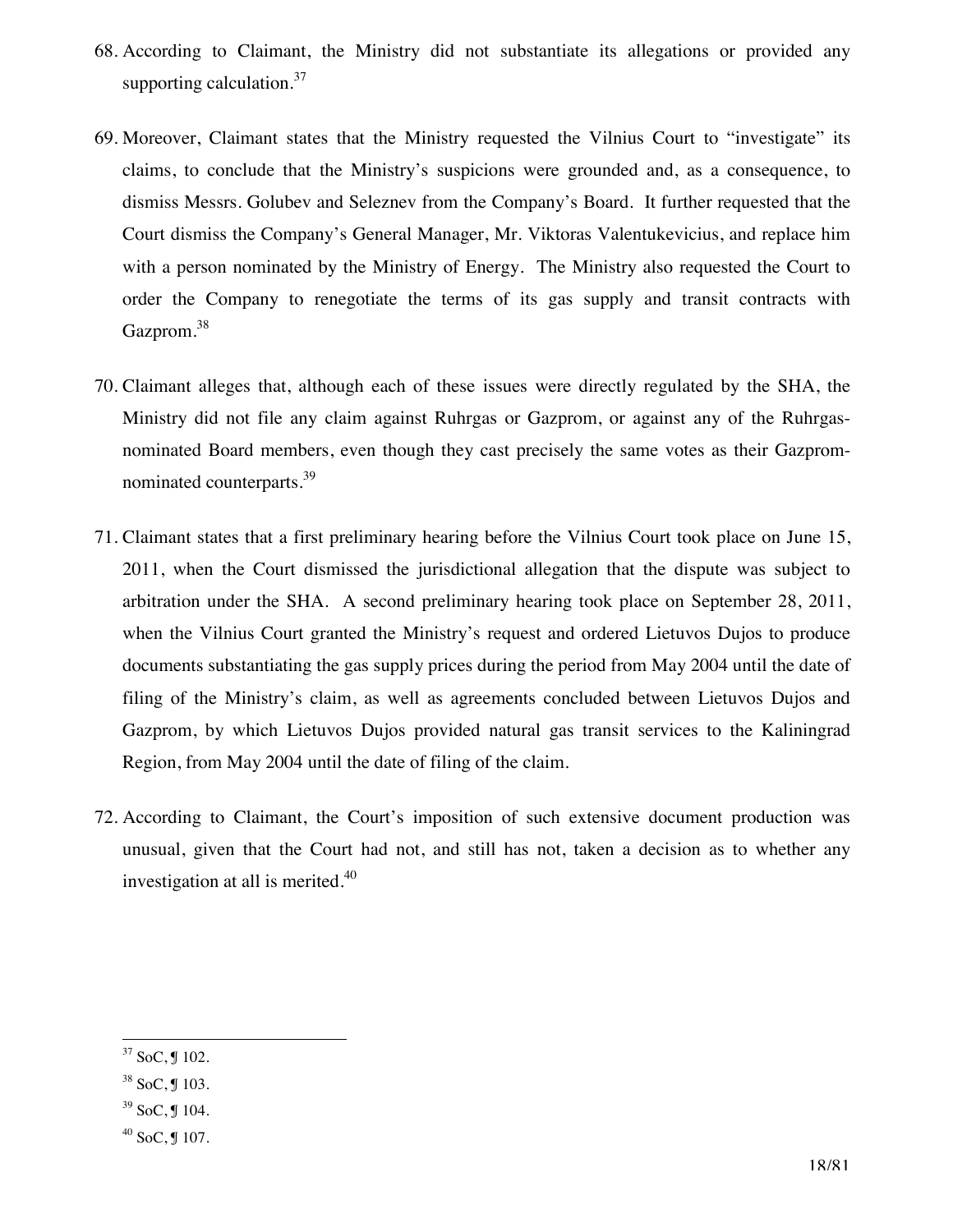68. According to Claimant, the Ministry did not substantiate its allegations or provided any supporting calculation.[37]

69. Moreover, Claimant states that the Ministry requested the Vilnius Court to "investigate" its claims, to conclude that the Ministry's suspicions were grounded and, as a consequence, to dismiss Messrs. Golubev and Seleznev from the Company's Board. It further requested that the Court dismiss the Company's General Manager, Mr. Viktoras Valentukevicius, and replace him with a person nominated by the Ministry of Energy. The Ministry also requested the Court to order the Company to renegotiate the terms of its gas supply and transit contracts with Gazprom.[38]

70. Claimant alleges that, although each of these issues were directly regulated by the SHA, the Ministry did not file any claim against Ruhrgas or Gazprom, or against any of the Ruhrgas-nominated Board members, even though they cast precisely the same votes as their Gazprom-nominated counterparts.[39]

71. Claimant states that a first preliminary hearing before the Vilnius Court took place on June 15, 2011, when the Court dismissed the jurisdictional allegation that the dispute was subject to arbitration under the SHA. A second preliminary hearing took place on September 28, 2011, when the Vilnius Court granted the Ministry's request and ordered Lietuvos Dujos to produce documents substantiating the gas supply prices during the period from May 2004 until the date of filing of the Ministry's claim, as well as agreements concluded between Lietuvos Dujos and Gazprom, by which Lietuvos Dujos provided natural gas transit services to the Kaliningrad Region, from May 2004 until the date of filing of the claim.

72. According to Claimant, the Court's imposition of such extensive document production was unusual, given that the Court had not, and still has not, taken a decision as to whether any investigation at all is merited.[40]

---

[37] SoC, ¶ 102.

[38] SoC, ¶ 103.

[39] SoC, ¶ 104.

[40] SoC, ¶ 107.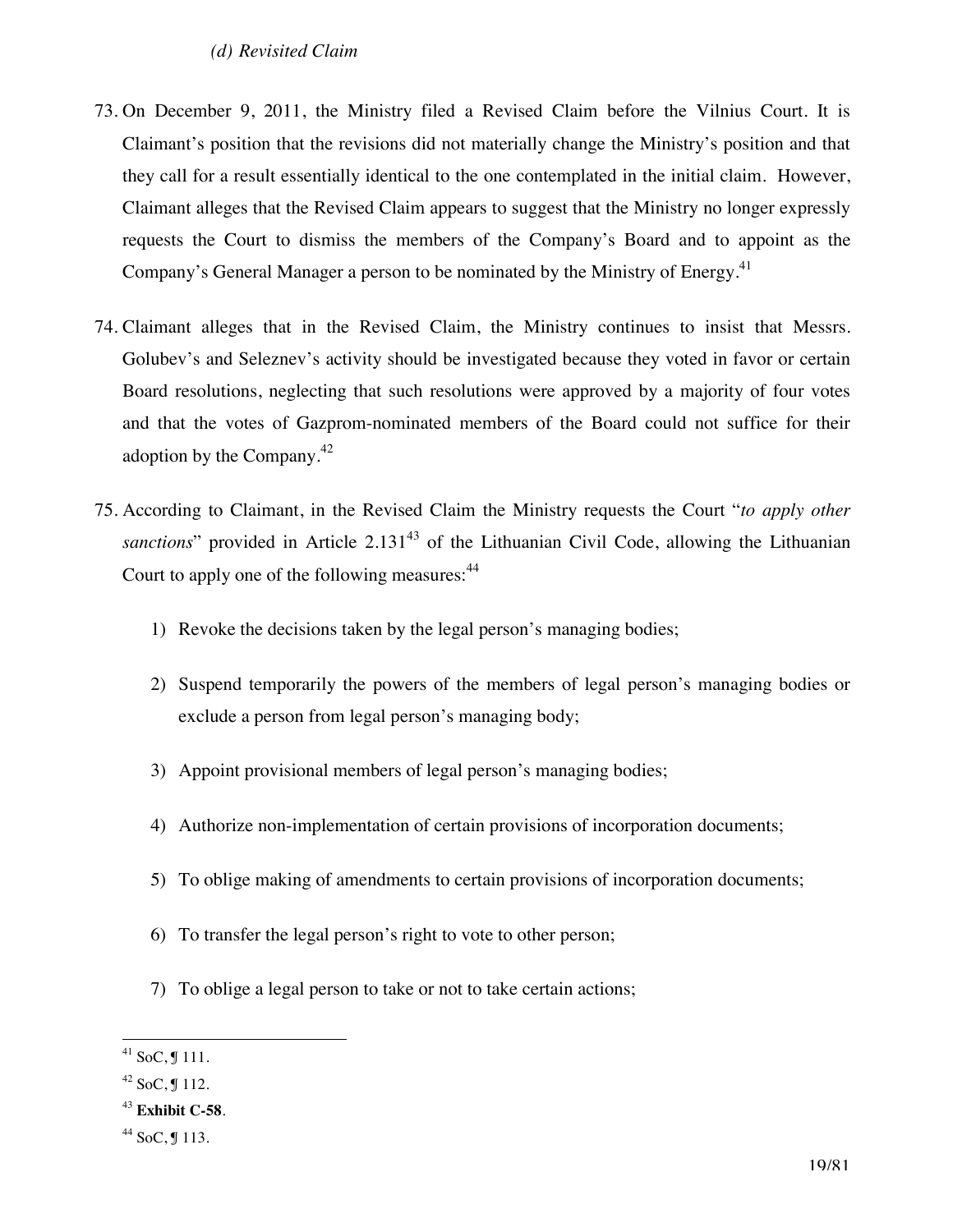*(d) Revisited Claim*

73. On December 9, 2011, the Ministry filed a Revised Claim before the Vilnius Court. It is Claimant's position that the revisions did not materially change the Ministry's position and that they call for a result essentially identical to the one contemplated in the initial claim. However, Claimant alleges that the Revised Claim appears to suggest that the Ministry no longer expressly requests the Court to dismiss the members of the Company's Board and to appoint as the Company's General Manager a person to be nominated by the Ministry of Energy.[41]

74. Claimant alleges that in the Revised Claim, the Ministry continues to insist that Messrs. Golubev's and Seleznev's activity should be investigated because they voted in favor or certain Board resolutions, neglecting that such resolutions were approved by a majority of four votes and that the votes of Gazprom-nominated members of the Board could not suffice for their adoption by the Company.[42]

75. According to Claimant, in the Revised Claim the Ministry requests the Court "*to apply other sanctions*" provided in Article 2.131[43] of the Lithuanian Civil Code, allowing the Lithuanian Court to apply one of the following measures:[44]

    1) Revoke the decisions taken by the legal person's managing bodies;

    2) Suspend temporarily the powers of the members of legal person's managing bodies or exclude a person from legal person's managing body;

    3) Appoint provisional members of legal person's managing bodies;

    4) Authorize non-implementation of certain provisions of incorporation documents;

    5) To oblige making of amendments to certain provisions of incorporation documents;

    6) To transfer the legal person's right to vote to other person;

    7) To oblige a legal person to take or not to take certain actions;

---

[41] SoC, ¶ 111.

[42] SoC, ¶ 112.

[43] **Exhibit C-58**.

[44] SoC, ¶ 113.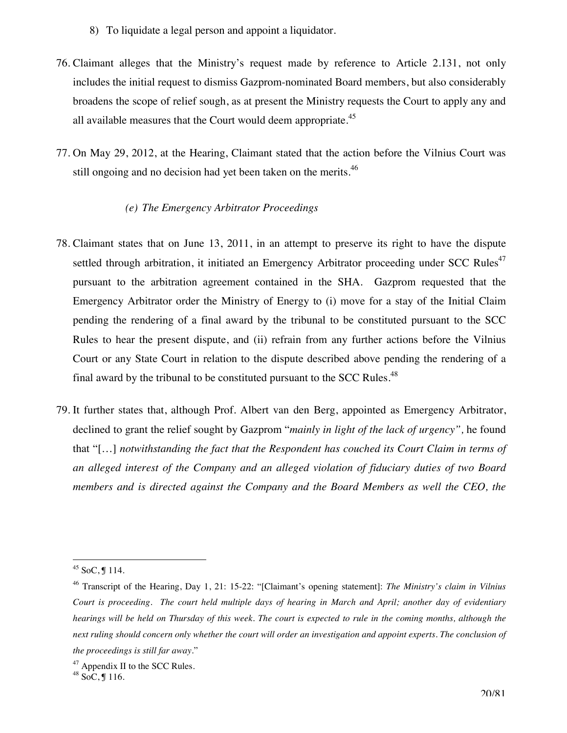8) To liquidate a legal person and appoint a liquidator.

76. Claimant alleges that the Ministry's request made by reference to Article 2.131, not only includes the initial request to dismiss Gazprom-nominated Board members, but also considerably broadens the scope of relief sough, as at present the Ministry requests the Court to apply any and all available measures that the Court would deem appropriate.[45]

77. On May 29, 2012, at the Hearing, Claimant stated that the action before the Vilnius Court was still ongoing and no decision had yet been taken on the merits.[46]

*(e) The Emergency Arbitrator Proceedings*

78. Claimant states that on June 13, 2011, in an attempt to preserve its right to have the dispute settled through arbitration, it initiated an Emergency Arbitrator proceeding under SCC Rules[47] pursuant to the arbitration agreement contained in the SHA. Gazprom requested that the Emergency Arbitrator order the Ministry of Energy to (i) move for a stay of the Initial Claim pending the rendering of a final award by the tribunal to be constituted pursuant to the SCC Rules to hear the present dispute, and (ii) refrain from any further actions before the Vilnius Court or any State Court in relation to the dispute described above pending the rendering of a final award by the tribunal to be constituted pursuant to the SCC Rules.[48]

79. It further states that, although Prof. Albert van den Berg, appointed as Emergency Arbitrator, declined to grant the relief sought by Gazprom "*mainly in light of the lack of urgency",* he found that "[…] *notwithstanding the fact that the Respondent has couched its Court Claim in terms of an alleged interest of the Company and an alleged violation of fiduciary duties of two Board members and is directed against the Company and the Board Members as well the CEO, the*

---

[45] SoC, ¶ 114.

[46] Transcript of the Hearing, Day 1, 21: 15-22: "[Claimant's opening statement]: *The Ministry's claim in Vilnius Court is proceeding. The court held multiple days of hearing in March and April; another day of evidentiary hearings will be held on Thursday of this week. The court is expected to rule in the coming months, although the next ruling should concern only whether the court will order an investigation and appoint experts. The conclusion of the proceedings is still far away*."

[47] Appendix II to the SCC Rules.

[48] SoC, ¶ 116.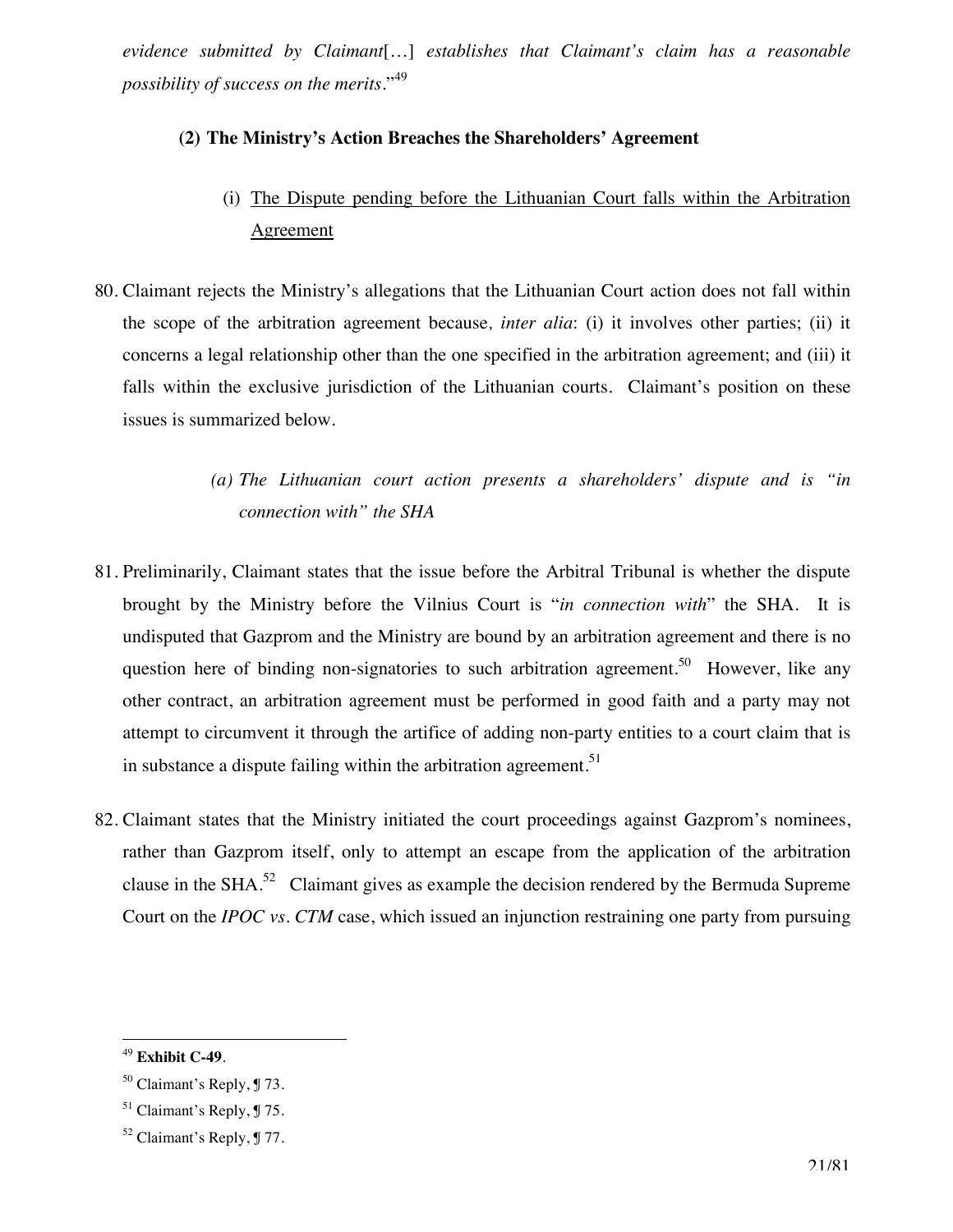*evidence submitted by Claimant*[…] *establishes that Claimant's claim has a reasonable possibility of success on the merits*."[49]

**(2) The Ministry's Action Breaches the Shareholders' Agreement**

(i) The Dispute pending before the Lithuanian Court falls within the Arbitration Agreement

80. Claimant rejects the Ministry's allegations that the Lithuanian Court action does not fall within the scope of the arbitration agreement because*, inter alia*: (i) it involves other parties; (ii) it concerns a legal relationship other than the one specified in the arbitration agreement; and (iii) it falls within the exclusive jurisdiction of the Lithuanian courts. Claimant's position on these issues is summarized below.

*(a) The Lithuanian court action presents a shareholders' dispute and is "in connection with" the SHA*

81. Preliminarily, Claimant states that the issue before the Arbitral Tribunal is whether the dispute brought by the Ministry before the Vilnius Court is "*in connection with*" the SHA. It is undisputed that Gazprom and the Ministry are bound by an arbitration agreement and there is no question here of binding non-signatories to such arbitration agreement.[50] However, like any other contract, an arbitration agreement must be performed in good faith and a party may not attempt to circumvent it through the artifice of adding non-party entities to a court claim that is in substance a dispute failing within the arbitration agreement.[51]

82. Claimant states that the Ministry initiated the court proceedings against Gazprom's nominees, rather than Gazprom itself, only to attempt an escape from the application of the arbitration clause in the SHA.[52] Claimant gives as example the decision rendered by the Bermuda Supreme Court on the *IPOC vs. CTM* case, which issued an injunction restraining one party from pursuing

---

[49] **Exhibit C-49**.

[50] Claimant's Reply, ¶ 73.

[51] Claimant's Reply, ¶ 75.

[52] Claimant's Reply, ¶ 77.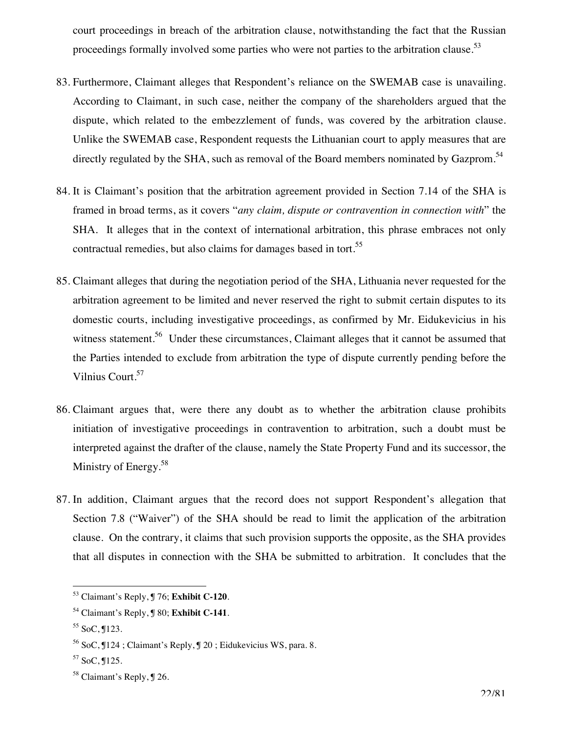court proceedings in breach of the arbitration clause, notwithstanding the fact that the Russian proceedings formally involved some parties who were not parties to the arbitration clause.[53]

83. Furthermore, Claimant alleges that Respondent's reliance on the SWEMAB case is unavailing. According to Claimant, in such case, neither the company of the shareholders argued that the dispute, which related to the embezzlement of funds, was covered by the arbitration clause. Unlike the SWEMAB case, Respondent requests the Lithuanian court to apply measures that are directly regulated by the SHA, such as removal of the Board members nominated by Gazprom.[54]

84. It is Claimant's position that the arbitration agreement provided in Section 7.14 of the SHA is framed in broad terms, as it covers "*any claim, dispute or contravention in connection with*" the SHA. It alleges that in the context of international arbitration, this phrase embraces not only contractual remedies, but also claims for damages based in tort.[55]

85. Claimant alleges that during the negotiation period of the SHA, Lithuania never requested for the arbitration agreement to be limited and never reserved the right to submit certain disputes to its domestic courts, including investigative proceedings, as confirmed by Mr. Eidukevicius in his witness statement.[56] Under these circumstances, Claimant alleges that it cannot be assumed that the Parties intended to exclude from arbitration the type of dispute currently pending before the Vilnius Court.[57]

86. Claimant argues that, were there any doubt as to whether the arbitration clause prohibits initiation of investigative proceedings in contravention to arbitration, such a doubt must be interpreted against the drafter of the clause, namely the State Property Fund and its successor, the Ministry of Energy.[58]

87. In addition, Claimant argues that the record does not support Respondent's allegation that Section 7.8 ("Waiver") of the SHA should be read to limit the application of the arbitration clause. On the contrary, it claims that such provision supports the opposite, as the SHA provides that all disputes in connection with the SHA be submitted to arbitration. It concludes that the

---

[53] Claimant's Reply, ¶ 76; **Exhibit C-120**.

[54] Claimant's Reply, ¶ 80; **Exhibit C-141**.

[55] SoC, ¶123.

[56] SoC, ¶124 ; Claimant's Reply, ¶ 20 ; Eidukevicius WS, para. 8.

[57] SoC, ¶125.

[58] Claimant's Reply, ¶ 26.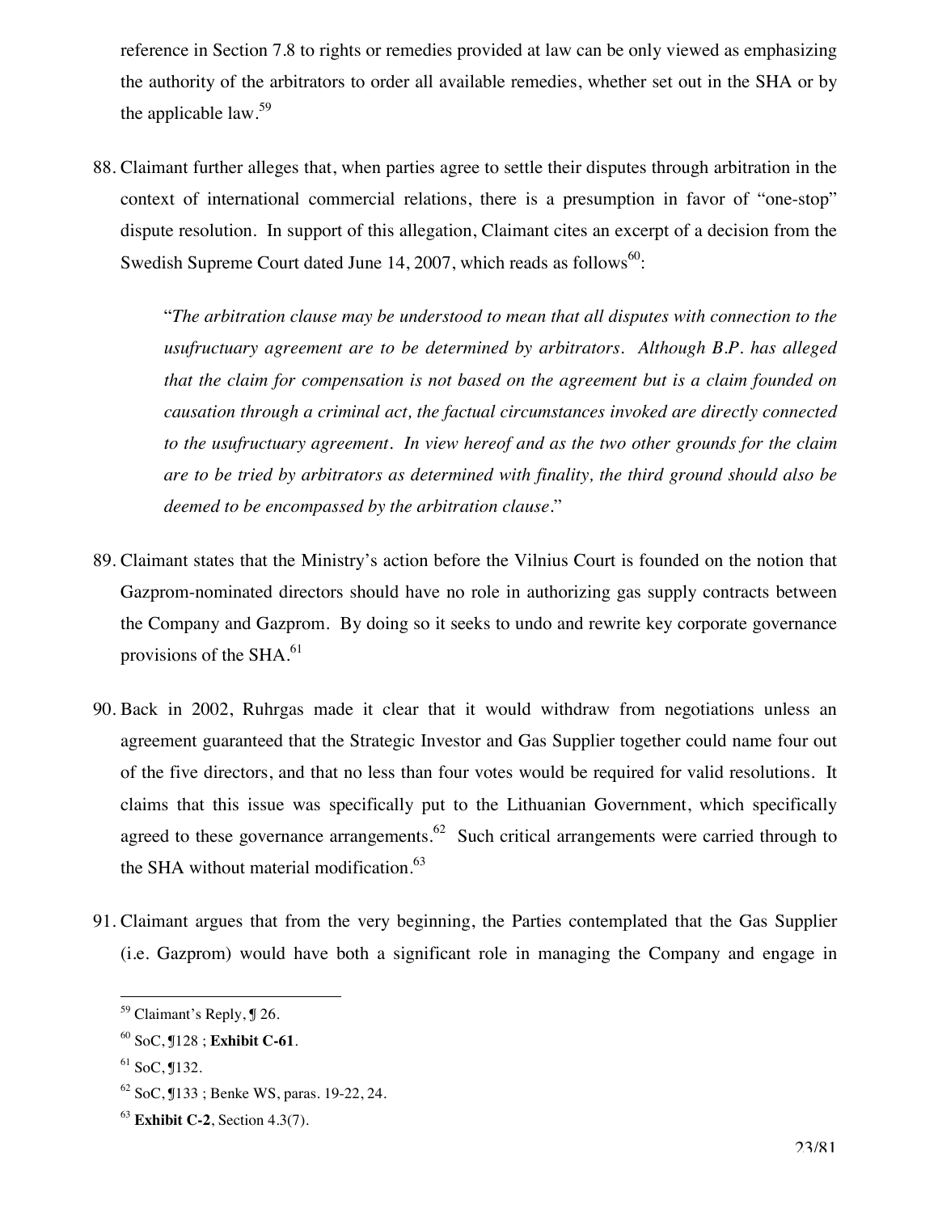reference in Section 7.8 to rights or remedies provided at law can be only viewed as emphasizing the authority of the arbitrators to order all available remedies, whether set out in the SHA or by the applicable law.[59]

88. Claimant further alleges that, when parties agree to settle their disputes through arbitration in the context of international commercial relations, there is a presumption in favor of "one-stop" dispute resolution. In support of this allegation, Claimant cites an excerpt of a decision from the Swedish Supreme Court dated June 14, 2007, which reads as follows[60]:

> "*The arbitration clause may be understood to mean that all disputes with connection to the usufructuary agreement are to be determined by arbitrators. Although B.P. has alleged that the claim for compensation is not based on the agreement but is a claim founded on causation through a criminal act, the factual circumstances invoked are directly connected to the usufructuary agreement. In view hereof and as the two other grounds for the claim are to be tried by arbitrators as determined with finality, the third ground should also be deemed to be encompassed by the arbitration clause.*"

89. Claimant states that the Ministry's action before the Vilnius Court is founded on the notion that Gazprom-nominated directors should have no role in authorizing gas supply contracts between the Company and Gazprom. By doing so it seeks to undo and rewrite key corporate governance provisions of the SHA.[61]

90. Back in 2002, Ruhrgas made it clear that it would withdraw from negotiations unless an agreement guaranteed that the Strategic Investor and Gas Supplier together could name four out of the five directors, and that no less than four votes would be required for valid resolutions. It claims that this issue was specifically put to the Lithuanian Government, which specifically agreed to these governance arrangements.[62] Such critical arrangements were carried through to the SHA without material modification.[63]

91. Claimant argues that from the very beginning, the Parties contemplated that the Gas Supplier (i.e. Gazprom) would have both a significant role in managing the Company and engage in

---

[59] Claimant's Reply, ¶ 26.

[60] SoC, ¶128 ; **Exhibit C-61**.

[61] SoC, ¶132.

[62] SoC, ¶133 ; Benke WS, paras. 19-22, 24.

[63] **Exhibit C-2**, Section 4.3(7).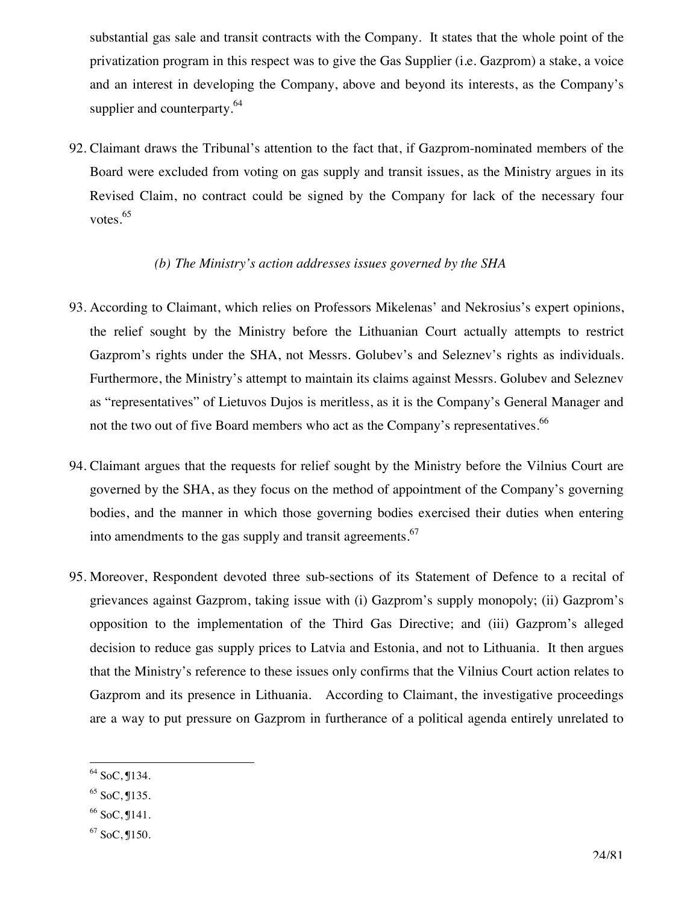substantial gas sale and transit contracts with the Company. It states that the whole point of the privatization program in this respect was to give the Gas Supplier (i.e. Gazprom) a stake, a voice and an interest in developing the Company, above and beyond its interests, as the Company's supplier and counterparty.[64]

92. Claimant draws the Tribunal's attention to the fact that, if Gazprom-nominated members of the Board were excluded from voting on gas supply and transit issues, as the Ministry argues in its Revised Claim, no contract could be signed by the Company for lack of the necessary four votes.[65]

*(b) The Ministry's action addresses issues governed by the SHA*

93. According to Claimant, which relies on Professors Mikelenas' and Nekrosius's expert opinions, the relief sought by the Ministry before the Lithuanian Court actually attempts to restrict Gazprom's rights under the SHA, not Messrs. Golubev's and Seleznev's rights as individuals. Furthermore, the Ministry's attempt to maintain its claims against Messrs. Golubev and Seleznev as "representatives" of Lietuvos Dujos is meritless, as it is the Company's General Manager and not the two out of five Board members who act as the Company's representatives.[66]

94. Claimant argues that the requests for relief sought by the Ministry before the Vilnius Court are governed by the SHA, as they focus on the method of appointment of the Company's governing bodies, and the manner in which those governing bodies exercised their duties when entering into amendments to the gas supply and transit agreements.[67]

95. Moreover, Respondent devoted three sub-sections of its Statement of Defence to a recital of grievances against Gazprom, taking issue with (i) Gazprom's supply monopoly; (ii) Gazprom's opposition to the implementation of the Third Gas Directive; and (iii) Gazprom's alleged decision to reduce gas supply prices to Latvia and Estonia, and not to Lithuania. It then argues that the Ministry's reference to these issues only confirms that the Vilnius Court action relates to Gazprom and its presence in Lithuania. According to Claimant, the investigative proceedings are a way to put pressure on Gazprom in furtherance of a political agenda entirely unrelated to

---

[64] SoC, ¶134.

[65] SoC, ¶135.

[66] SoC, ¶141.

[67] SoC, ¶150.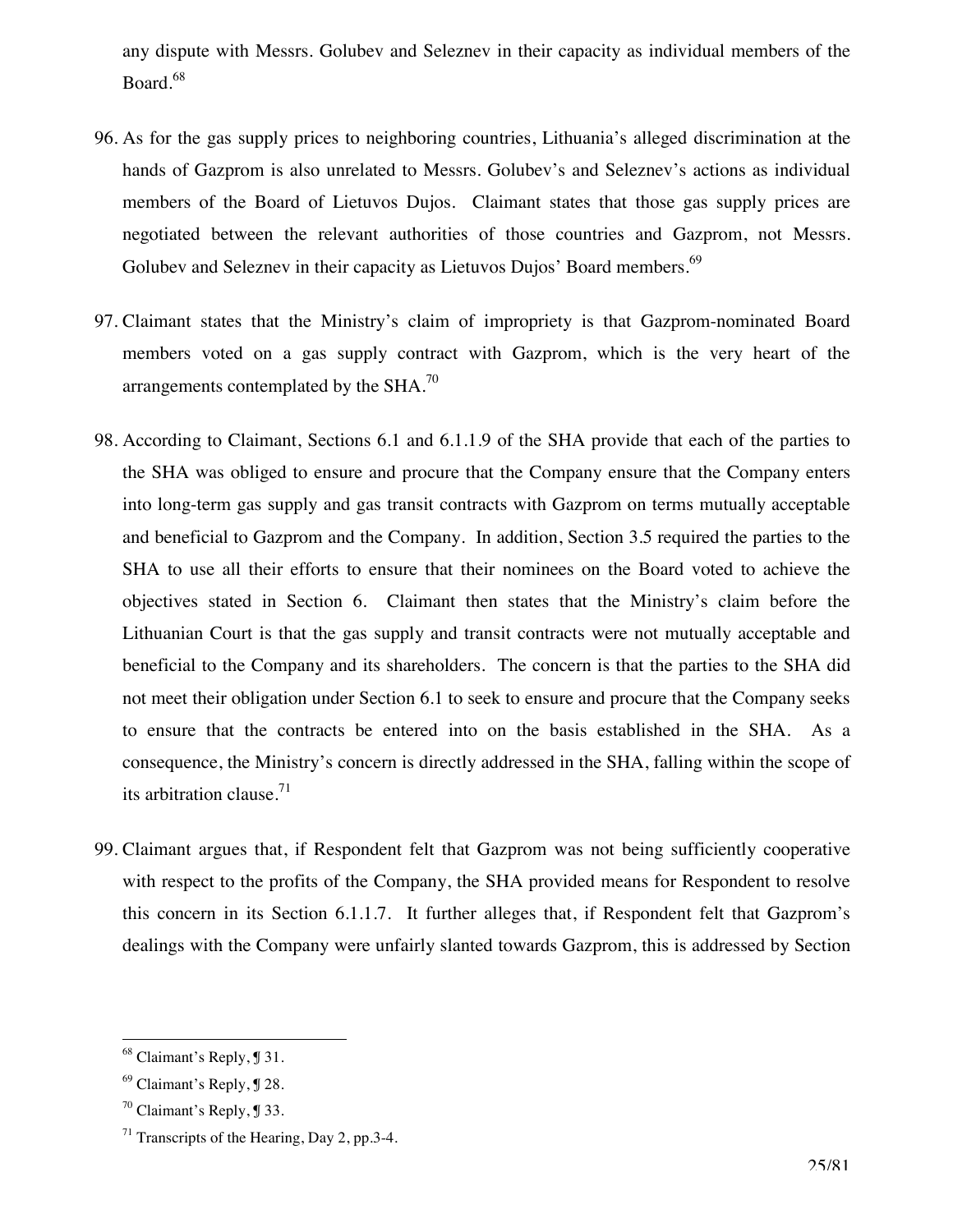any dispute with Messrs. Golubev and Seleznev in their capacity as individual members of the Board.[68]

96. As for the gas supply prices to neighboring countries, Lithuania's alleged discrimination at the hands of Gazprom is also unrelated to Messrs. Golubev's and Seleznev's actions as individual members of the Board of Lietuvos Dujos. Claimant states that those gas supply prices are negotiated between the relevant authorities of those countries and Gazprom, not Messrs. Golubev and Seleznev in their capacity as Lietuvos Dujos' Board members.[69]

97. Claimant states that the Ministry's claim of impropriety is that Gazprom-nominated Board members voted on a gas supply contract with Gazprom, which is the very heart of the arrangements contemplated by the SHA.[70]

98. According to Claimant, Sections 6.1 and 6.1.1.9 of the SHA provide that each of the parties to the SHA was obliged to ensure and procure that the Company ensure that the Company enters into long-term gas supply and gas transit contracts with Gazprom on terms mutually acceptable and beneficial to Gazprom and the Company. In addition, Section 3.5 required the parties to the SHA to use all their efforts to ensure that their nominees on the Board voted to achieve the objectives stated in Section 6. Claimant then states that the Ministry's claim before the Lithuanian Court is that the gas supply and transit contracts were not mutually acceptable and beneficial to the Company and its shareholders. The concern is that the parties to the SHA did not meet their obligation under Section 6.1 to seek to ensure and procure that the Company seeks to ensure that the contracts be entered into on the basis established in the SHA. As a consequence, the Ministry's concern is directly addressed in the SHA, falling within the scope of its arbitration clause.[71]

99. Claimant argues that, if Respondent felt that Gazprom was not being sufficiently cooperative with respect to the profits of the Company, the SHA provided means for Respondent to resolve this concern in its Section 6.1.1.7. It further alleges that, if Respondent felt that Gazprom's dealings with the Company were unfairly slanted towards Gazprom, this is addressed by Section

---

[68] Claimant's Reply, ¶ 31.

[69] Claimant's Reply, ¶ 28.

[70] Claimant's Reply, ¶ 33.

[71] Transcripts of the Hearing, Day 2, pp.3-4.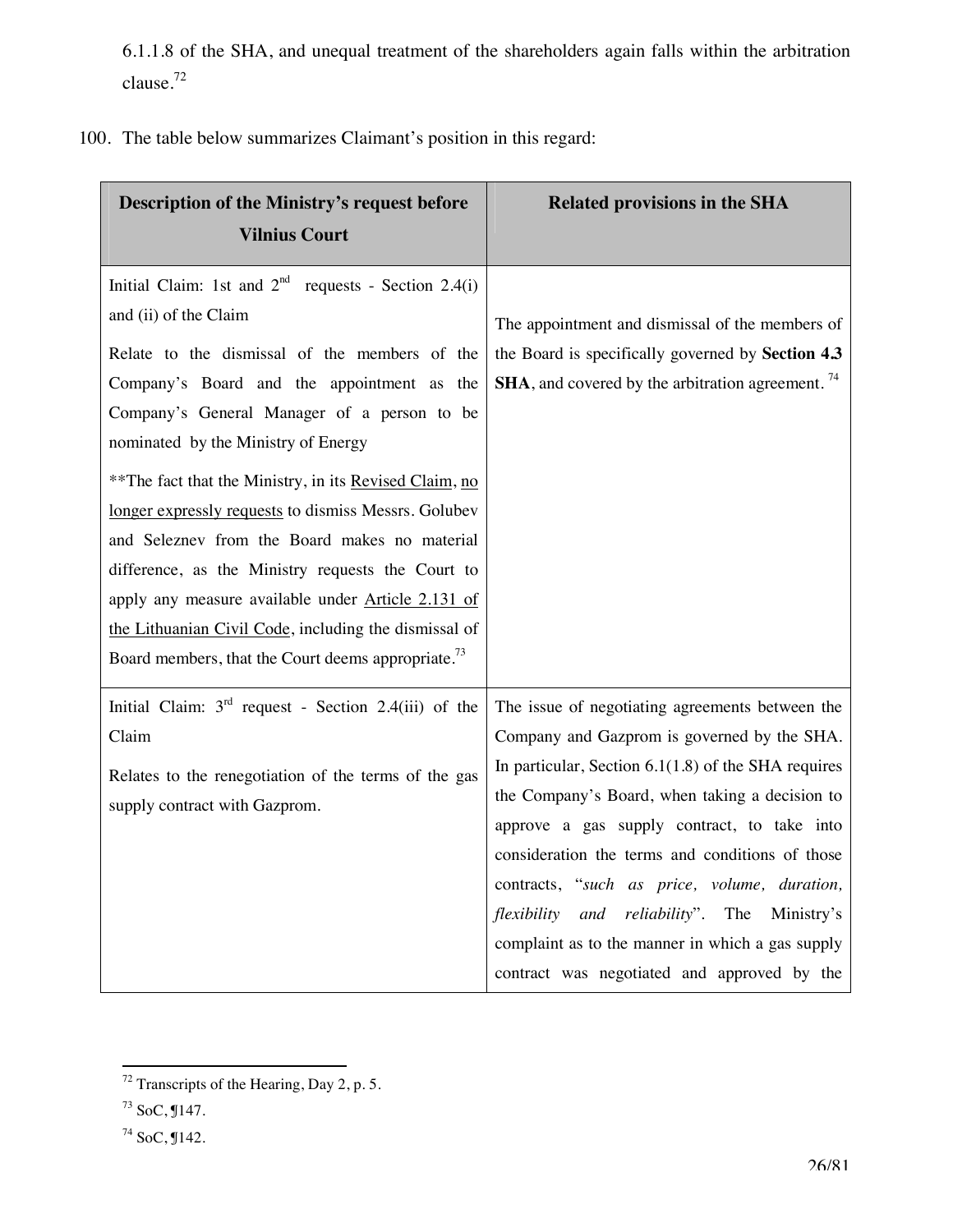6.1.1.8 of the SHA, and unequal treatment of the shareholders again falls within the arbitration clause.[72]

100. The table below summarizes Claimant's position in this regard:

| Description of the Ministry's request before Vilnius Court | Related provisions in the SHA |
|---|---|
| Initial Claim: 1st and 2nd requests - Section 2.4(i) and (ii) of the Claim<br><br>Relate to the dismissal of the members of the Company's Board and the appointment as the Company's General Manager of a person to be nominated by the Ministry of Energy<br><br>**The fact that the Ministry, in its Revised Claim, no longer expressly requests to dismiss Messrs. Golubev and Seleznev from the Board makes no material difference, as the Ministry requests the Court to apply any measure available under Article 2.131 of the Lithuanian Civil Code, including the dismissal of Board members, that the Court deems appropriate.[73] | The appointment and dismissal of the members of the Board is specifically governed by **Section 4.3 SHA**, and covered by the arbitration agreement.[74] |
| Initial Claim: 3rd request - Section 2.4(iii) of the Claim<br><br>Relates to the renegotiation of the terms of the gas supply contract with Gazprom. | The issue of negotiating agreements between the Company and Gazprom is governed by the SHA. In particular, Section 6.1(1.8) of the SHA requires the Company's Board, when taking a decision to approve a gas supply contract, to take into consideration the terms and conditions of those contracts, "*such as price, volume, duration, flexibility and reliability*". The Ministry's complaint as to the manner in which a gas supply contract was negotiated and approved by the |

[72] Transcripts of the Hearing, Day 2, p. 5.

[73] SoC, ¶147.

[74] SoC, ¶142.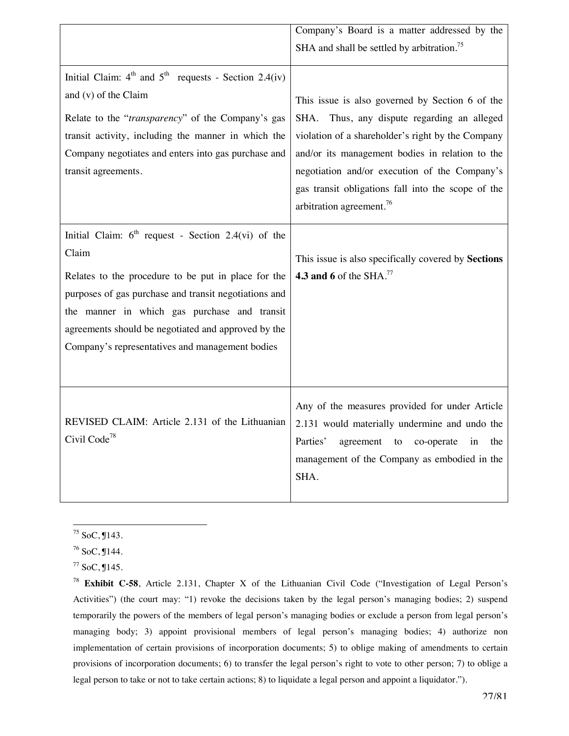| | |
|---|---|
| | Company's Board is a matter addressed by the SHA and shall be settled by arbitration.[75] |
| Initial Claim: 4th and 5th requests - Section 2.4(iv) and (v) of the Claim<br><br>Relate to the "*transparency*" of the Company's gas transit activity, including the manner in which the Company negotiates and enters into gas purchase and transit agreements. | This issue is also governed by Section 6 of the SHA. Thus, any dispute regarding an alleged violation of a shareholder's right by the Company and/or its management bodies in relation to the negotiation and/or execution of the Company's gas transit obligations fall into the scope of the arbitration agreement.[76] |
| Initial Claim: 6th request - Section 2.4(vi) of the Claim<br><br>Relates to the procedure to be put in place for the purposes of gas purchase and transit negotiations and the manner in which gas purchase and transit agreements should be negotiated and approved by the Company's representatives and management bodies | This issue is also specifically covered by **Sections 4.3 and 6** of the SHA.[77] |
| REVISED CLAIM: Article 2.131 of the Lithuanian Civil Code[78] | Any of the measures provided for under Article 2.131 would materially undermine and undo the Parties' agreement to co-operate in the management of the Company as embodied in the SHA. |

[75] SoC, ¶143.

[76] SoC, ¶144.

[77] SoC, ¶145.

[78] **Exhibit C-58**, Article 2.131, Chapter X of the Lithuanian Civil Code ("Investigation of Legal Person's Activities") (the court may: "1) revoke the decisions taken by the legal person's managing bodies; 2) suspend temporarily the powers of the members of legal person's managing bodies or exclude a person from legal person's managing body; 3) appoint provisional members of legal person's managing bodies; 4) authorize non implementation of certain provisions of incorporation documents; 5) to oblige making of amendments to certain provisions of incorporation documents; 6) to transfer the legal person's right to vote to other person; 7) to oblige a legal person to take or not to take certain actions; 8) to liquidate a legal person and appoint a liquidator.").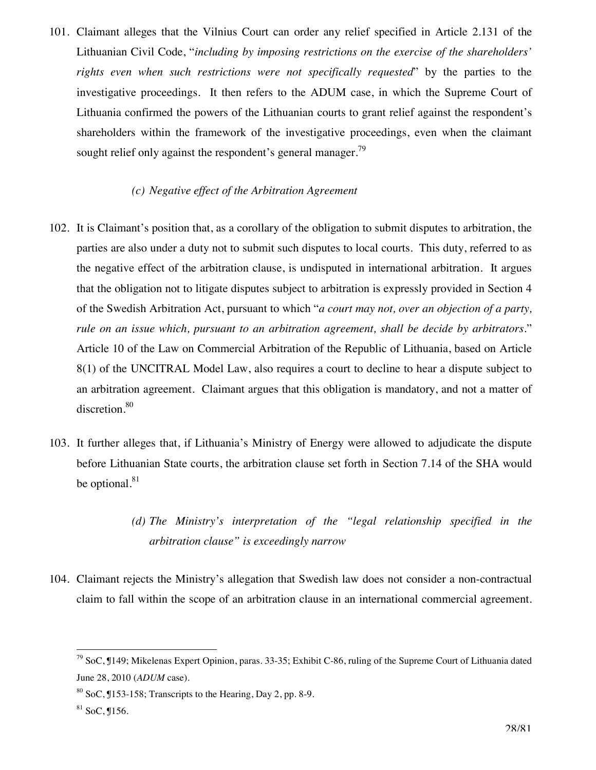101. Claimant alleges that the Vilnius Court can order any relief specified in Article 2.131 of the Lithuanian Civil Code, "*including by imposing restrictions on the exercise of the shareholders' rights even when such restrictions were not specifically requested*" by the parties to the investigative proceedings. It then refers to the ADUM case, in which the Supreme Court of Lithuania confirmed the powers of the Lithuanian courts to grant relief against the respondent's shareholders within the framework of the investigative proceedings, even when the claimant sought relief only against the respondent's general manager.[79]

*(c) Negative effect of the Arbitration Agreement*

102. It is Claimant's position that, as a corollary of the obligation to submit disputes to arbitration, the parties are also under a duty not to submit such disputes to local courts. This duty, referred to as the negative effect of the arbitration clause, is undisputed in international arbitration. It argues that the obligation not to litigate disputes subject to arbitration is expressly provided in Section 4 of the Swedish Arbitration Act, pursuant to which "*a court may not, over an objection of a party, rule on an issue which, pursuant to an arbitration agreement, shall be decide by arbitrators.*" Article 10 of the Law on Commercial Arbitration of the Republic of Lithuania, based on Article 8(1) of the UNCITRAL Model Law, also requires a court to decline to hear a dispute subject to an arbitration agreement. Claimant argues that this obligation is mandatory, and not a matter of discretion.[80]

103. It further alleges that, if Lithuania's Ministry of Energy were allowed to adjudicate the dispute before Lithuanian State courts, the arbitration clause set forth in Section 7.14 of the SHA would be optional.[81]

*(d) The Ministry's interpretation of the "legal relationship specified in the arbitration clause" is exceedingly narrow*

104. Claimant rejects the Ministry's allegation that Swedish law does not consider a non-contractual claim to fall within the scope of an arbitration clause in an international commercial agreement.

---

[79] SoC, ¶149; Mikelenas Expert Opinion, paras. 33-35; Exhibit C-86, ruling of the Supreme Court of Lithuania dated June 28, 2010 (*ADUM* case).

[80] SoC, ¶153-158; Transcripts to the Hearing, Day 2, pp. 8-9.

[81] SoC, ¶156.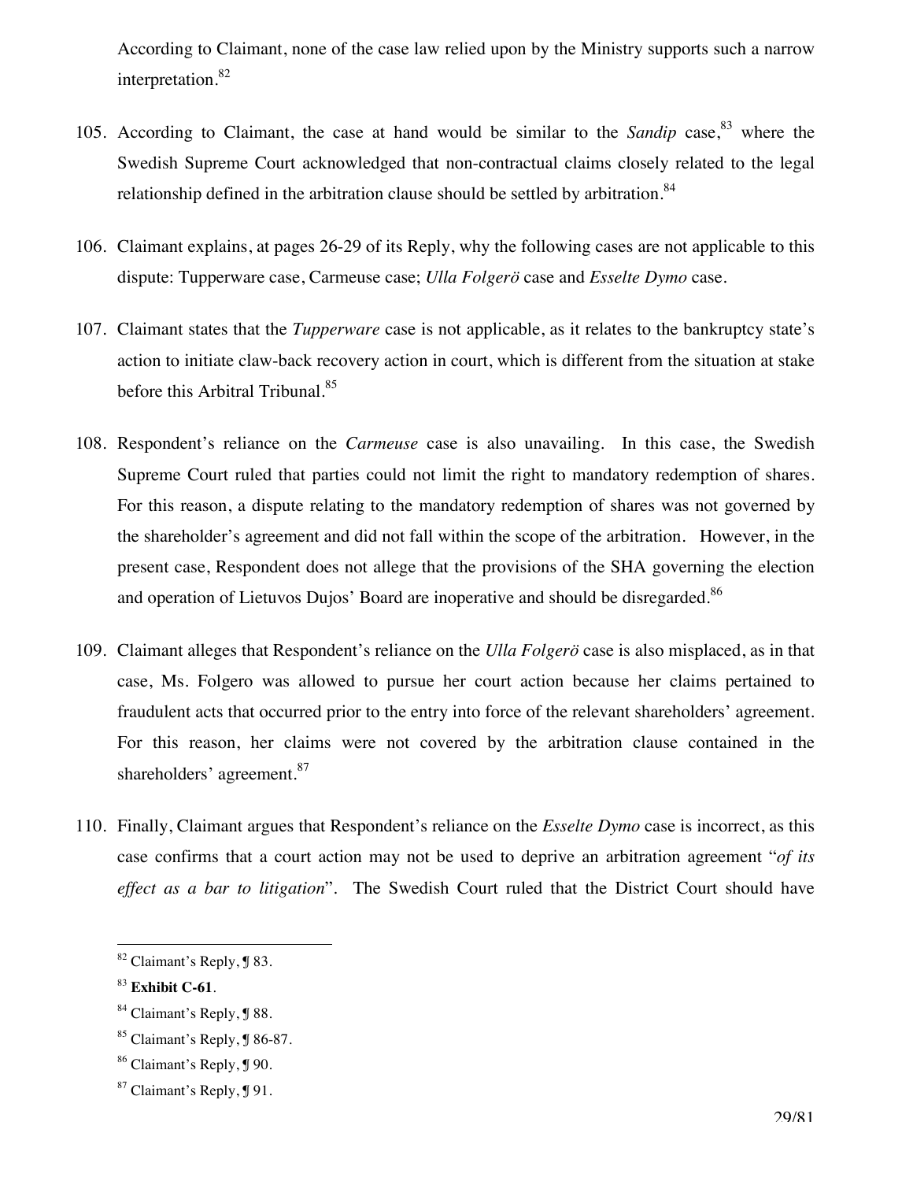According to Claimant, none of the case law relied upon by the Ministry supports such a narrow interpretation.[82]

105. According to Claimant, the case at hand would be similar to the *Sandip* case,[83] where the Swedish Supreme Court acknowledged that non-contractual claims closely related to the legal relationship defined in the arbitration clause should be settled by arbitration.[84]

106. Claimant explains, at pages 26-29 of its Reply, why the following cases are not applicable to this dispute: Tupperware case, Carmeuse case; *Ulla Folgerö* case and *Esselte Dymo* case.

107. Claimant states that the *Tupperware* case is not applicable, as it relates to the bankruptcy state's action to initiate claw-back recovery action in court, which is different from the situation at stake before this Arbitral Tribunal.[85]

108. Respondent's reliance on the *Carmeuse* case is also unavailing. In this case, the Swedish Supreme Court ruled that parties could not limit the right to mandatory redemption of shares. For this reason, a dispute relating to the mandatory redemption of shares was not governed by the shareholder's agreement and did not fall within the scope of the arbitration. However, in the present case, Respondent does not allege that the provisions of the SHA governing the election and operation of Lietuvos Dujos' Board are inoperative and should be disregarded.[86]

109. Claimant alleges that Respondent's reliance on the *Ulla Folgerö* case is also misplaced, as in that case, Ms. Folgero was allowed to pursue her court action because her claims pertained to fraudulent acts that occurred prior to the entry into force of the relevant shareholders' agreement. For this reason, her claims were not covered by the arbitration clause contained in the shareholders' agreement.[87]

110. Finally, Claimant argues that Respondent's reliance on the *Esselte Dymo* case is incorrect, as this case confirms that a court action may not be used to deprive an arbitration agreement "*of its effect as a bar to litigation*". The Swedish Court ruled that the District Court should have

[82] Claimant's Reply, ¶ 83.

[83] **Exhibit C-61**.

[84] Claimant's Reply, ¶ 88.

[85] Claimant's Reply, ¶ 86-87.

[86] Claimant's Reply, ¶ 90.

[87] Claimant's Reply, ¶ 91.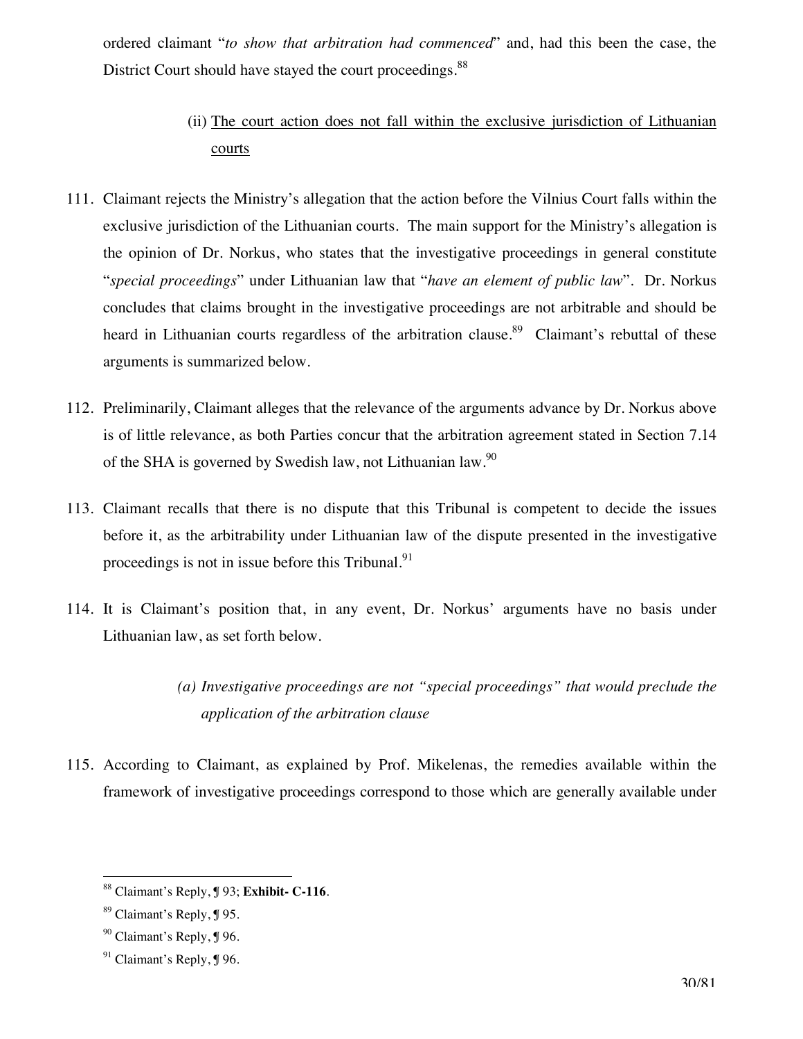ordered claimant "*to show that arbitration had commenced*" and, had this been the case, the District Court should have stayed the court proceedings.[88]

(ii) <u>The court action does not fall within the exclusive jurisdiction of Lithuanian courts</u>

111. Claimant rejects the Ministry's allegation that the action before the Vilnius Court falls within the exclusive jurisdiction of the Lithuanian courts. The main support for the Ministry's allegation is the opinion of Dr. Norkus, who states that the investigative proceedings in general constitute "*special proceedings*" under Lithuanian law that "*have an element of public law*". Dr. Norkus concludes that claims brought in the investigative proceedings are not arbitrable and should be heard in Lithuanian courts regardless of the arbitration clause.[89] Claimant's rebuttal of these arguments is summarized below.

112. Preliminarily, Claimant alleges that the relevance of the arguments advance by Dr. Norkus above is of little relevance, as both Parties concur that the arbitration agreement stated in Section 7.14 of the SHA is governed by Swedish law, not Lithuanian law.[90]

113. Claimant recalls that there is no dispute that this Tribunal is competent to decide the issues before it, as the arbitrability under Lithuanian law of the dispute presented in the investigative proceedings is not in issue before this Tribunal.[91]

114. It is Claimant's position that, in any event, Dr. Norkus' arguments have no basis under Lithuanian law, as set forth below.

*(a) Investigative proceedings are not "special proceedings" that would preclude the application of the arbitration clause*

115. According to Claimant, as explained by Prof. Mikelenas, the remedies available within the framework of investigative proceedings correspond to those which are generally available under

---

[88] Claimant's Reply, ¶ 93; **Exhibit- C-116**.

[89] Claimant's Reply, ¶ 95.

[90] Claimant's Reply, ¶ 96.

[91] Claimant's Reply, ¶ 96.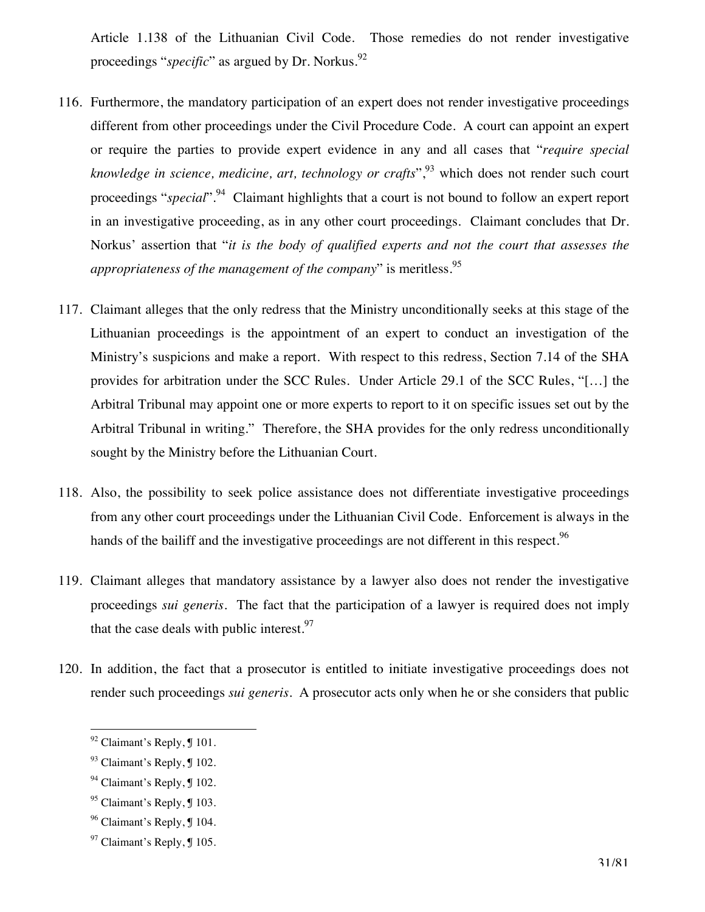Article 1.138 of the Lithuanian Civil Code. Those remedies do not render investigative proceedings "*specific*" as argued by Dr. Norkus.[92]

116. Furthermore, the mandatory participation of an expert does not render investigative proceedings different from other proceedings under the Civil Procedure Code. A court can appoint an expert or require the parties to provide expert evidence in any and all cases that "*require special knowledge in science, medicine, art, technology or crafts*",[93] which does not render such court proceedings "*special*".[94] Claimant highlights that a court is not bound to follow an expert report in an investigative proceeding, as in any other court proceedings. Claimant concludes that Dr. Norkus' assertion that "*it is the body of qualified experts and not the court that assesses the appropriateness of the management of the company*" is meritless.[95]

117. Claimant alleges that the only redress that the Ministry unconditionally seeks at this stage of the Lithuanian proceedings is the appointment of an expert to conduct an investigation of the Ministry's suspicions and make a report. With respect to this redress, Section 7.14 of the SHA provides for arbitration under the SCC Rules. Under Article 29.1 of the SCC Rules, "[…] the Arbitral Tribunal may appoint one or more experts to report to it on specific issues set out by the Arbitral Tribunal in writing." Therefore, the SHA provides for the only redress unconditionally sought by the Ministry before the Lithuanian Court.

118. Also, the possibility to seek police assistance does not differentiate investigative proceedings from any other court proceedings under the Lithuanian Civil Code. Enforcement is always in the hands of the bailiff and the investigative proceedings are not different in this respect.[96]

119. Claimant alleges that mandatory assistance by a lawyer also does not render the investigative proceedings *sui generis*. The fact that the participation of a lawyer is required does not imply that the case deals with public interest.[97]

120. In addition, the fact that a prosecutor is entitled to initiate investigative proceedings does not render such proceedings *sui generis*. A prosecutor acts only when he or she considers that public

---

[92] Claimant's Reply, ¶ 101.

[93] Claimant's Reply, ¶ 102.

[94] Claimant's Reply, ¶ 102.

[95] Claimant's Reply, ¶ 103.

[96] Claimant's Reply, ¶ 104.

[97] Claimant's Reply, ¶ 105.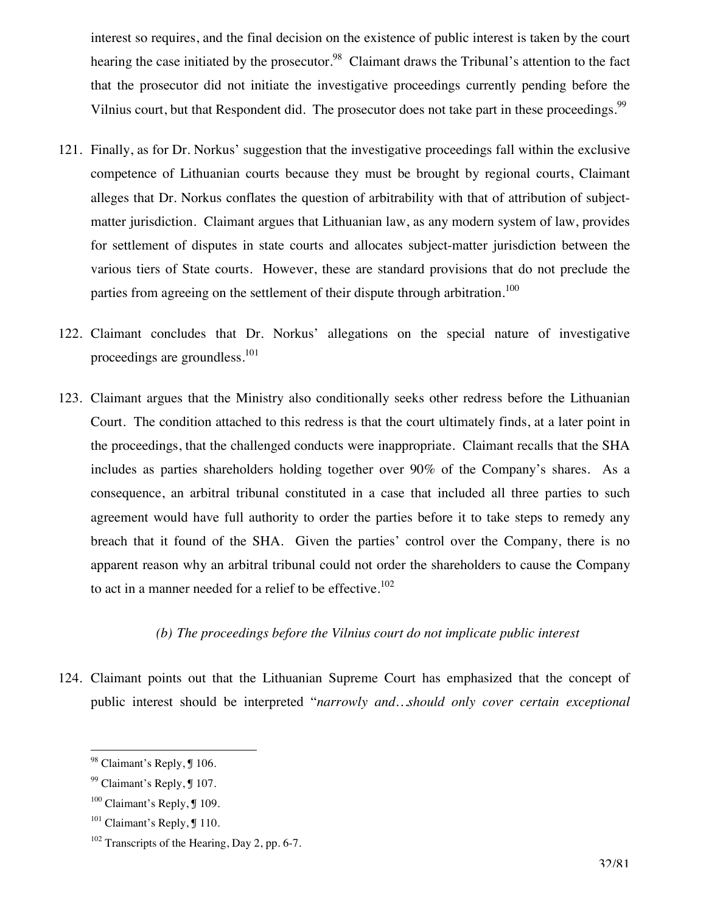interest so requires, and the final decision on the existence of public interest is taken by the court hearing the case initiated by the prosecutor.[98] Claimant draws the Tribunal's attention to the fact that the prosecutor did not initiate the investigative proceedings currently pending before the Vilnius court, but that Respondent did. The prosecutor does not take part in these proceedings.[99]

121. Finally, as for Dr. Norkus' suggestion that the investigative proceedings fall within the exclusive competence of Lithuanian courts because they must be brought by regional courts, Claimant alleges that Dr. Norkus conflates the question of arbitrability with that of attribution of subject-matter jurisdiction. Claimant argues that Lithuanian law, as any modern system of law, provides for settlement of disputes in state courts and allocates subject-matter jurisdiction between the various tiers of State courts. However, these are standard provisions that do not preclude the parties from agreeing on the settlement of their dispute through arbitration.[100]

122. Claimant concludes that Dr. Norkus' allegations on the special nature of investigative proceedings are groundless.[101]

123. Claimant argues that the Ministry also conditionally seeks other redress before the Lithuanian Court. The condition attached to this redress is that the court ultimately finds, at a later point in the proceedings, that the challenged conducts were inappropriate. Claimant recalls that the SHA includes as parties shareholders holding together over 90% of the Company's shares. As a consequence, an arbitral tribunal constituted in a case that included all three parties to such agreement would have full authority to order the parties before it to take steps to remedy any breach that it found of the SHA. Given the parties' control over the Company, there is no apparent reason why an arbitral tribunal could not order the shareholders to cause the Company to act in a manner needed for a relief to be effective.[102]

*(b) The proceedings before the Vilnius court do not implicate public interest*

124. Claimant points out that the Lithuanian Supreme Court has emphasized that the concept of public interest should be interpreted "*narrowly and…should only cover certain exceptional*

---

[98] Claimant's Reply, ¶ 106.

[99] Claimant's Reply, ¶ 107.

[100] Claimant's Reply, ¶ 109.

[101] Claimant's Reply, ¶ 110.

[102] Transcripts of the Hearing, Day 2, pp. 6-7.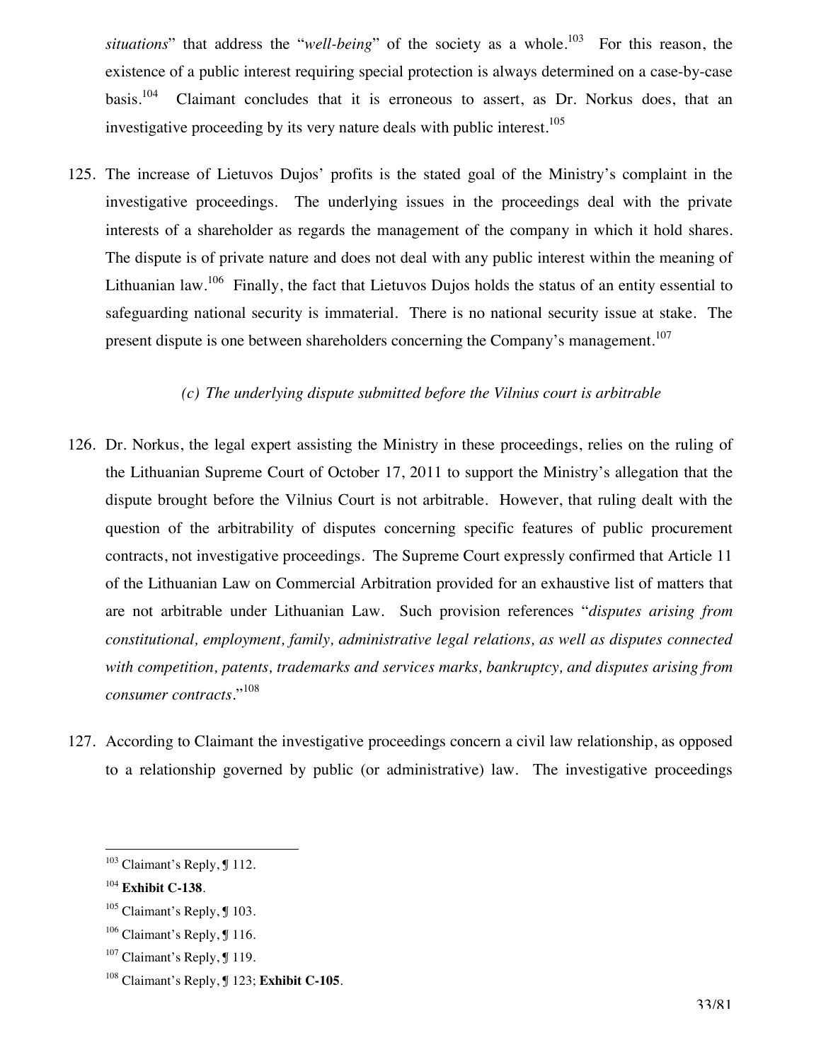*situations*" that address the "*well-being*" of the society as a whole.[103] For this reason, the existence of a public interest requiring special protection is always determined on a case-by-case basis.[104] Claimant concludes that it is erroneous to assert, as Dr. Norkus does, that an investigative proceeding by its very nature deals with public interest.[105]

125. The increase of Lietuvos Dujos' profits is the stated goal of the Ministry's complaint in the investigative proceedings. The underlying issues in the proceedings deal with the private interests of a shareholder as regards the management of the company in which it hold shares. The dispute is of private nature and does not deal with any public interest within the meaning of Lithuanian law.[106] Finally, the fact that Lietuvos Dujos holds the status of an entity essential to safeguarding national security is immaterial. There is no national security issue at stake. The present dispute is one between shareholders concerning the Company's management.[107]

*(c) The underlying dispute submitted before the Vilnius court is arbitrable*

126. Dr. Norkus, the legal expert assisting the Ministry in these proceedings, relies on the ruling of the Lithuanian Supreme Court of October 17, 2011 to support the Ministry's allegation that the dispute brought before the Vilnius Court is not arbitrable. However, that ruling dealt with the question of the arbitrability of disputes concerning specific features of public procurement contracts, not investigative proceedings. The Supreme Court expressly confirmed that Article 11 of the Lithuanian Law on Commercial Arbitration provided for an exhaustive list of matters that are not arbitrable under Lithuanian Law. Such provision references "*disputes arising from constitutional, employment, family, administrative legal relations, as well as disputes connected with competition, patents, trademarks and services marks, bankruptcy, and disputes arising from consumer contracts*."[108]

127. According to Claimant the investigative proceedings concern a civil law relationship, as opposed to a relationship governed by public (or administrative) law. The investigative proceedings

---

[103] Claimant's Reply, ¶ 112.

[104] **Exhibit C-138**.

[105] Claimant's Reply, ¶ 103.

[106] Claimant's Reply, ¶ 116.

[107] Claimant's Reply, ¶ 119.

[108] Claimant's Reply, ¶ 123; **Exhibit C-105**.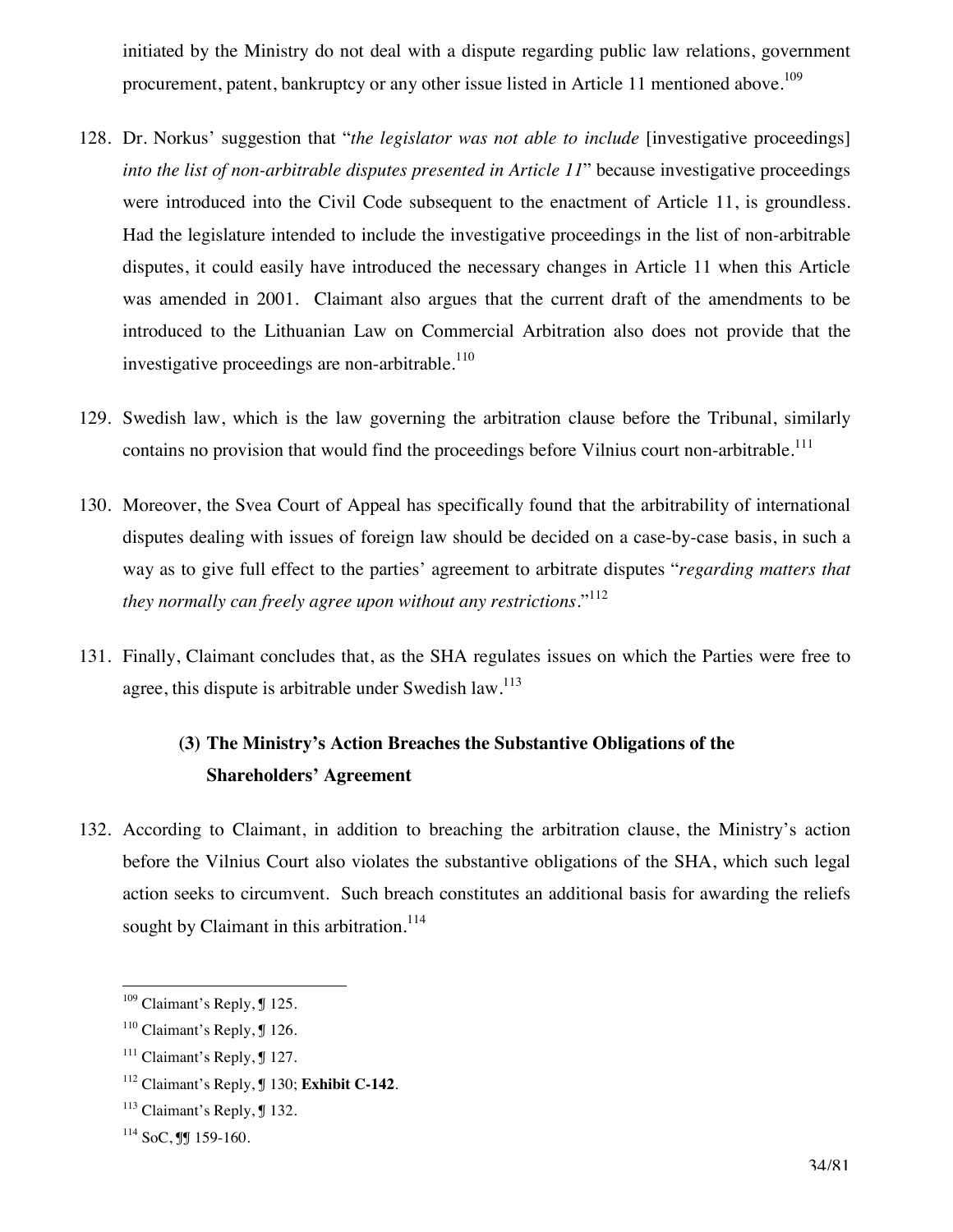initiated by the Ministry do not deal with a dispute regarding public law relations, government procurement, patent, bankruptcy or any other issue listed in Article 11 mentioned above.[109]

128. Dr. Norkus' suggestion that "*the legislator was not able to include* [investigative proceedings] *into the list of non-arbitrable disputes presented in Article 11*" because investigative proceedings were introduced into the Civil Code subsequent to the enactment of Article 11, is groundless. Had the legislature intended to include the investigative proceedings in the list of non-arbitrable disputes, it could easily have introduced the necessary changes in Article 11 when this Article was amended in 2001. Claimant also argues that the current draft of the amendments to be introduced to the Lithuanian Law on Commercial Arbitration also does not provide that the investigative proceedings are non-arbitrable.[110]

129. Swedish law, which is the law governing the arbitration clause before the Tribunal, similarly contains no provision that would find the proceedings before Vilnius court non-arbitrable.[111]

130. Moreover, the Svea Court of Appeal has specifically found that the arbitrability of international disputes dealing with issues of foreign law should be decided on a case-by-case basis, in such a way as to give full effect to the parties' agreement to arbitrate disputes "*regarding matters that they normally can freely agree upon without any restrictions*."[112]

131. Finally, Claimant concludes that, as the SHA regulates issues on which the Parties were free to agree, this dispute is arbitrable under Swedish law.[113]

### (3) The Ministry's Action Breaches the Substantive Obligations of the Shareholders' Agreement

132. According to Claimant, in addition to breaching the arbitration clause, the Ministry's action before the Vilnius Court also violates the substantive obligations of the SHA, which such legal action seeks to circumvent. Such breach constitutes an additional basis for awarding the reliefs sought by Claimant in this arbitration.[114]

---

[109] Claimant's Reply, ¶ 125.

[110] Claimant's Reply, ¶ 126.

[111] Claimant's Reply, ¶ 127.

[112] Claimant's Reply, ¶ 130; **Exhibit C-142**.

[113] Claimant's Reply, ¶ 132.

[114] SoC, ¶¶ 159-160.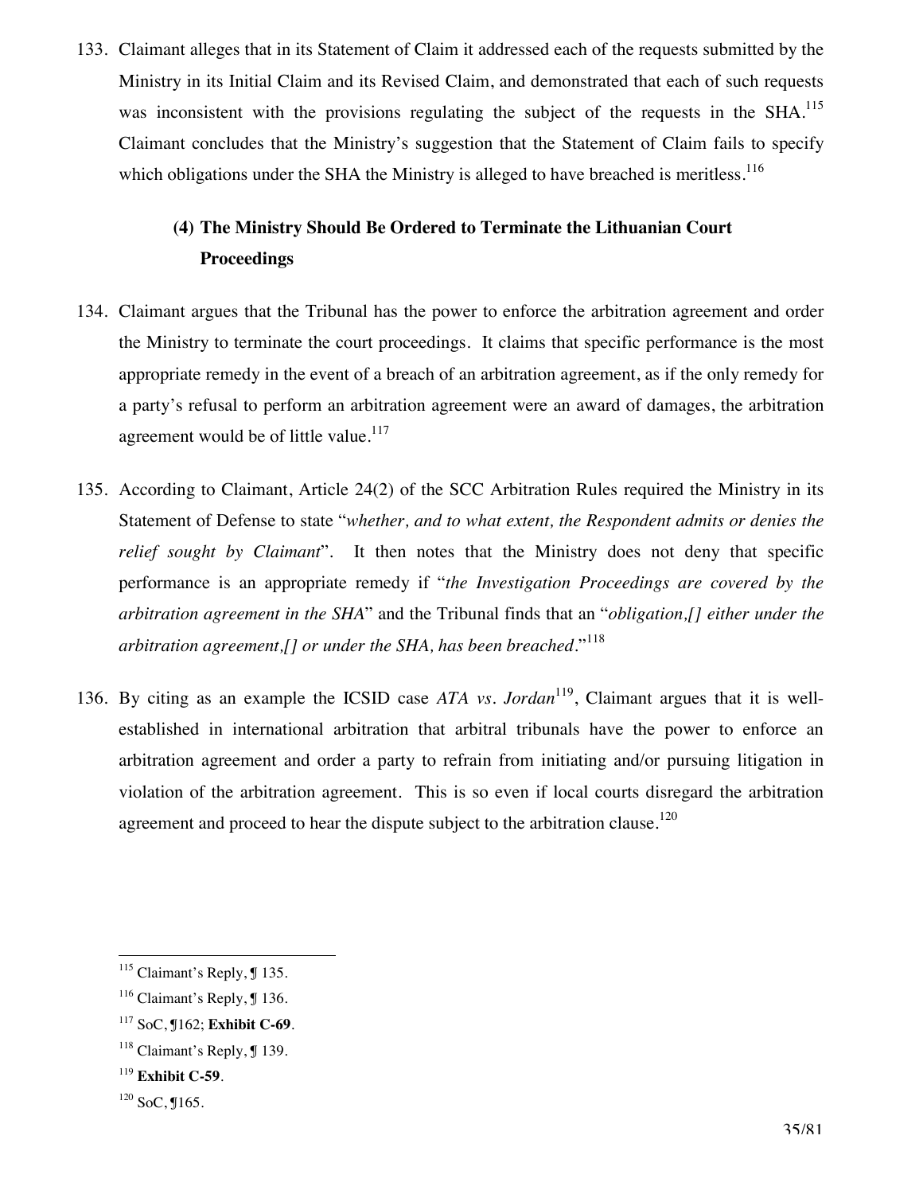133. Claimant alleges that in its Statement of Claim it addressed each of the requests submitted by the Ministry in its Initial Claim and its Revised Claim, and demonstrated that each of such requests was inconsistent with the provisions regulating the subject of the requests in the SHA.[115] Claimant concludes that the Ministry's suggestion that the Statement of Claim fails to specify which obligations under the SHA the Ministry is alleged to have breached is meritless.[116]

### (4) The Ministry Should Be Ordered to Terminate the Lithuanian Court Proceedings

134. Claimant argues that the Tribunal has the power to enforce the arbitration agreement and order the Ministry to terminate the court proceedings. It claims that specific performance is the most appropriate remedy in the event of a breach of an arbitration agreement, as if the only remedy for a party's refusal to perform an arbitration agreement were an award of damages, the arbitration agreement would be of little value.[117]

135. According to Claimant, Article 24(2) of the SCC Arbitration Rules required the Ministry in its Statement of Defense to state "*whether, and to what extent, the Respondent admits or denies the relief sought by Claimant*". It then notes that the Ministry does not deny that specific performance is an appropriate remedy if "*the Investigation Proceedings are covered by the arbitration agreement in the SHA*" and the Tribunal finds that an "*obligation,[] either under the arbitration agreement,[] or under the SHA, has been breached*."[118]

136. By citing as an example the ICSID case *ATA vs. Jordan*[119], Claimant argues that it is well-established in international arbitration that arbitral tribunals have the power to enforce an arbitration agreement and order a party to refrain from initiating and/or pursuing litigation in violation of the arbitration agreement. This is so even if local courts disregard the arbitration agreement and proceed to hear the dispute subject to the arbitration clause.[120]

---

[115] Claimant's Reply, ¶ 135.

[116] Claimant's Reply, ¶ 136.

[117] SoC, ¶162; **Exhibit C-69**.

[118] Claimant's Reply, ¶ 139.

[119] **Exhibit C-59**.

[120] SoC, ¶165.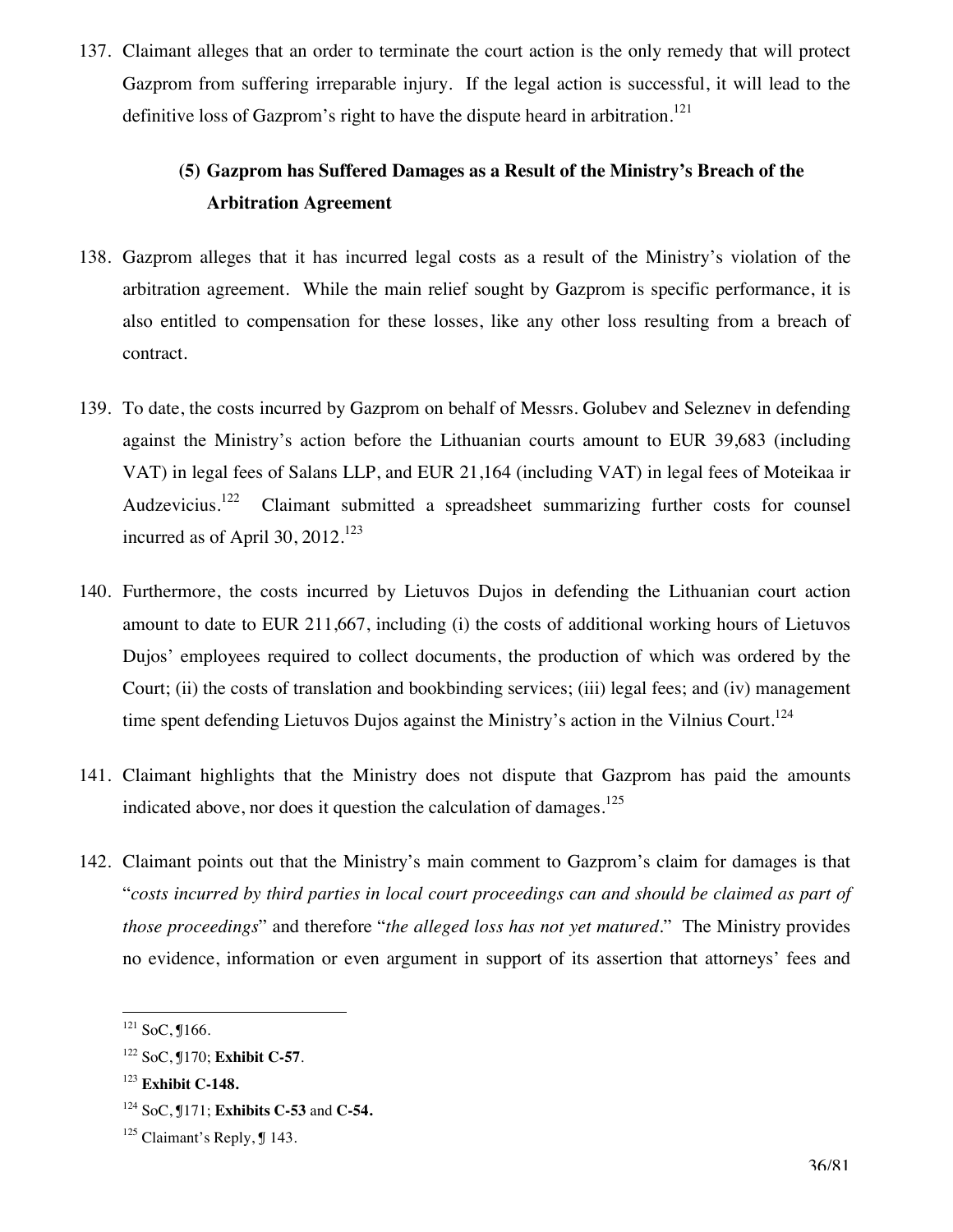137. Claimant alleges that an order to terminate the court action is the only remedy that will protect Gazprom from suffering irreparable injury. If the legal action is successful, it will lead to the definitive loss of Gazprom's right to have the dispute heard in arbitration.[121]

### (5) Gazprom has Suffered Damages as a Result of the Ministry's Breach of the Arbitration Agreement

138. Gazprom alleges that it has incurred legal costs as a result of the Ministry's violation of the arbitration agreement. While the main relief sought by Gazprom is specific performance, it is also entitled to compensation for these losses, like any other loss resulting from a breach of contract.

139. To date, the costs incurred by Gazprom on behalf of Messrs. Golubev and Seleznev in defending against the Ministry's action before the Lithuanian courts amount to EUR 39,683 (including VAT) in legal fees of Salans LLP, and EUR 21,164 (including VAT) in legal fees of Moteikaa ir Audzevicius.[122] Claimant submitted a spreadsheet summarizing further costs for counsel incurred as of April 30, 2012.[123]

140. Furthermore, the costs incurred by Lietuvos Dujos in defending the Lithuanian court action amount to date to EUR 211,667, including (i) the costs of additional working hours of Lietuvos Dujos' employees required to collect documents, the production of which was ordered by the Court; (ii) the costs of translation and bookbinding services; (iii) legal fees; and (iv) management time spent defending Lietuvos Dujos against the Ministry's action in the Vilnius Court.[124]

141. Claimant highlights that the Ministry does not dispute that Gazprom has paid the amounts indicated above, nor does it question the calculation of damages.[125]

142. Claimant points out that the Ministry's main comment to Gazprom's claim for damages is that "*costs incurred by third parties in local court proceedings can and should be claimed as part of those proceedings*" and therefore "*the alleged loss has not yet matured*." The Ministry provides no evidence, information or even argument in support of its assertion that attorneys' fees and

---

[121] SoC, ¶166.

[122] SoC, ¶170; **Exhibit C-57**.

[123] **Exhibit C-148.**

[124] SoC, ¶171; **Exhibits C-53** and **C-54.**

[125] Claimant's Reply, ¶ 143.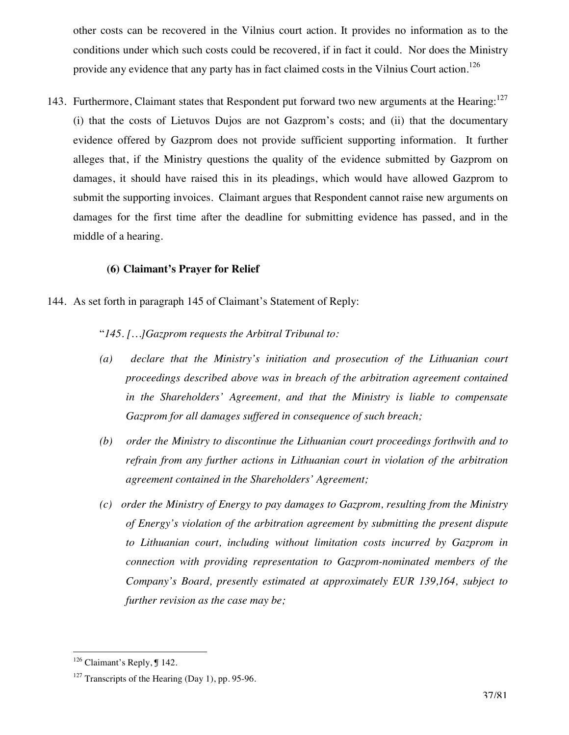other costs can be recovered in the Vilnius court action. It provides no information as to the conditions under which such costs could be recovered, if in fact it could. Nor does the Ministry provide any evidence that any party has in fact claimed costs in the Vilnius Court action.[126]

143. Furthermore, Claimant states that Respondent put forward two new arguments at the Hearing:[127] (i) that the costs of Lietuvos Dujos are not Gazprom's costs; and (ii) that the documentary evidence offered by Gazprom does not provide sufficient supporting information. It further alleges that, if the Ministry questions the quality of the evidence submitted by Gazprom on damages, it should have raised this in its pleadings, which would have allowed Gazprom to submit the supporting invoices. Claimant argues that Respondent cannot raise new arguments on damages for the first time after the deadline for submitting evidence has passed, and in the middle of a hearing.

#### (6) Claimant's Prayer for Relief

144. As set forth in paragraph 145 of Claimant's Statement of Reply:

"*145. […]Gazprom requests the Arbitral Tribunal to:*

*(a) declare that the Ministry's initiation and prosecution of the Lithuanian court proceedings described above was in breach of the arbitration agreement contained in the Shareholders' Agreement, and that the Ministry is liable to compensate Gazprom for all damages suffered in consequence of such breach;*

*(b) order the Ministry to discontinue the Lithuanian court proceedings forthwith and to refrain from any further actions in Lithuanian court in violation of the arbitration agreement contained in the Shareholders' Agreement;*

*(c) order the Ministry of Energy to pay damages to Gazprom, resulting from the Ministry of Energy's violation of the arbitration agreement by submitting the present dispute to Lithuanian court, including without limitation costs incurred by Gazprom in connection with providing representation to Gazprom-nominated members of the Company's Board, presently estimated at approximately EUR 139,164, subject to further revision as the case may be;*

---

[126] Claimant's Reply, ¶ 142.

[127] Transcripts of the Hearing (Day 1), pp. 95-96.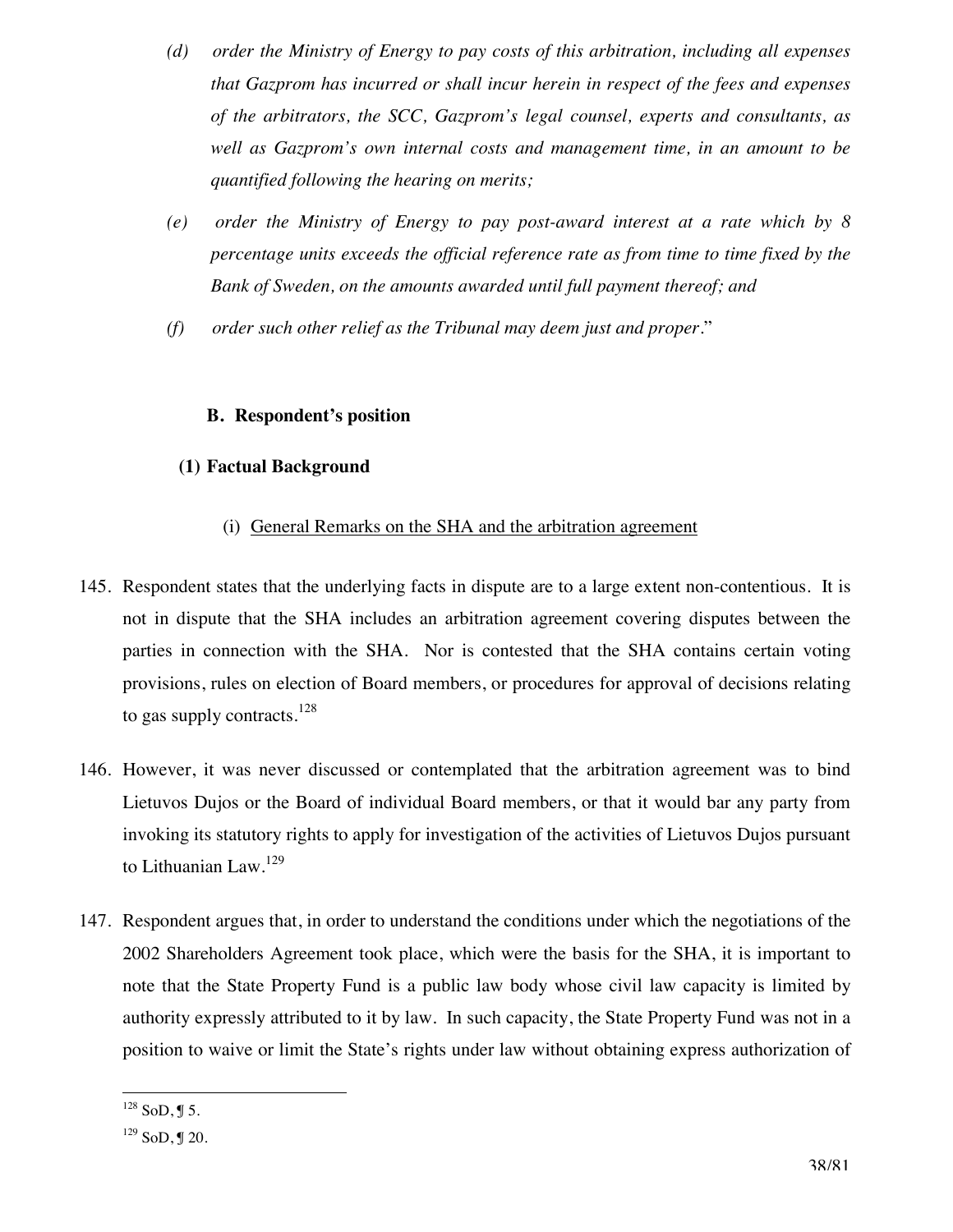*(d) order the Ministry of Energy to pay costs of this arbitration, including all expenses that Gazprom has incurred or shall incur herein in respect of the fees and expenses of the arbitrators, the SCC, Gazprom's legal counsel, experts and consultants, as well as Gazprom's own internal costs and management time, in an amount to be quantified following the hearing on merits;*

*(e) order the Ministry of Energy to pay post-award interest at a rate which by 8 percentage units exceeds the official reference rate as from time to time fixed by the Bank of Sweden, on the amounts awarded until full payment thereof; and*

*(f) order such other relief as the Tribunal may deem just and proper.*"

### B. Respondent's position

#### (1) Factual Background

##### (i) General Remarks on the SHA and the arbitration agreement

145. Respondent states that the underlying facts in dispute are to a large extent non-contentious. It is not in dispute that the SHA includes an arbitration agreement covering disputes between the parties in connection with the SHA. Nor is contested that the SHA contains certain voting provisions, rules on election of Board members, or procedures for approval of decisions relating to gas supply contracts.[128]

146. However, it was never discussed or contemplated that the arbitration agreement was to bind Lietuvos Dujos or the Board of individual Board members, or that it would bar any party from invoking its statutory rights to apply for investigation of the activities of Lietuvos Dujos pursuant to Lithuanian Law.[129]

147. Respondent argues that, in order to understand the conditions under which the negotiations of the 2002 Shareholders Agreement took place, which were the basis for the SHA, it is important to note that the State Property Fund is a public law body whose civil law capacity is limited by authority expressly attributed to it by law. In such capacity, the State Property Fund was not in a position to waive or limit the State's rights under law without obtaining express authorization of

---

[128] SoD, ¶ 5.

[129] SoD, ¶ 20.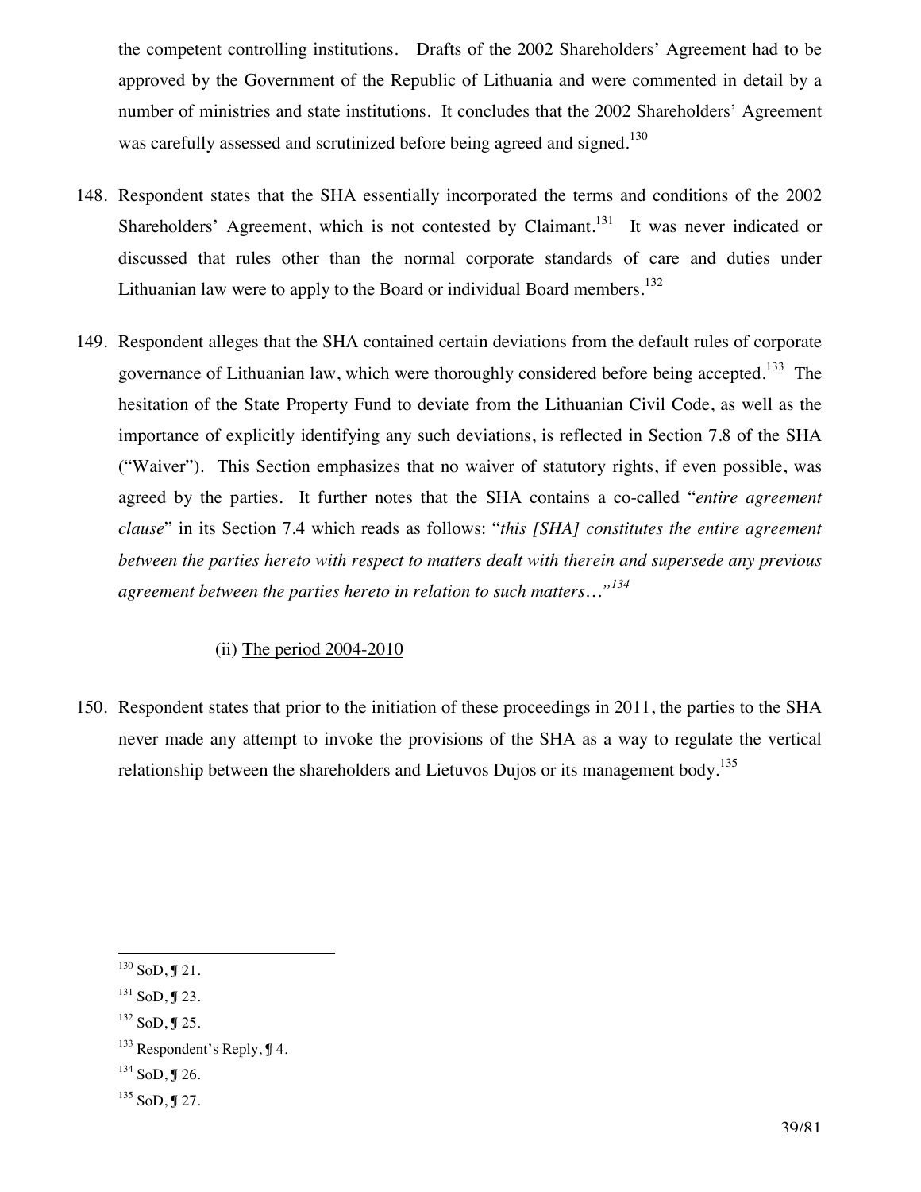the competent controlling institutions. Drafts of the 2002 Shareholders' Agreement had to be approved by the Government of the Republic of Lithuania and were commented in detail by a number of ministries and state institutions. It concludes that the 2002 Shareholders' Agreement was carefully assessed and scrutinized before being agreed and signed.[130]

148. Respondent states that the SHA essentially incorporated the terms and conditions of the 2002 Shareholders' Agreement, which is not contested by Claimant.[131] It was never indicated or discussed that rules other than the normal corporate standards of care and duties under Lithuanian law were to apply to the Board or individual Board members.[132]

149. Respondent alleges that the SHA contained certain deviations from the default rules of corporate governance of Lithuanian law, which were thoroughly considered before being accepted.[133] The hesitation of the State Property Fund to deviate from the Lithuanian Civil Code, as well as the importance of explicitly identifying any such deviations, is reflected in Section 7.8 of the SHA ("Waiver"). This Section emphasizes that no waiver of statutory rights, if even possible, was agreed by the parties. It further notes that the SHA contains a co-called "*entire agreement clause*" in its Section 7.4 which reads as follows: "*this [SHA] constitutes the entire agreement between the parties hereto with respect to matters dealt with therein and supersede any previous agreement between the parties hereto in relation to such matters…*"[134]

(ii) <u>The period 2004-2010</u>

150. Respondent states that prior to the initiation of these proceedings in 2011, the parties to the SHA never made any attempt to invoke the provisions of the SHA as a way to regulate the vertical relationship between the shareholders and Lietuvos Dujos or its management body.[135]

---

[130] SoD, ¶ 21.

[131] SoD, ¶ 23.

[132] SoD, ¶ 25.

[133] Respondent's Reply, ¶ 4.

[134] SoD, ¶ 26.

[135] SoD, ¶ 27.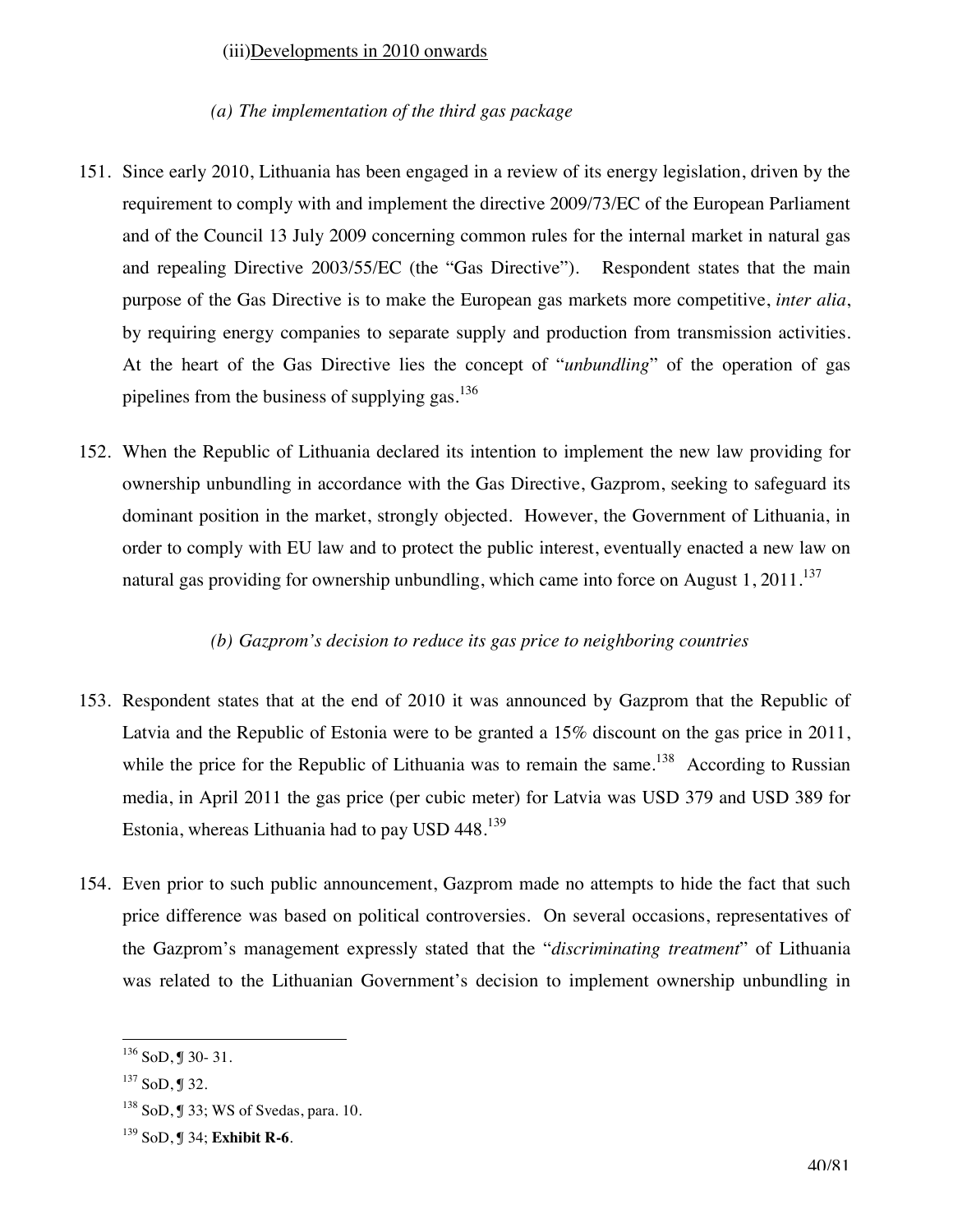(iii) <u>Developments in 2010 onwards</u>

*(a) The implementation of the third gas package*

151. Since early 2010, Lithuania has been engaged in a review of its energy legislation, driven by the requirement to comply with and implement the directive 2009/73/EC of the European Parliament and of the Council 13 July 2009 concerning common rules for the internal market in natural gas and repealing Directive 2003/55/EC (the "Gas Directive"). Respondent states that the main purpose of the Gas Directive is to make the European gas markets more competitive, *inter alia*, by requiring energy companies to separate supply and production from transmission activities. At the heart of the Gas Directive lies the concept of "*unbundling*" of the operation of gas pipelines from the business of supplying gas.[136]

152. When the Republic of Lithuania declared its intention to implement the new law providing for ownership unbundling in accordance with the Gas Directive, Gazprom, seeking to safeguard its dominant position in the market, strongly objected. However, the Government of Lithuania, in order to comply with EU law and to protect the public interest, eventually enacted a new law on natural gas providing for ownership unbundling, which came into force on August 1, 2011.[137]

*(b) Gazprom's decision to reduce its gas price to neighboring countries*

153. Respondent states that at the end of 2010 it was announced by Gazprom that the Republic of Latvia and the Republic of Estonia were to be granted a 15% discount on the gas price in 2011, while the price for the Republic of Lithuania was to remain the same.[138] According to Russian media, in April 2011 the gas price (per cubic meter) for Latvia was USD 379 and USD 389 for Estonia, whereas Lithuania had to pay USD 448.[139]

154. Even prior to such public announcement, Gazprom made no attempts to hide the fact that such price difference was based on political controversies. On several occasions, representatives of the Gazprom's management expressly stated that the "*discriminating treatment*" of Lithuania was related to the Lithuanian Government's decision to implement ownership unbundling in

---

[136] SoD, ¶ 30- 31.

[137] SoD, ¶ 32.

[138] SoD, ¶ 33; WS of Svedas, para. 10.

[139] SoD, ¶ 34; **Exhibit R-6**.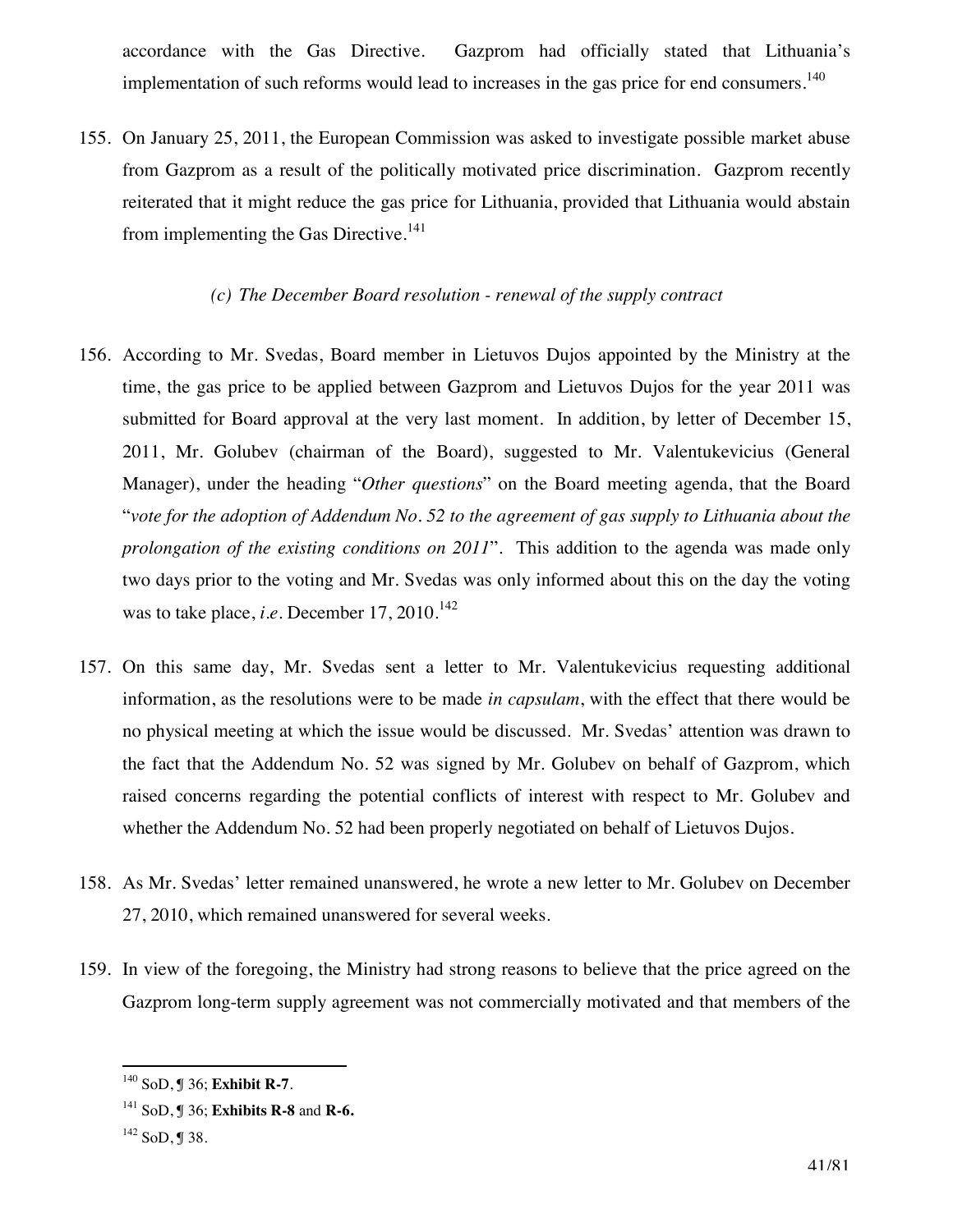accordance with the Gas Directive. Gazprom had officially stated that Lithuania's implementation of such reforms would lead to increases in the gas price for end consumers.[140]

155. On January 25, 2011, the European Commission was asked to investigate possible market abuse from Gazprom as a result of the politically motivated price discrimination. Gazprom recently reiterated that it might reduce the gas price for Lithuania, provided that Lithuania would abstain from implementing the Gas Directive.[141]

*(c) The December Board resolution - renewal of the supply contract*

156. According to Mr. Svedas, Board member in Lietuvos Dujos appointed by the Ministry at the time, the gas price to be applied between Gazprom and Lietuvos Dujos for the year 2011 was submitted for Board approval at the very last moment. In addition, by letter of December 15, 2011, Mr. Golubev (chairman of the Board), suggested to Mr. Valentukevicius (General Manager), under the heading "*Other questions*" on the Board meeting agenda, that the Board "*vote for the adoption of Addendum No. 52 to the agreement of gas supply to Lithuania about the prolongation of the existing conditions on 2011*". This addition to the agenda was made only two days prior to the voting and Mr. Svedas was only informed about this on the day the voting was to take place, *i.e.* December 17, 2010.[142]

157. On this same day, Mr. Svedas sent a letter to Mr. Valentukevicius requesting additional information, as the resolutions were to be made *in capsulam*, with the effect that there would be no physical meeting at which the issue would be discussed. Mr. Svedas' attention was drawn to the fact that the Addendum No. 52 was signed by Mr. Golubev on behalf of Gazprom, which raised concerns regarding the potential conflicts of interest with respect to Mr. Golubev and whether the Addendum No. 52 had been properly negotiated on behalf of Lietuvos Dujos.

158. As Mr. Svedas' letter remained unanswered, he wrote a new letter to Mr. Golubev on December 27, 2010, which remained unanswered for several weeks.

159. In view of the foregoing, the Ministry had strong reasons to believe that the price agreed on the Gazprom long-term supply agreement was not commercially motivated and that members of the

---

[140] SoD, ¶ 36; **Exhibit R-7**.

[141] SoD, ¶ 36; **Exhibits R-8** and **R-6.**

[142] SoD, ¶ 38.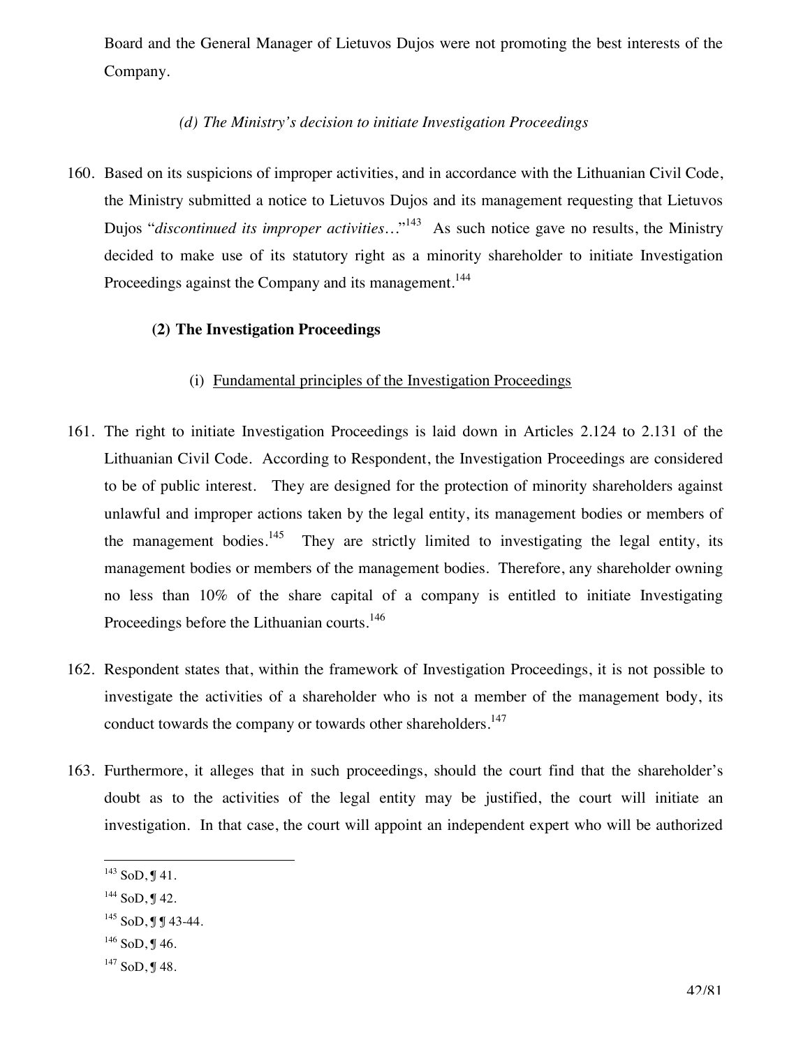Board and the General Manager of Lietuvos Dujos were not promoting the best interests of the Company.

*(d) The Ministry's decision to initiate Investigation Proceedings*

160. Based on its suspicions of improper activities, and in accordance with the Lithuanian Civil Code, the Ministry submitted a notice to Lietuvos Dujos and its management requesting that Lietuvos Dujos "*discontinued its improper activities…*"[143] As such notice gave no results, the Ministry decided to make use of its statutory right as a minority shareholder to initiate Investigation Proceedings against the Company and its management.[144]

**(2) The Investigation Proceedings**

(i) Fundamental principles of the Investigation Proceedings

161. The right to initiate Investigation Proceedings is laid down in Articles 2.124 to 2.131 of the Lithuanian Civil Code. According to Respondent, the Investigation Proceedings are considered to be of public interest. They are designed for the protection of minority shareholders against unlawful and improper actions taken by the legal entity, its management bodies or members of the management bodies.[145] They are strictly limited to investigating the legal entity, its management bodies or members of the management bodies. Therefore, any shareholder owning no less than 10% of the share capital of a company is entitled to initiate Investigating Proceedings before the Lithuanian courts.[146]

162. Respondent states that, within the framework of Investigation Proceedings, it is not possible to investigate the activities of a shareholder who is not a member of the management body, its conduct towards the company or towards other shareholders.[147]

163. Furthermore, it alleges that in such proceedings, should the court find that the shareholder's doubt as to the activities of the legal entity may be justified, the court will initiate an investigation. In that case, the court will appoint an independent expert who will be authorized

---

[143] SoD, ¶ 41.

[144] SoD, ¶ 42.

[145] SoD, ¶ ¶ 43-44.

[146] SoD, ¶ 46.

[147] SoD, ¶ 48.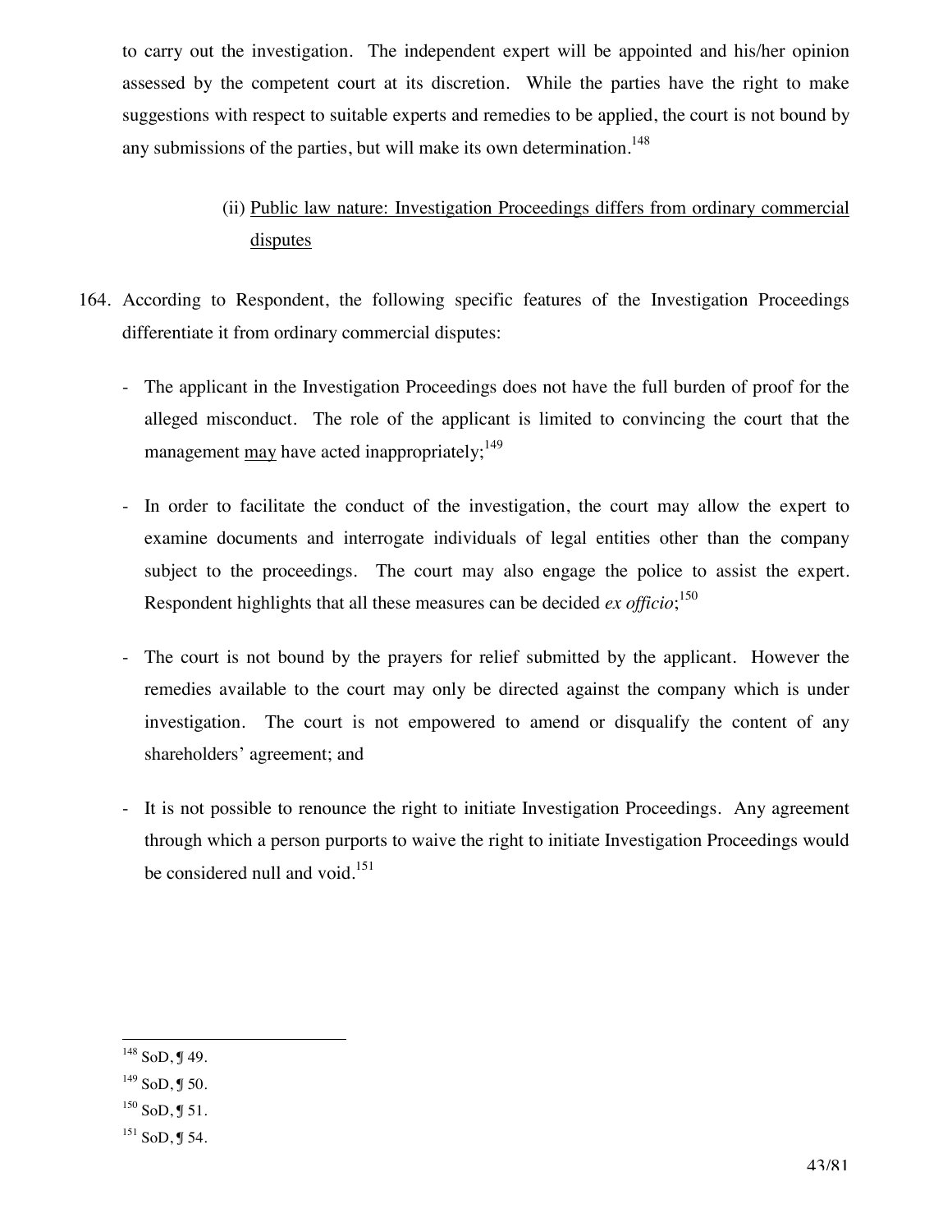to carry out the investigation. The independent expert will be appointed and his/her opinion assessed by the competent court at its discretion. While the parties have the right to make suggestions with respect to suitable experts and remedies to be applied, the court is not bound by any submissions of the parties, but will make its own determination.[148]

(ii) Public law nature: Investigation Proceedings differs from ordinary commercial disputes

164. According to Respondent, the following specific features of the Investigation Proceedings differentiate it from ordinary commercial disputes:

- The applicant in the Investigation Proceedings does not have the full burden of proof for the alleged misconduct. The role of the applicant is limited to convincing the court that the management may have acted inappropriately;[149]

- In order to facilitate the conduct of the investigation, the court may allow the expert to examine documents and interrogate individuals of legal entities other than the company subject to the proceedings. The court may also engage the police to assist the expert. Respondent highlights that all these measures can be decided *ex officio*;[150]

- The court is not bound by the prayers for relief submitted by the applicant. However the remedies available to the court may only be directed against the company which is under investigation. The court is not empowered to amend or disqualify the content of any shareholders' agreement; and

- It is not possible to renounce the right to initiate Investigation Proceedings. Any agreement through which a person purports to waive the right to initiate Investigation Proceedings would be considered null and void.[151]

---

[148] SoD, ¶ 49.

[149] SoD, ¶ 50.

[150] SoD, ¶ 51.

[151] SoD, ¶ 54.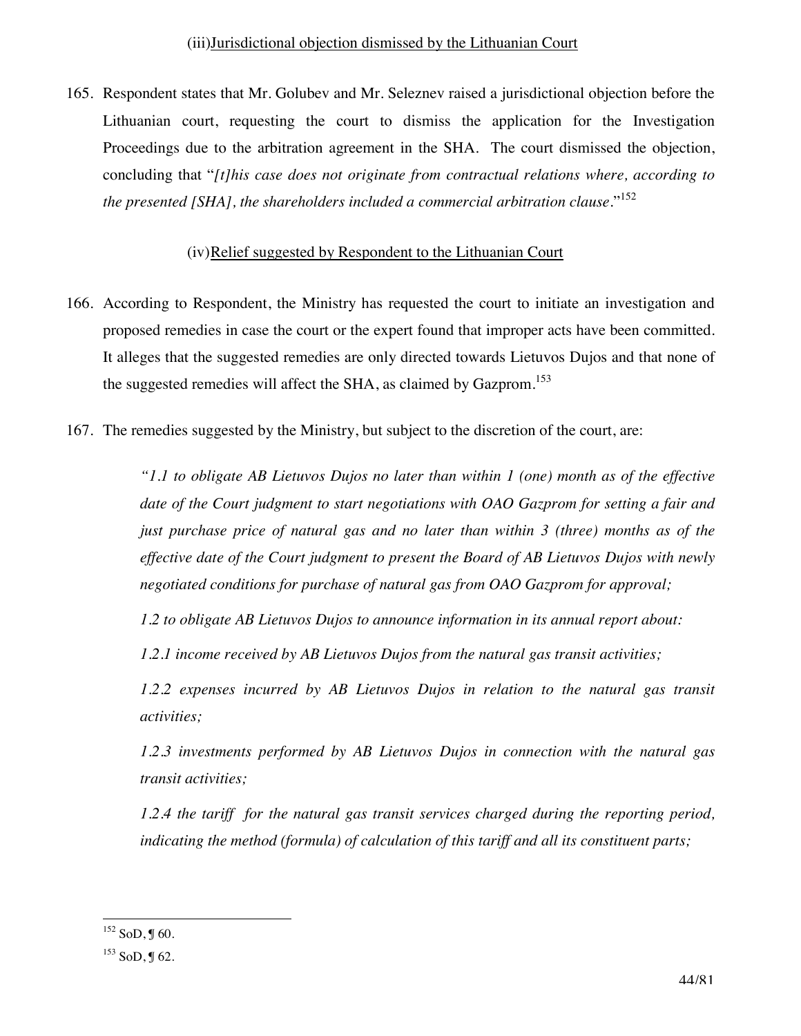### (iii) Jurisdictional objection dismissed by the Lithuanian Court

165. Respondent states that Mr. Golubev and Mr. Seleznev raised a jurisdictional objection before the Lithuanian court, requesting the court to dismiss the application for the Investigation Proceedings due to the arbitration agreement in the SHA. The court dismissed the objection, concluding that "*[t]his case does not originate from contractual relations where, according to the presented [SHA], the shareholders included a commercial arbitration clause*."[152]

### (iv) Relief suggested by Respondent to the Lithuanian Court

166. According to Respondent, the Ministry has requested the court to initiate an investigation and proposed remedies in case the court or the expert found that improper acts have been committed. It alleges that the suggested remedies are only directed towards Lietuvos Dujos and that none of the suggested remedies will affect the SHA, as claimed by Gazprom.[153]

167. The remedies suggested by the Ministry, but subject to the discretion of the court, are:

> *"1.1 to obligate AB Lietuvos Dujos no later than within 1 (one) month as of the effective date of the Court judgment to start negotiations with OAO Gazprom for setting a fair and just purchase price of natural gas and no later than within 3 (three) months as of the effective date of the Court judgment to present the Board of AB Lietuvos Dujos with newly negotiated conditions for purchase of natural gas from OAO Gazprom for approval;*
>
> *1.2 to obligate AB Lietuvos Dujos to announce information in its annual report about:*
>
> *1.2.1 income received by AB Lietuvos Dujos from the natural gas transit activities;*
>
> *1.2.2 expenses incurred by AB Lietuvos Dujos in relation to the natural gas transit activities;*
>
> *1.2.3 investments performed by AB Lietuvos Dujos in connection with the natural gas transit activities;*
>
> *1.2.4 the tariff for the natural gas transit services charged during the reporting period, indicating the method (formula) of calculation of this tariff and all its constituent parts;*

---

[152] SoD, ¶ 60.

[153] SoD, ¶ 62.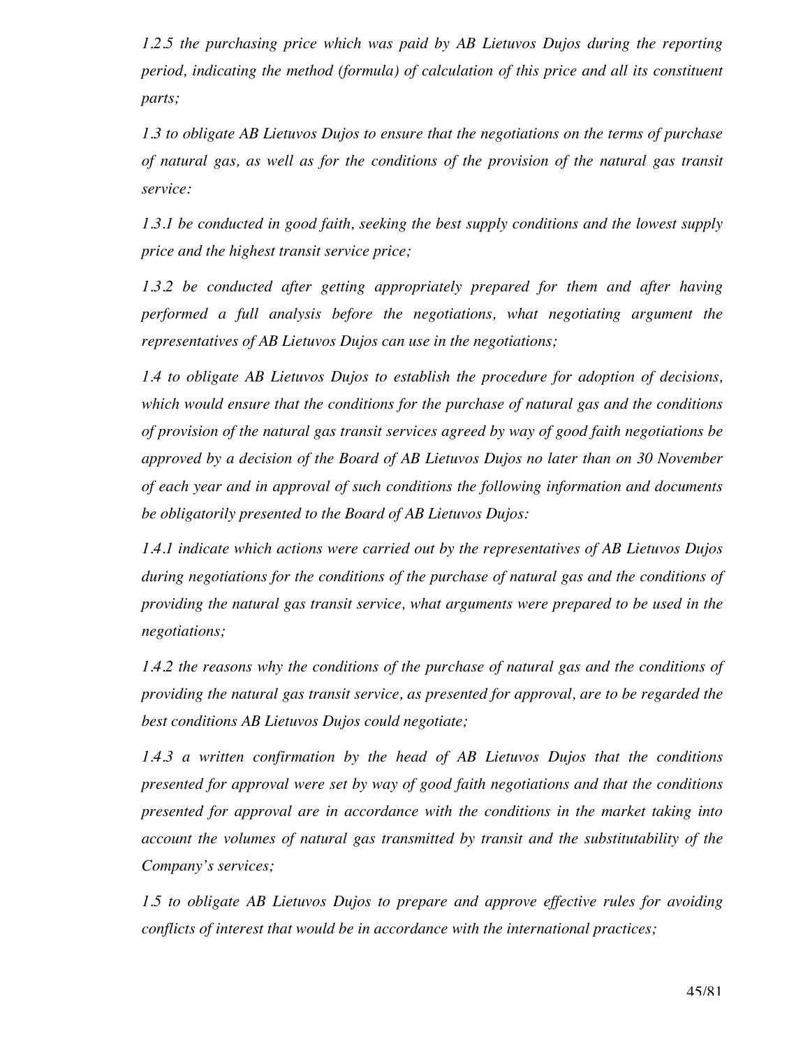*1.2.5 the purchasing price which was paid by AB Lietuvos Dujos during the reporting period, indicating the method (formula) of calculation of this price and all its constituent parts;*

*1.3 to obligate AB Lietuvos Dujos to ensure that the negotiations on the terms of purchase of natural gas, as well as for the conditions of the provision of the natural gas transit service:*

*1.3.1 be conducted in good faith, seeking the best supply conditions and the lowest supply price and the highest transit service price;*

*1.3.2 be conducted after getting appropriately prepared for them and after having performed a full analysis before the negotiations, what negotiating argument the representatives of AB Lietuvos Dujos can use in the negotiations;*

*1.4 to obligate AB Lietuvos Dujos to establish the procedure for adoption of decisions, which would ensure that the conditions for the purchase of natural gas and the conditions of provision of the natural gas transit services agreed by way of good faith negotiations be approved by a decision of the Board of AB Lietuvos Dujos no later than on 30 November of each year and in approval of such conditions the following information and documents be obligatorily presented to the Board of AB Lietuvos Dujos:*

*1.4.1 indicate which actions were carried out by the representatives of AB Lietuvos Dujos during negotiations for the conditions of the purchase of natural gas and the conditions of providing the natural gas transit service, what arguments were prepared to be used in the negotiations;*

*1.4.2 the reasons why the conditions of the purchase of natural gas and the conditions of providing the natural gas transit service, as presented for approval, are to be regarded the best conditions AB Lietuvos Dujos could negotiate;*

*1.4.3 a written confirmation by the head of AB Lietuvos Dujos that the conditions presented for approval were set by way of good faith negotiations and that the conditions presented for approval are in accordance with the conditions in the market taking into account the volumes of natural gas transmitted by transit and the substitutability of the Company's services;*

*1.5 to obligate AB Lietuvos Dujos to prepare and approve effective rules for avoiding conflicts of interest that would be in accordance with the international practices;*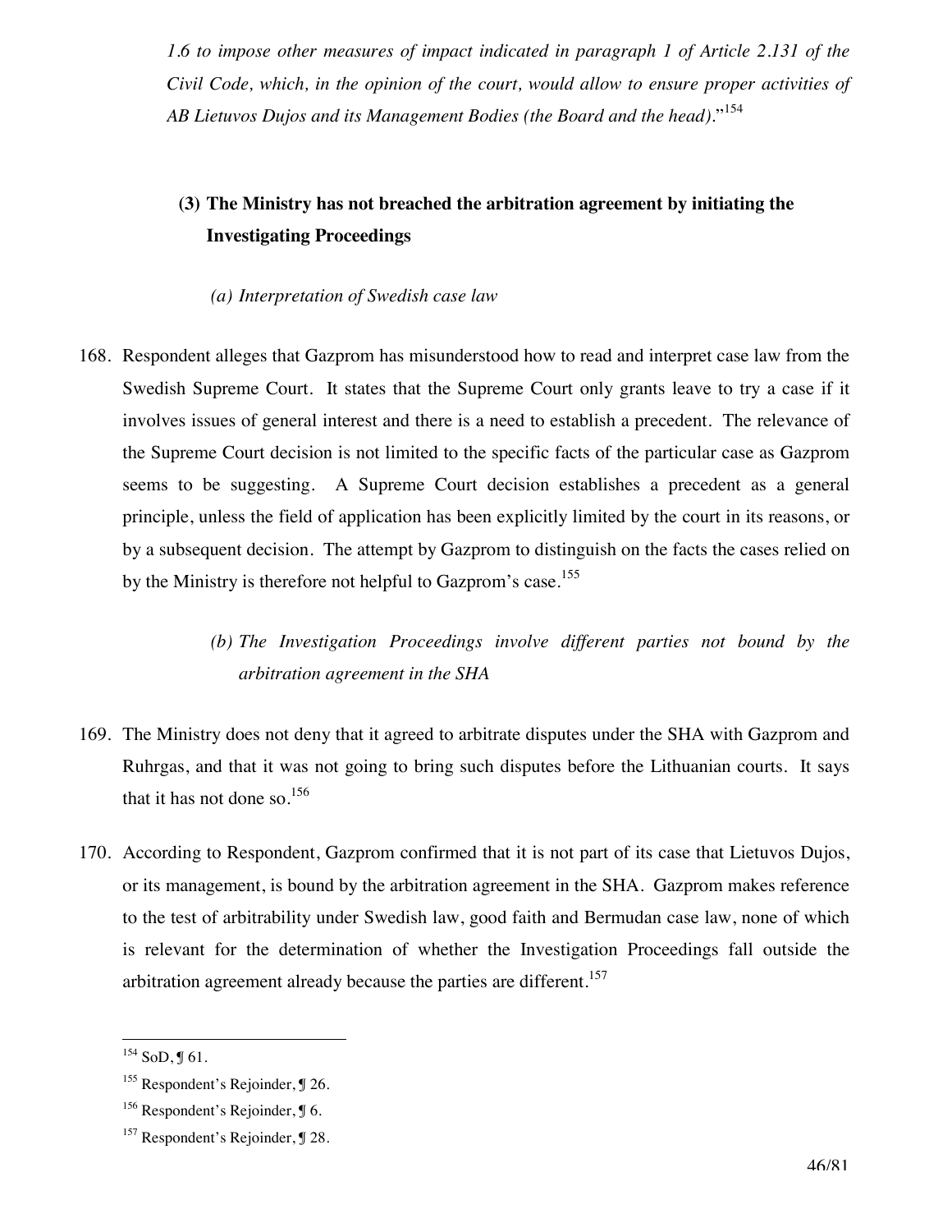*1.6 to impose other measures of impact indicated in paragraph 1 of Article 2.131 of the Civil Code, which, in the opinion of the court, would allow to ensure proper activities of AB Lietuvos Dujos and its Management Bodies (the Board and the head).*"[154]

### (3) The Ministry has not breached the arbitration agreement by initiating the Investigating Proceedings

#### *(a) Interpretation of Swedish case law*

168. Respondent alleges that Gazprom has misunderstood how to read and interpret case law from the Swedish Supreme Court. It states that the Supreme Court only grants leave to try a case if it involves issues of general interest and there is a need to establish a precedent. The relevance of the Supreme Court decision is not limited to the specific facts of the particular case as Gazprom seems to be suggesting. A Supreme Court decision establishes a precedent as a general principle, unless the field of application has been explicitly limited by the court in its reasons, or by a subsequent decision. The attempt by Gazprom to distinguish on the facts the cases relied on by the Ministry is therefore not helpful to Gazprom's case.[155]

#### *(b) The Investigation Proceedings involve different parties not bound by the arbitration agreement in the SHA*

169. The Ministry does not deny that it agreed to arbitrate disputes under the SHA with Gazprom and Ruhrgas, and that it was not going to bring such disputes before the Lithuanian courts. It says that it has not done so.[156]

170. According to Respondent, Gazprom confirmed that it is not part of its case that Lietuvos Dujos, or its management, is bound by the arbitration agreement in the SHA. Gazprom makes reference to the test of arbitrability under Swedish law, good faith and Bermudan case law, none of which is relevant for the determination of whether the Investigation Proceedings fall outside the arbitration agreement already because the parties are different.[157]

---

[154] SoD, ¶ 61.

[155] Respondent's Rejoinder, ¶ 26.

[156] Respondent's Rejoinder, ¶ 6.

[157] Respondent's Rejoinder, ¶ 28.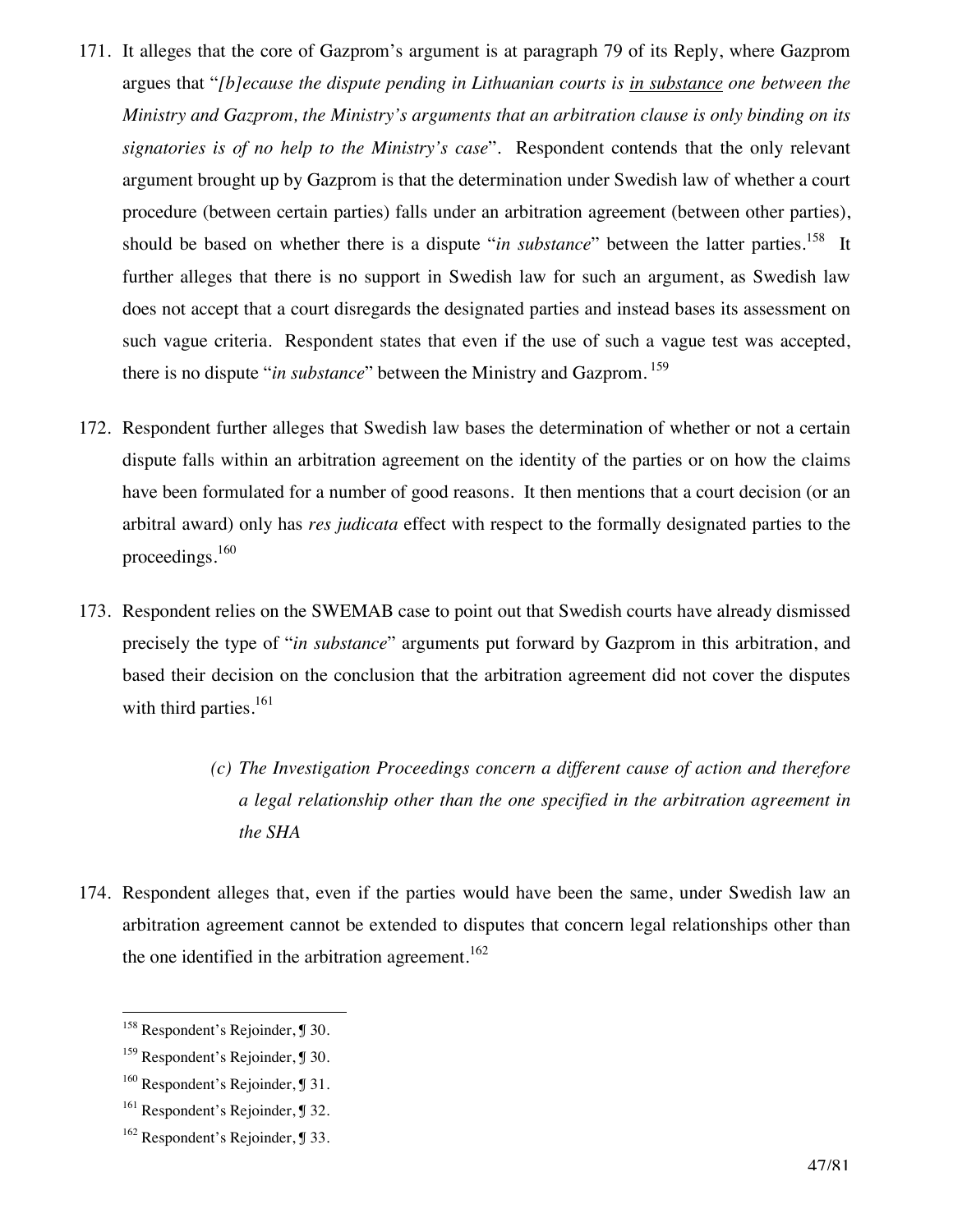171. It alleges that the core of Gazprom's argument is at paragraph 79 of its Reply, where Gazprom argues that "*[b]ecause the dispute pending in Lithuanian courts is* <u>*in substance*</u> *one between the Ministry and Gazprom, the Ministry's arguments that an arbitration clause is only binding on its signatories is of no help to the Ministry's case*". Respondent contends that the only relevant argument brought up by Gazprom is that the determination under Swedish law of whether a court procedure (between certain parties) falls under an arbitration agreement (between other parties), should be based on whether there is a dispute "*in substance*" between the latter parties.[158] It further alleges that there is no support in Swedish law for such an argument, as Swedish law does not accept that a court disregards the designated parties and instead bases its assessment on such vague criteria. Respondent states that even if the use of such a vague test was accepted, there is no dispute "*in substance*" between the Ministry and Gazprom.[159]

172. Respondent further alleges that Swedish law bases the determination of whether or not a certain dispute falls within an arbitration agreement on the identity of the parties or on how the claims have been formulated for a number of good reasons. It then mentions that a court decision (or an arbitral award) only has *res judicata* effect with respect to the formally designated parties to the proceedings.[160]

173. Respondent relies on the SWEMAB case to point out that Swedish courts have already dismissed precisely the type of "*in substance*" arguments put forward by Gazprom in this arbitration, and based their decision on the conclusion that the arbitration agreement did not cover the disputes with third parties.[161]

*(c) The Investigation Proceedings concern a different cause of action and therefore a legal relationship other than the one specified in the arbitration agreement in the SHA*

174. Respondent alleges that, even if the parties would have been the same, under Swedish law an arbitration agreement cannot be extended to disputes that concern legal relationships other than the one identified in the arbitration agreement.[162]

---

[158] Respondent's Rejoinder, ¶ 30.

[159] Respondent's Rejoinder, ¶ 30.

[160] Respondent's Rejoinder, ¶ 31.

[161] Respondent's Rejoinder, ¶ 32.

[162] Respondent's Rejoinder, ¶ 33.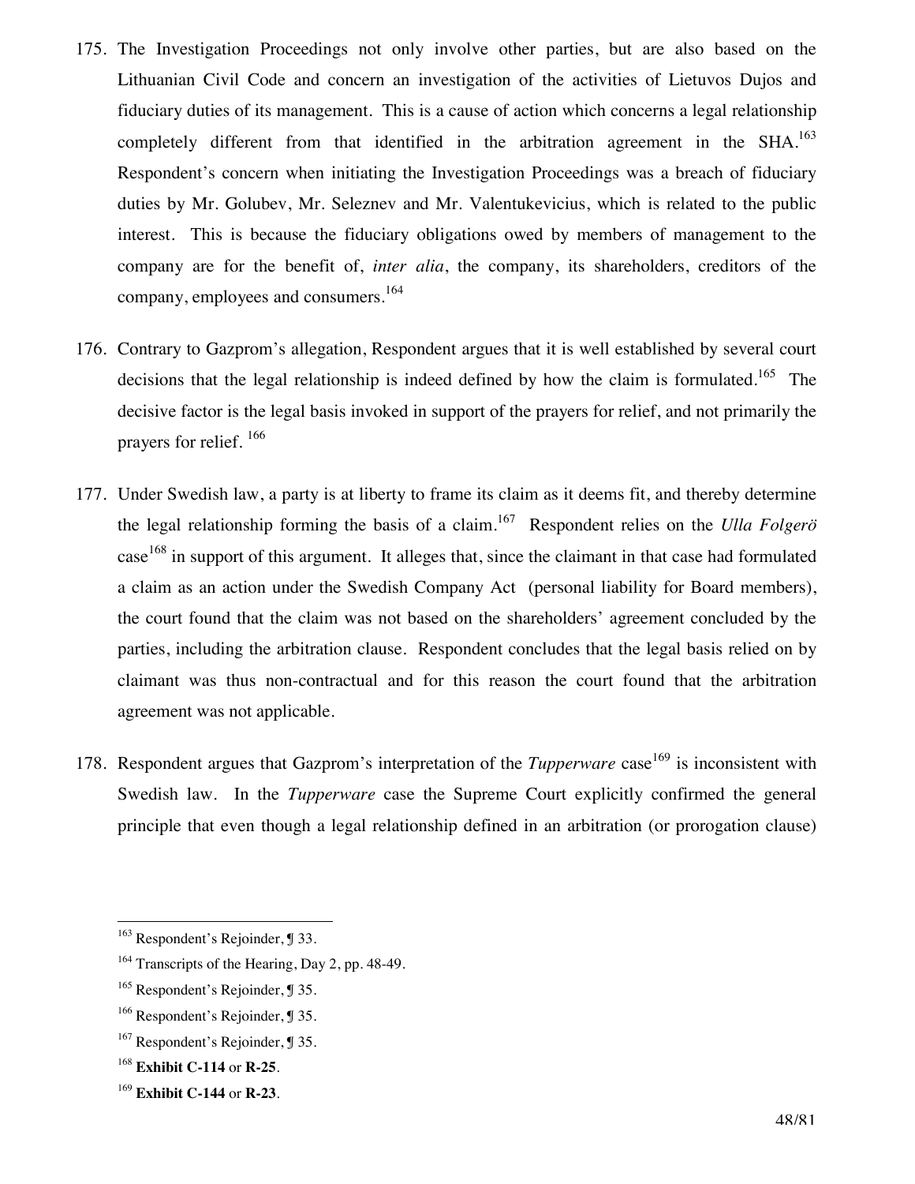175. The Investigation Proceedings not only involve other parties, but are also based on the Lithuanian Civil Code and concern an investigation of the activities of Lietuvos Dujos and fiduciary duties of its management. This is a cause of action which concerns a legal relationship completely different from that identified in the arbitration agreement in the SHA.[163] Respondent's concern when initiating the Investigation Proceedings was a breach of fiduciary duties by Mr. Golubev, Mr. Seleznev and Mr. Valentukevicius, which is related to the public interest. This is because the fiduciary obligations owed by members of management to the company are for the benefit of, *inter alia*, the company, its shareholders, creditors of the company, employees and consumers.[164]

176. Contrary to Gazprom's allegation, Respondent argues that it is well established by several court decisions that the legal relationship is indeed defined by how the claim is formulated.[165] The decisive factor is the legal basis invoked in support of the prayers for relief, and not primarily the prayers for relief. [166]

177. Under Swedish law, a party is at liberty to frame its claim as it deems fit, and thereby determine the legal relationship forming the basis of a claim.[167] Respondent relies on the *Ulla Folgerö* case[168] in support of this argument. It alleges that, since the claimant in that case had formulated a claim as an action under the Swedish Company Act (personal liability for Board members), the court found that the claim was not based on the shareholders' agreement concluded by the parties, including the arbitration clause. Respondent concludes that the legal basis relied on by claimant was thus non-contractual and for this reason the court found that the arbitration agreement was not applicable.

178. Respondent argues that Gazprom's interpretation of the *Tupperware* case[169] is inconsistent with Swedish law. In the *Tupperware* case the Supreme Court explicitly confirmed the general principle that even though a legal relationship defined in an arbitration (or prorogation clause)

---

[163] Respondent's Rejoinder, ¶ 33.

[164] Transcripts of the Hearing, Day 2, pp. 48-49.

[165] Respondent's Rejoinder, ¶ 35.

[166] Respondent's Rejoinder, ¶ 35.

[167] Respondent's Rejoinder, ¶ 35.

[168] **Exhibit C-114** or **R-25**.

[169] **Exhibit C-144** or **R-23**.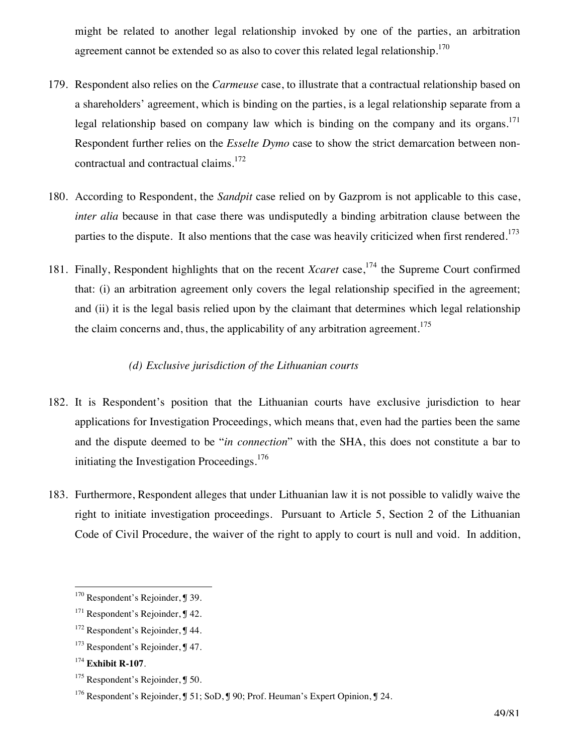might be related to another legal relationship invoked by one of the parties, an arbitration agreement cannot be extended so as also to cover this related legal relationship.[170]

179. Respondent also relies on the *Carmeuse* case, to illustrate that a contractual relationship based on a shareholders' agreement, which is binding on the parties, is a legal relationship separate from a legal relationship based on company law which is binding on the company and its organs.[171] Respondent further relies on the *Esselte Dymo* case to show the strict demarcation between non-contractual and contractual claims.[172]

180. According to Respondent, the *Sandpit* case relied on by Gazprom is not applicable to this case, *inter alia* because in that case there was undisputedly a binding arbitration clause between the parties to the dispute. It also mentions that the case was heavily criticized when first rendered.[173]

181. Finally, Respondent highlights that on the recent *Xcaret* case,[174] the Supreme Court confirmed that: (i) an arbitration agreement only covers the legal relationship specified in the agreement; and (ii) it is the legal basis relied upon by the claimant that determines which legal relationship the claim concerns and, thus, the applicability of any arbitration agreement.[175]

*(d) Exclusive jurisdiction of the Lithuanian courts*

182. It is Respondent's position that the Lithuanian courts have exclusive jurisdiction to hear applications for Investigation Proceedings, which means that, even had the parties been the same and the dispute deemed to be "*in connection*" with the SHA, this does not constitute a bar to initiating the Investigation Proceedings.[176]

183. Furthermore, Respondent alleges that under Lithuanian law it is not possible to validly waive the right to initiate investigation proceedings. Pursuant to Article 5, Section 2 of the Lithuanian Code of Civil Procedure, the waiver of the right to apply to court is null and void. In addition,

---

[170] Respondent's Rejoinder, ¶ 39.

[171] Respondent's Rejoinder, ¶ 42.

[172] Respondent's Rejoinder, ¶ 44.

[173] Respondent's Rejoinder, ¶ 47.

[174] **Exhibit R-107**.

[175] Respondent's Rejoinder, ¶ 50.

[176] Respondent's Rejoinder, ¶ 51; SoD, ¶ 90; Prof. Heuman's Expert Opinion, ¶ 24.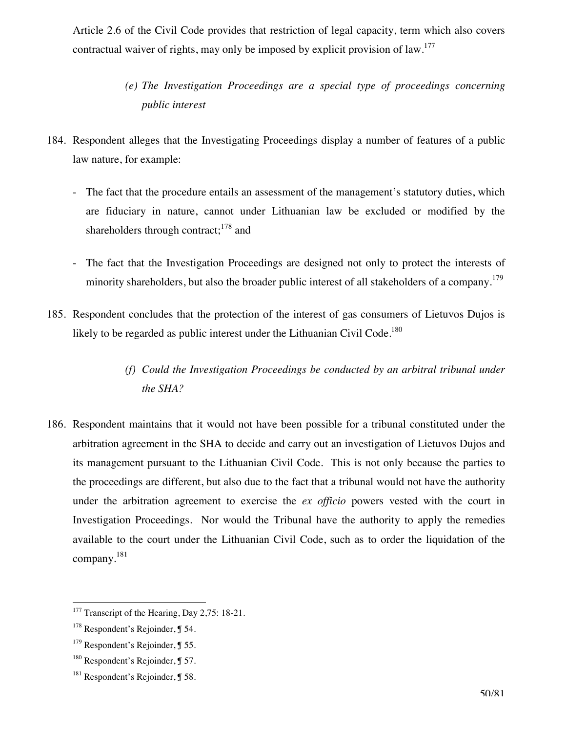Article 2.6 of the Civil Code provides that restriction of legal capacity, term which also covers contractual waiver of rights, may only be imposed by explicit provision of law.[177]

*(e) The Investigation Proceedings are a special type of proceedings concerning public interest*

184. Respondent alleges that the Investigating Proceedings display a number of features of a public law nature, for example:

   - The fact that the procedure entails an assessment of the management's statutory duties, which are fiduciary in nature, cannot under Lithuanian law be excluded or modified by the shareholders through contract;[178] and

   - The fact that the Investigation Proceedings are designed not only to protect the interests of minority shareholders, but also the broader public interest of all stakeholders of a company.[179]

185. Respondent concludes that the protection of the interest of gas consumers of Lietuvos Dujos is likely to be regarded as public interest under the Lithuanian Civil Code.[180]

*(f) Could the Investigation Proceedings be conducted by an arbitral tribunal under the SHA?*

186. Respondent maintains that it would not have been possible for a tribunal constituted under the arbitration agreement in the SHA to decide and carry out an investigation of Lietuvos Dujos and its management pursuant to the Lithuanian Civil Code. This is not only because the parties to the proceedings are different, but also due to the fact that a tribunal would not have the authority under the arbitration agreement to exercise the *ex officio* powers vested with the court in Investigation Proceedings. Nor would the Tribunal have the authority to apply the remedies available to the court under the Lithuanian Civil Code, such as to order the liquidation of the company.[181]

---

[177] Transcript of the Hearing, Day 2,75: 18-21.

[178] Respondent's Rejoinder, ¶ 54.

[179] Respondent's Rejoinder, ¶ 55.

[180] Respondent's Rejoinder, ¶ 57.

[181] Respondent's Rejoinder, ¶ 58.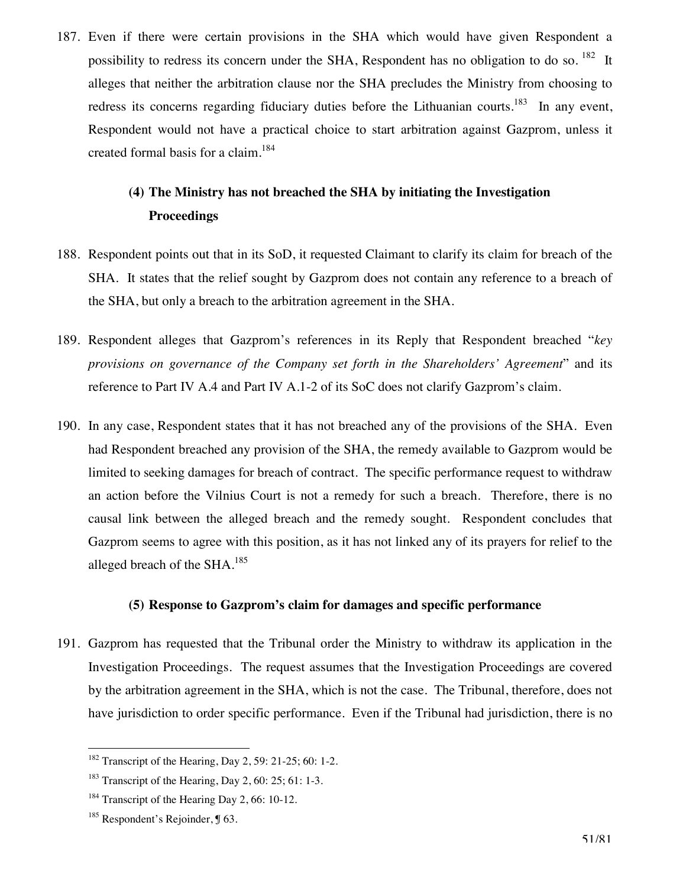187. Even if there were certain provisions in the SHA which would have given Respondent a possibility to redress its concern under the SHA, Respondent has no obligation to do so.[182] It alleges that neither the arbitration clause nor the SHA precludes the Ministry from choosing to redress its concerns regarding fiduciary duties before the Lithuanian courts.[183] In any event, Respondent would not have a practical choice to start arbitration against Gazprom, unless it created formal basis for a claim.[184]

### (4) The Ministry has not breached the SHA by initiating the Investigation Proceedings

188. Respondent points out that in its SoD, it requested Claimant to clarify its claim for breach of the SHA. It states that the relief sought by Gazprom does not contain any reference to a breach of the SHA, but only a breach to the arbitration agreement in the SHA.

189. Respondent alleges that Gazprom's references in its Reply that Respondent breached "*key provisions on governance of the Company set forth in the Shareholders' Agreement*" and its reference to Part IV A.4 and Part IV A.1-2 of its SoC does not clarify Gazprom's claim.

190. In any case, Respondent states that it has not breached any of the provisions of the SHA. Even had Respondent breached any provision of the SHA, the remedy available to Gazprom would be limited to seeking damages for breach of contract. The specific performance request to withdraw an action before the Vilnius Court is not a remedy for such a breach. Therefore, there is no causal link between the alleged breach and the remedy sought. Respondent concludes that Gazprom seems to agree with this position, as it has not linked any of its prayers for relief to the alleged breach of the SHA.[185]

### (5) Response to Gazprom's claim for damages and specific performance

191. Gazprom has requested that the Tribunal order the Ministry to withdraw its application in the Investigation Proceedings. The request assumes that the Investigation Proceedings are covered by the arbitration agreement in the SHA, which is not the case. The Tribunal, therefore, does not have jurisdiction to order specific performance. Even if the Tribunal had jurisdiction, there is no

---

[182] Transcript of the Hearing, Day 2, 59: 21-25; 60: 1-2.

[183] Transcript of the Hearing, Day 2, 60: 25; 61: 1-3.

[184] Transcript of the Hearing Day 2, 66: 10-12.

[185] Respondent's Rejoinder, ¶ 63.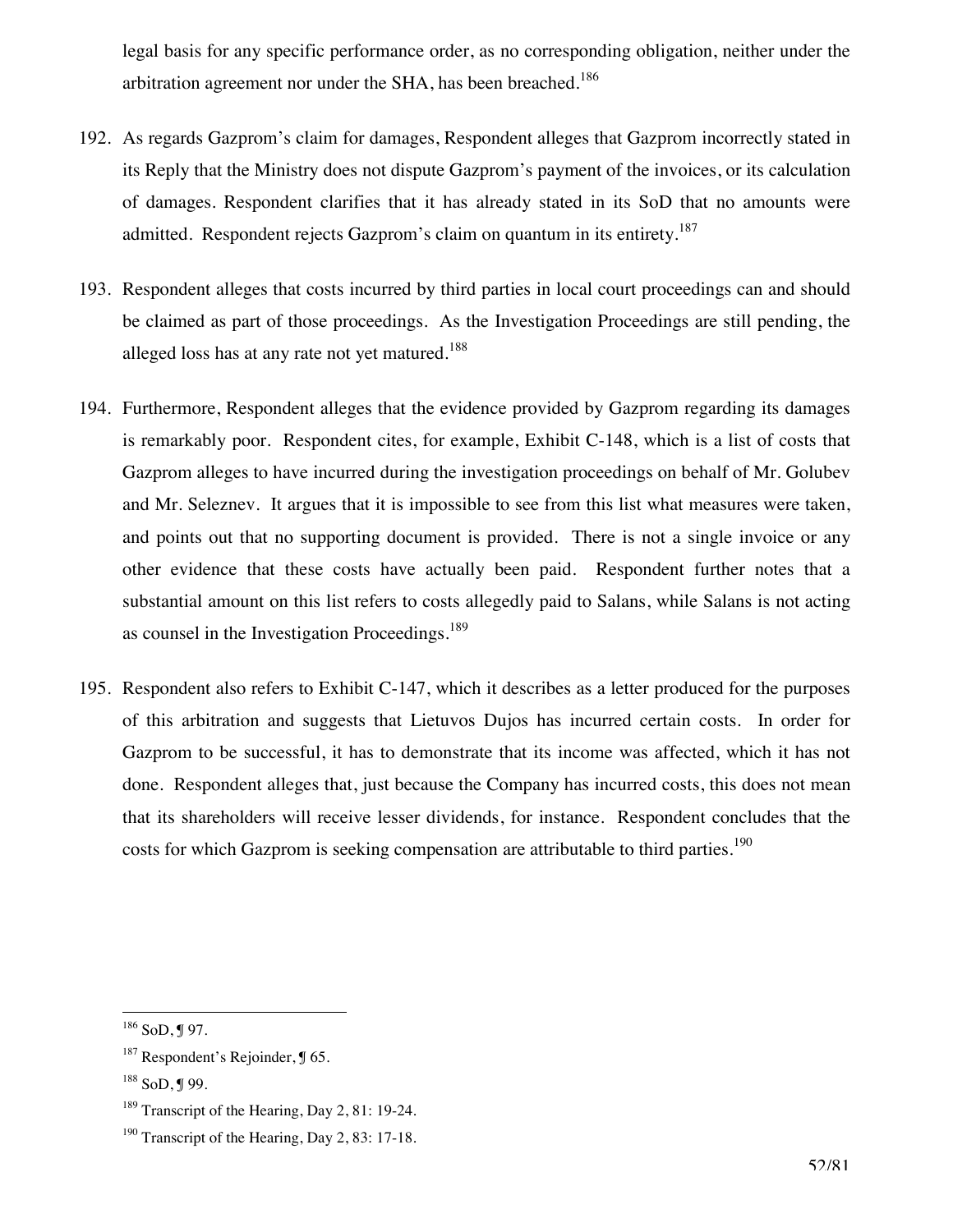legal basis for any specific performance order, as no corresponding obligation, neither under the arbitration agreement nor under the SHA, has been breached.[186]

192. As regards Gazprom's claim for damages, Respondent alleges that Gazprom incorrectly stated in its Reply that the Ministry does not dispute Gazprom's payment of the invoices, or its calculation of damages. Respondent clarifies that it has already stated in its SoD that no amounts were admitted. Respondent rejects Gazprom's claim on quantum in its entirety.[187]

193. Respondent alleges that costs incurred by third parties in local court proceedings can and should be claimed as part of those proceedings. As the Investigation Proceedings are still pending, the alleged loss has at any rate not yet matured.[188]

194. Furthermore, Respondent alleges that the evidence provided by Gazprom regarding its damages is remarkably poor. Respondent cites, for example, Exhibit C-148, which is a list of costs that Gazprom alleges to have incurred during the investigation proceedings on behalf of Mr. Golubev and Mr. Seleznev. It argues that it is impossible to see from this list what measures were taken, and points out that no supporting document is provided. There is not a single invoice or any other evidence that these costs have actually been paid. Respondent further notes that a substantial amount on this list refers to costs allegedly paid to Salans, while Salans is not acting as counsel in the Investigation Proceedings.[189]

195. Respondent also refers to Exhibit C-147, which it describes as a letter produced for the purposes of this arbitration and suggests that Lietuvos Dujos has incurred certain costs. In order for Gazprom to be successful, it has to demonstrate that its income was affected, which it has not done. Respondent alleges that, just because the Company has incurred costs, this does not mean that its shareholders will receive lesser dividends, for instance. Respondent concludes that the costs for which Gazprom is seeking compensation are attributable to third parties.[190]

---

[186] SoD, ¶ 97.

[187] Respondent's Rejoinder, ¶ 65.

[188] SoD, ¶ 99.

[189] Transcript of the Hearing, Day 2, 81: 19-24.

[190] Transcript of the Hearing, Day 2, 83: 17-18.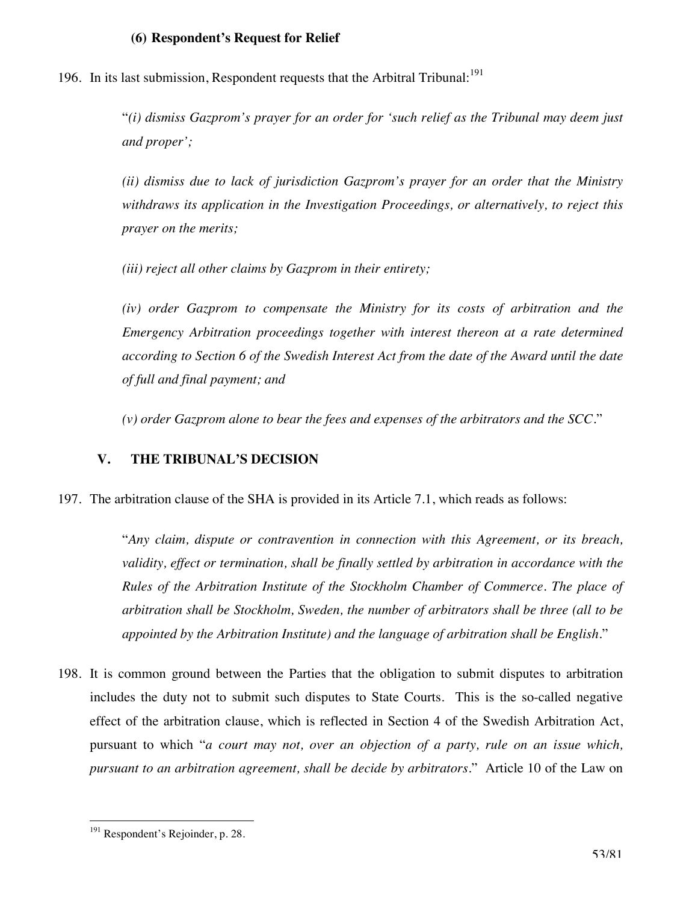#### (6) Respondent's Request for Relief

196. In its last submission, Respondent requests that the Arbitral Tribunal:[191]

> "*(i) dismiss Gazprom's prayer for an order for 'such relief as the Tribunal may deem just and proper';*
>
> *(ii) dismiss due to lack of jurisdiction Gazprom's prayer for an order that the Ministry withdraws its application in the Investigation Proceedings, or alternatively, to reject this prayer on the merits;*
>
> *(iii) reject all other claims by Gazprom in their entirety;*
>
> *(iv) order Gazprom to compensate the Ministry for its costs of arbitration and the Emergency Arbitration proceedings together with interest thereon at a rate determined according to Section 6 of the Swedish Interest Act from the date of the Award until the date of full and final payment; and*
>
> *(v) order Gazprom alone to bear the fees and expenses of the arbitrators and the SCC.*"

## V. THE TRIBUNAL'S DECISION

197. The arbitration clause of the SHA is provided in its Article 7.1, which reads as follows:

> "*Any claim, dispute or contravention in connection with this Agreement, or its breach, validity, effect or termination, shall be finally settled by arbitration in accordance with the Rules of the Arbitration Institute of the Stockholm Chamber of Commerce. The place of arbitration shall be Stockholm, Sweden, the number of arbitrators shall be three (all to be appointed by the Arbitration Institute) and the language of arbitration shall be English.*"

198. It is common ground between the Parties that the obligation to submit disputes to arbitration includes the duty not to submit such disputes to State Courts. This is the so-called negative effect of the arbitration clause, which is reflected in Section 4 of the Swedish Arbitration Act, pursuant to which "*a court may not, over an objection of a party, rule on an issue which, pursuant to an arbitration agreement, shall be decide by arbitrators.*" Article 10 of the Law on

[191] Respondent's Rejoinder, p. 28.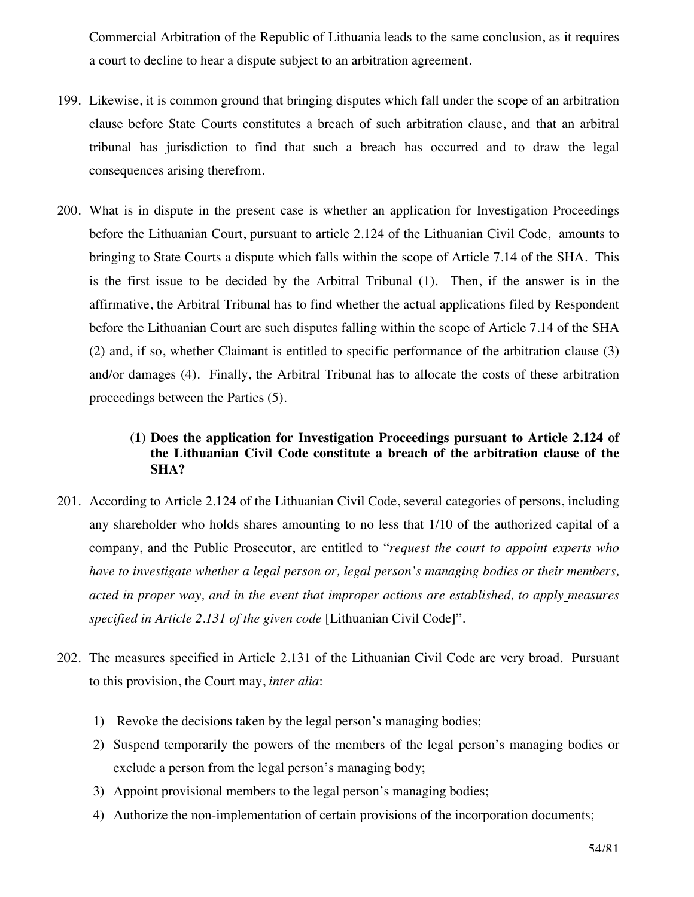Commercial Arbitration of the Republic of Lithuania leads to the same conclusion, as it requires a court to decline to hear a dispute subject to an arbitration agreement.

199. Likewise, it is common ground that bringing disputes which fall under the scope of an arbitration clause before State Courts constitutes a breach of such arbitration clause, and that an arbitral tribunal has jurisdiction to find that such a breach has occurred and to draw the legal consequences arising therefrom.

200. What is in dispute in the present case is whether an application for Investigation Proceedings before the Lithuanian Court, pursuant to article 2.124 of the Lithuanian Civil Code, amounts to bringing to State Courts a dispute which falls within the scope of Article 7.14 of the SHA. This is the first issue to be decided by the Arbitral Tribunal (1). Then, if the answer is in the affirmative, the Arbitral Tribunal has to find whether the actual applications filed by Respondent before the Lithuanian Court are such disputes falling within the scope of Article 7.14 of the SHA (2) and, if so, whether Claimant is entitled to specific performance of the arbitration clause (3) and/or damages (4). Finally, the Arbitral Tribunal has to allocate the costs of these arbitration proceedings between the Parties (5).

**(1) Does the application for Investigation Proceedings pursuant to Article 2.124 of the Lithuanian Civil Code constitute a breach of the arbitration clause of the SHA?**

201. According to Article 2.124 of the Lithuanian Civil Code, several categories of persons, including any shareholder who holds shares amounting to no less that 1/10 of the authorized capital of a company, and the Public Prosecutor, are entitled to "*request the court to appoint experts who have to investigate whether a legal person or, legal person's managing bodies or their members, acted in proper way, and in the event that improper actions are established, to apply measures specified in Article 2.131 of the given code* [Lithuanian Civil Code]".

202. The measures specified in Article 2.131 of the Lithuanian Civil Code are very broad. Pursuant to this provision, the Court may, *inter alia*:

1) Revoke the decisions taken by the legal person's managing bodies;
2) Suspend temporarily the powers of the members of the legal person's managing bodies or exclude a person from the legal person's managing body;
3) Appoint provisional members to the legal person's managing bodies;
4) Authorize the non-implementation of certain provisions of the incorporation documents;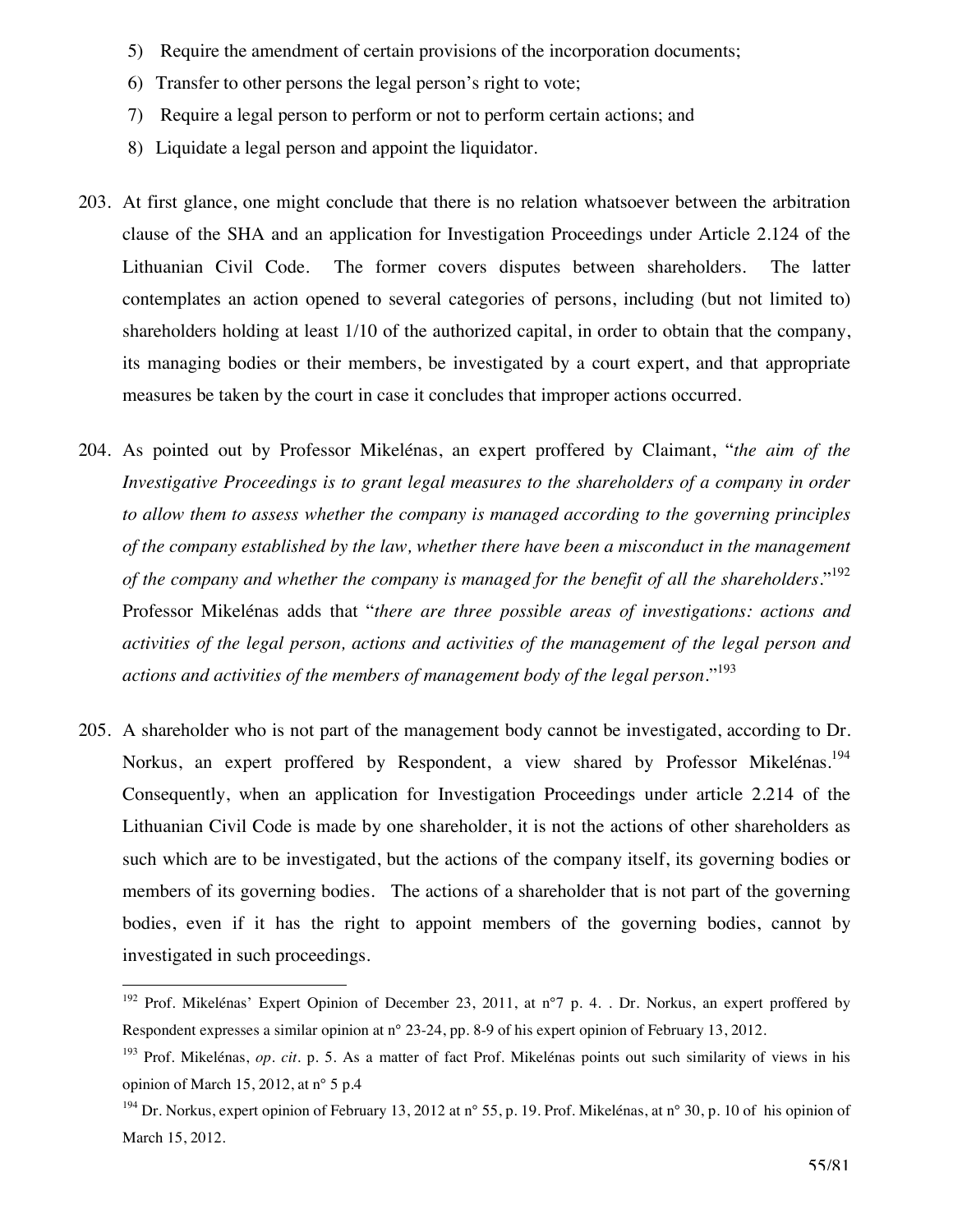5) Require the amendment of certain provisions of the incorporation documents;
6) Transfer to other persons the legal person's right to vote;
7) Require a legal person to perform or not to perform certain actions; and
8) Liquidate a legal person and appoint the liquidator.

203. At first glance, one might conclude that there is no relation whatsoever between the arbitration clause of the SHA and an application for Investigation Proceedings under Article 2.124 of the Lithuanian Civil Code. The former covers disputes between shareholders. The latter contemplates an action opened to several categories of persons, including (but not limited to) shareholders holding at least 1/10 of the authorized capital, in order to obtain that the company, its managing bodies or their members, be investigated by a court expert, and that appropriate measures be taken by the court in case it concludes that improper actions occurred.

204. As pointed out by Professor Mikelénas, an expert proffered by Claimant, "*the aim of the Investigative Proceedings is to grant legal measures to the shareholders of a company in order to allow them to assess whether the company is managed according to the governing principles of the company established by the law, whether there have been a misconduct in the management of the company and whether the company is managed for the benefit of all the shareholders*."[192] Professor Mikelénas adds that "*there are three possible areas of investigations: actions and activities of the legal person, actions and activities of the management of the legal person and actions and activities of the members of management body of the legal person*."[193]

205. A shareholder who is not part of the management body cannot be investigated, according to Dr. Norkus, an expert proffered by Respondent, a view shared by Professor Mikelénas.[194] Consequently, when an application for Investigation Proceedings under article 2.214 of the Lithuanian Civil Code is made by one shareholder, it is not the actions of other shareholders as such which are to be investigated, but the actions of the company itself, its governing bodies or members of its governing bodies. The actions of a shareholder that is not part of the governing bodies, even if it has the right to appoint members of the governing bodies, cannot by investigated in such proceedings.

---

[192] Prof. Mikelénas' Expert Opinion of December 23, 2011, at n°7 p. 4. . Dr. Norkus, an expert proffered by Respondent expresses a similar opinion at n° 23-24, pp. 8-9 of his expert opinion of February 13, 2012.

[193] Prof. Mikelénas, *op. cit.* p. 5. As a matter of fact Prof. Mikelénas points out such similarity of views in his opinion of March 15, 2012, at n° 5 p.4

[194] Dr. Norkus, expert opinion of February 13, 2012 at n° 55, p. 19. Prof. Mikelénas, at n° 30, p. 10 of his opinion of March 15, 2012.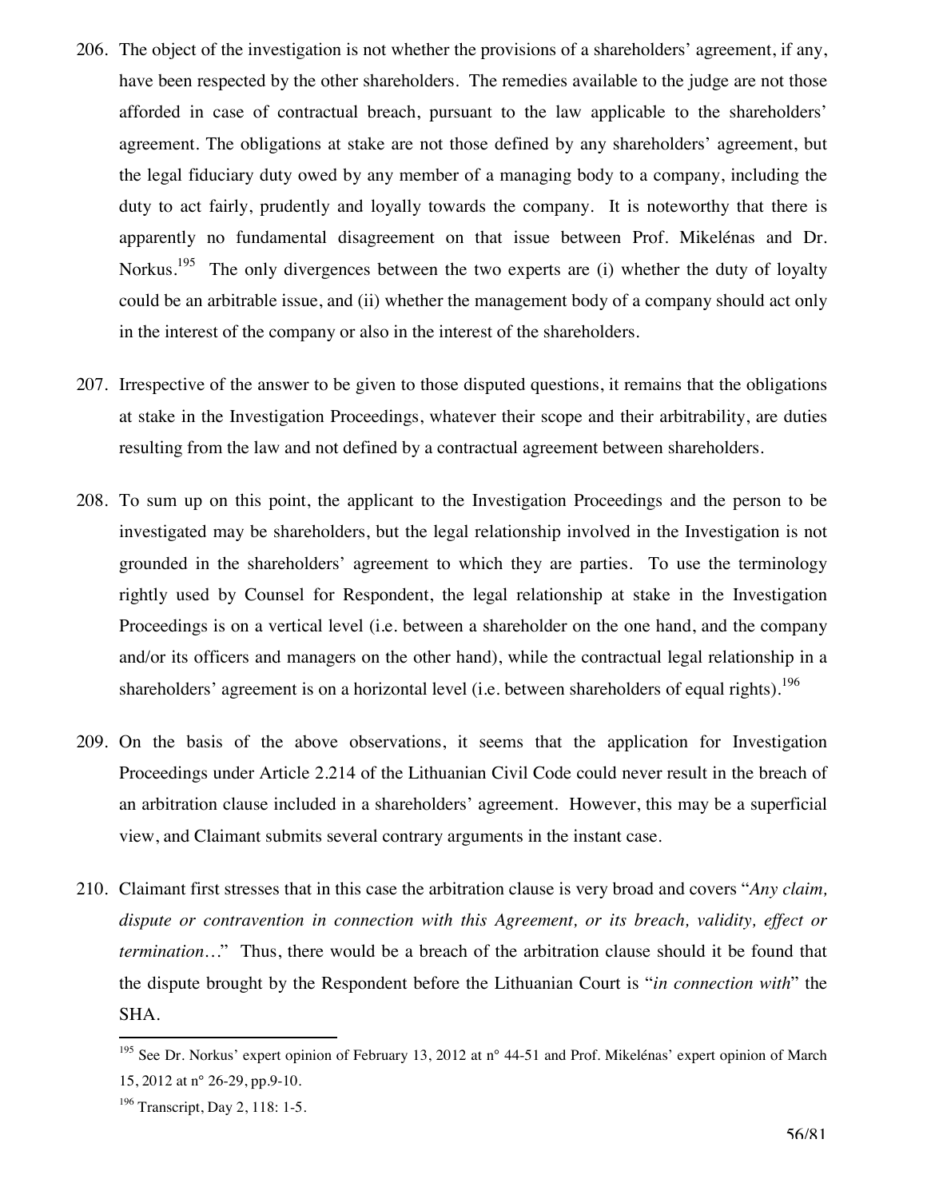206. The object of the investigation is not whether the provisions of a shareholders' agreement, if any, have been respected by the other shareholders. The remedies available to the judge are not those afforded in case of contractual breach, pursuant to the law applicable to the shareholders' agreement. The obligations at stake are not those defined by any shareholders' agreement, but the legal fiduciary duty owed by any member of a managing body to a company, including the duty to act fairly, prudently and loyally towards the company. It is noteworthy that there is apparently no fundamental disagreement on that issue between Prof. Mikelénas and Dr. Norkus.[195] The only divergences between the two experts are (i) whether the duty of loyalty could be an arbitrable issue, and (ii) whether the management body of a company should act only in the interest of the company or also in the interest of the shareholders.

207. Irrespective of the answer to be given to those disputed questions, it remains that the obligations at stake in the Investigation Proceedings, whatever their scope and their arbitrability, are duties resulting from the law and not defined by a contractual agreement between shareholders.

208. To sum up on this point, the applicant to the Investigation Proceedings and the person to be investigated may be shareholders, but the legal relationship involved in the Investigation is not grounded in the shareholders' agreement to which they are parties. To use the terminology rightly used by Counsel for Respondent, the legal relationship at stake in the Investigation Proceedings is on a vertical level (i.e. between a shareholder on the one hand, and the company and/or its officers and managers on the other hand), while the contractual legal relationship in a shareholders' agreement is on a horizontal level (i.e. between shareholders of equal rights).[196]

209. On the basis of the above observations, it seems that the application for Investigation Proceedings under Article 2.214 of the Lithuanian Civil Code could never result in the breach of an arbitration clause included in a shareholders' agreement. However, this may be a superficial view, and Claimant submits several contrary arguments in the instant case.

210. Claimant first stresses that in this case the arbitration clause is very broad and covers "*Any claim, dispute or contravention in connection with this Agreement, or its breach, validity, effect or termination*…" Thus, there would be a breach of the arbitration clause should it be found that the dispute brought by the Respondent before the Lithuanian Court is "*in connection with*" the SHA.

---

[195] See Dr. Norkus' expert opinion of February 13, 2012 at n° 44-51 and Prof. Mikelénas' expert opinion of March 15, 2012 at n° 26-29, pp.9-10.

[196] Transcript, Day 2, 118: 1-5.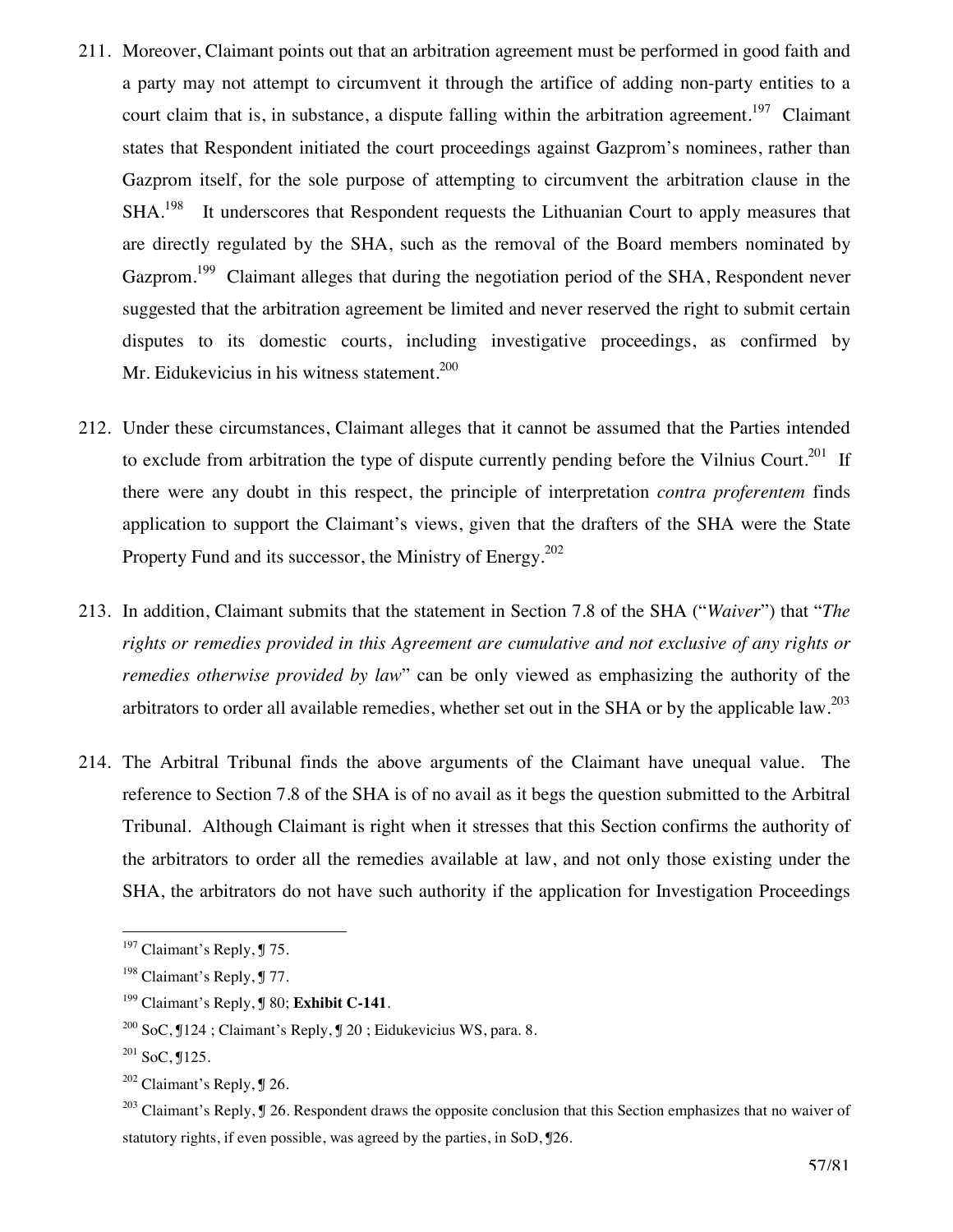211. Moreover, Claimant points out that an arbitration agreement must be performed in good faith and a party may not attempt to circumvent it through the artifice of adding non-party entities to a court claim that is, in substance, a dispute falling within the arbitration agreement.[197] Claimant states that Respondent initiated the court proceedings against Gazprom's nominees, rather than Gazprom itself, for the sole purpose of attempting to circumvent the arbitration clause in the SHA.[198] It underscores that Respondent requests the Lithuanian Court to apply measures that are directly regulated by the SHA, such as the removal of the Board members nominated by Gazprom.[199] Claimant alleges that during the negotiation period of the SHA, Respondent never suggested that the arbitration agreement be limited and never reserved the right to submit certain disputes to its domestic courts, including investigative proceedings, as confirmed by Mr. Eidukevicius in his witness statement.[200]

212. Under these circumstances, Claimant alleges that it cannot be assumed that the Parties intended to exclude from arbitration the type of dispute currently pending before the Vilnius Court.[201] If there were any doubt in this respect, the principle of interpretation *contra proferentem* finds application to support the Claimant's views, given that the drafters of the SHA were the State Property Fund and its successor, the Ministry of Energy.[202]

213. In addition, Claimant submits that the statement in Section 7.8 of the SHA ("*Waiver*") that "*The rights or remedies provided in this Agreement are cumulative and not exclusive of any rights or remedies otherwise provided by law*" can be only viewed as emphasizing the authority of the arbitrators to order all available remedies, whether set out in the SHA or by the applicable law.[203]

214. The Arbitral Tribunal finds the above arguments of the Claimant have unequal value. The reference to Section 7.8 of the SHA is of no avail as it begs the question submitted to the Arbitral Tribunal. Although Claimant is right when it stresses that this Section confirms the authority of the arbitrators to order all the remedies available at law, and not only those existing under the SHA, the arbitrators do not have such authority if the application for Investigation Proceedings

---

[197] Claimant's Reply, ¶ 75.

[198] Claimant's Reply, ¶ 77.

[199] Claimant's Reply, ¶ 80; **Exhibit C-141**.

[200] SoC, ¶124 ; Claimant's Reply, ¶ 20 ; Eidukevicius WS, para. 8.

[201] SoC, ¶125.

[202] Claimant's Reply, ¶ 26.

[203] Claimant's Reply, ¶ 26. Respondent draws the opposite conclusion that this Section emphasizes that no waiver of statutory rights, if even possible, was agreed by the parties, in SoD, ¶26.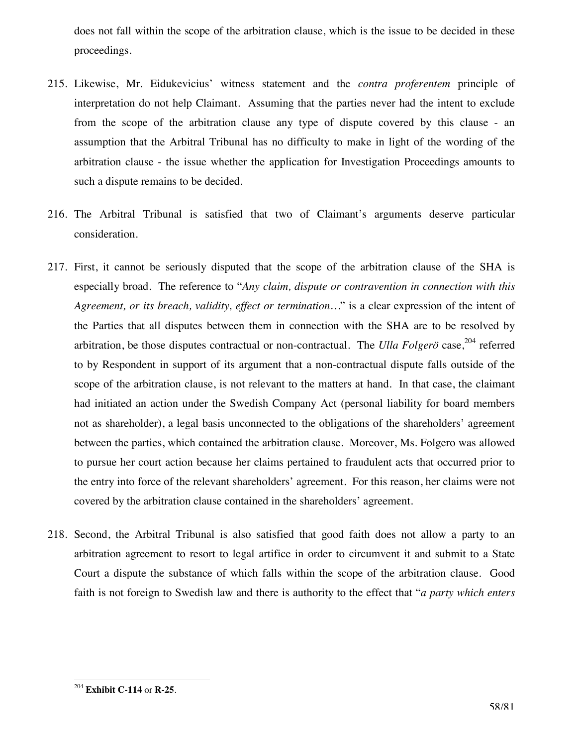does not fall within the scope of the arbitration clause, which is the issue to be decided in these proceedings.

215. Likewise, Mr. Eidukevicius' witness statement and the *contra proferentem* principle of interpretation do not help Claimant. Assuming that the parties never had the intent to exclude from the scope of the arbitration clause any type of dispute covered by this clause - an assumption that the Arbitral Tribunal has no difficulty to make in light of the wording of the arbitration clause - the issue whether the application for Investigation Proceedings amounts to such a dispute remains to be decided.

216. The Arbitral Tribunal is satisfied that two of Claimant's arguments deserve particular consideration.

217. First, it cannot be seriously disputed that the scope of the arbitration clause of the SHA is especially broad. The reference to "*Any claim, dispute or contravention in connection with this Agreement, or its breach, validity, effect or termination…*" is a clear expression of the intent of the Parties that all disputes between them in connection with the SHA are to be resolved by arbitration, be those disputes contractual or non-contractual. The *Ulla Folgerö* case,[204] referred to by Respondent in support of its argument that a non-contractual dispute falls outside of the scope of the arbitration clause, is not relevant to the matters at hand. In that case, the claimant had initiated an action under the Swedish Company Act (personal liability for board members not as shareholder), a legal basis unconnected to the obligations of the shareholders' agreement between the parties, which contained the arbitration clause. Moreover, Ms. Folgero was allowed to pursue her court action because her claims pertained to fraudulent acts that occurred prior to the entry into force of the relevant shareholders' agreement. For this reason, her claims were not covered by the arbitration clause contained in the shareholders' agreement.

218. Second, the Arbitral Tribunal is also satisfied that good faith does not allow a party to an arbitration agreement to resort to legal artifice in order to circumvent it and submit to a State Court a dispute the substance of which falls within the scope of the arbitration clause. Good faith is not foreign to Swedish law and there is authority to the effect that "*a party which enters*

---

[204] **Exhibit C-114** or **R-25**.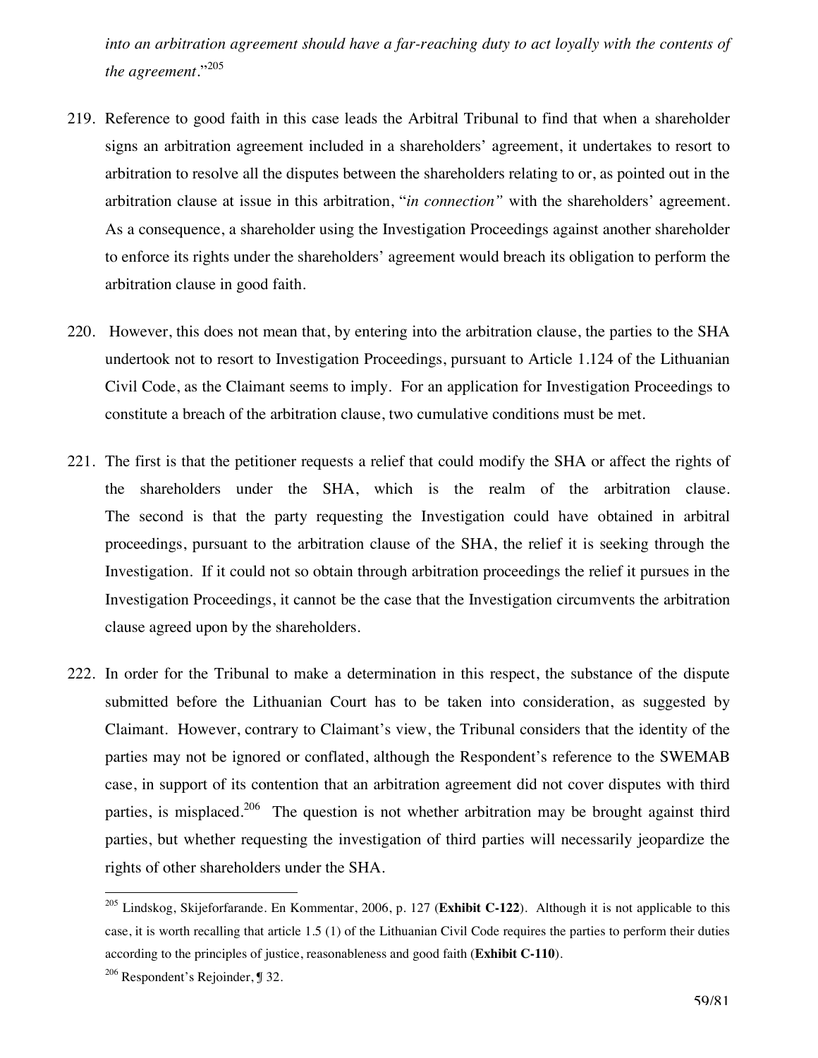*into an arbitration agreement should have a far-reaching duty to act loyally with the contents of the agreement*."[205]

219. Reference to good faith in this case leads the Arbitral Tribunal to find that when a shareholder signs an arbitration agreement included in a shareholders' agreement, it undertakes to resort to arbitration to resolve all the disputes between the shareholders relating to or, as pointed out in the arbitration clause at issue in this arbitration, "*in connection*" with the shareholders' agreement. As a consequence, a shareholder using the Investigation Proceedings against another shareholder to enforce its rights under the shareholders' agreement would breach its obligation to perform the arbitration clause in good faith.

220. However, this does not mean that, by entering into the arbitration clause, the parties to the SHA undertook not to resort to Investigation Proceedings, pursuant to Article 1.124 of the Lithuanian Civil Code, as the Claimant seems to imply. For an application for Investigation Proceedings to constitute a breach of the arbitration clause, two cumulative conditions must be met.

221. The first is that the petitioner requests a relief that could modify the SHA or affect the rights of the shareholders under the SHA, which is the realm of the arbitration clause. The second is that the party requesting the Investigation could have obtained in arbitral proceedings, pursuant to the arbitration clause of the SHA, the relief it is seeking through the Investigation. If it could not so obtain through arbitration proceedings the relief it pursues in the Investigation Proceedings, it cannot be the case that the Investigation circumvents the arbitration clause agreed upon by the shareholders.

222. In order for the Tribunal to make a determination in this respect, the substance of the dispute submitted before the Lithuanian Court has to be taken into consideration, as suggested by Claimant. However, contrary to Claimant's view, the Tribunal considers that the identity of the parties may not be ignored or conflated, although the Respondent's reference to the SWEMAB case, in support of its contention that an arbitration agreement did not cover disputes with third parties, is misplaced.[206] The question is not whether arbitration may be brought against third parties, but whether requesting the investigation of third parties will necessarily jeopardize the rights of other shareholders under the SHA.

---

[205] Lindskog, Skijeforfarande. En Kommentar, 2006, p. 127 (**Exhibit C-122**). Although it is not applicable to this case, it is worth recalling that article 1.5 (1) of the Lithuanian Civil Code requires the parties to perform their duties according to the principles of justice, reasonableness and good faith (**Exhibit C-110**).

[206] Respondent's Rejoinder, ¶ 32.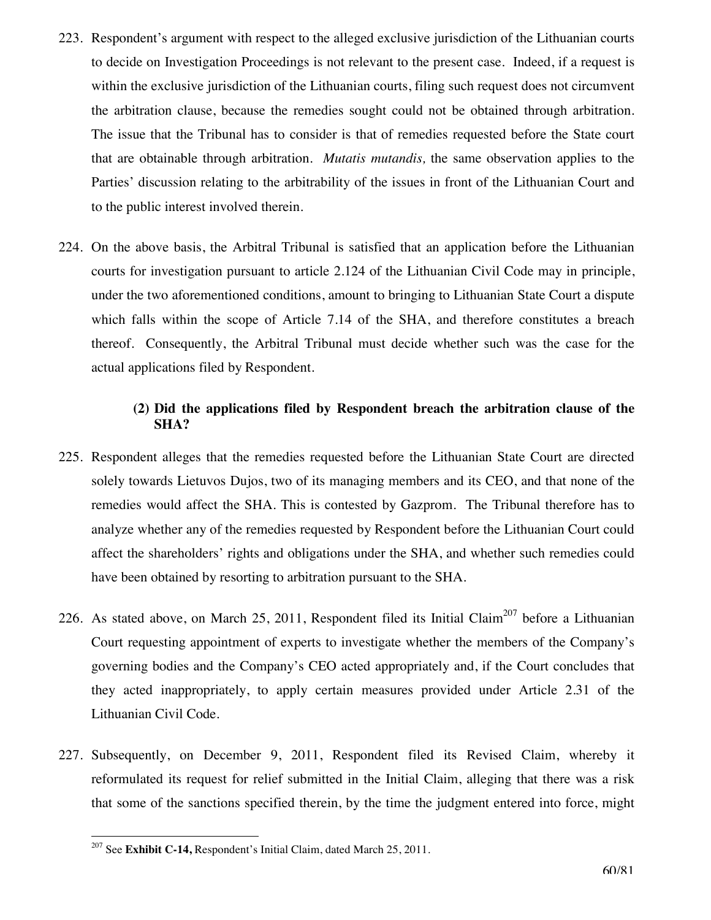223. Respondent's argument with respect to the alleged exclusive jurisdiction of the Lithuanian courts to decide on Investigation Proceedings is not relevant to the present case. Indeed, if a request is within the exclusive jurisdiction of the Lithuanian courts, filing such request does not circumvent the arbitration clause, because the remedies sought could not be obtained through arbitration. The issue that the Tribunal has to consider is that of remedies requested before the State court that are obtainable through arbitration. *Mutatis mutandis,* the same observation applies to the Parties' discussion relating to the arbitrability of the issues in front of the Lithuanian Court and to the public interest involved therein.

224. On the above basis, the Arbitral Tribunal is satisfied that an application before the Lithuanian courts for investigation pursuant to article 2.124 of the Lithuanian Civil Code may in principle, under the two aforementioned conditions, amount to bringing to Lithuanian State Court a dispute which falls within the scope of Article 7.14 of the SHA, and therefore constitutes a breach thereof. Consequently, the Arbitral Tribunal must decide whether such was the case for the actual applications filed by Respondent.

### (2) Did the applications filed by Respondent breach the arbitration clause of the SHA?

225. Respondent alleges that the remedies requested before the Lithuanian State Court are directed solely towards Lietuvos Dujos, two of its managing members and its CEO, and that none of the remedies would affect the SHA. This is contested by Gazprom. The Tribunal therefore has to analyze whether any of the remedies requested by Respondent before the Lithuanian Court could affect the shareholders' rights and obligations under the SHA, and whether such remedies could have been obtained by resorting to arbitration pursuant to the SHA.

226. As stated above, on March 25, 2011, Respondent filed its Initial Claim[207] before a Lithuanian Court requesting appointment of experts to investigate whether the members of the Company's governing bodies and the Company's CEO acted appropriately and, if the Court concludes that they acted inappropriately, to apply certain measures provided under Article 2.31 of the Lithuanian Civil Code.

227. Subsequently, on December 9, 2011, Respondent filed its Revised Claim, whereby it reformulated its request for relief submitted in the Initial Claim, alleging that there was a risk that some of the sanctions specified therein, by the time the judgment entered into force, might

---

[207] See **Exhibit C-14,** Respondent's Initial Claim, dated March 25, 2011.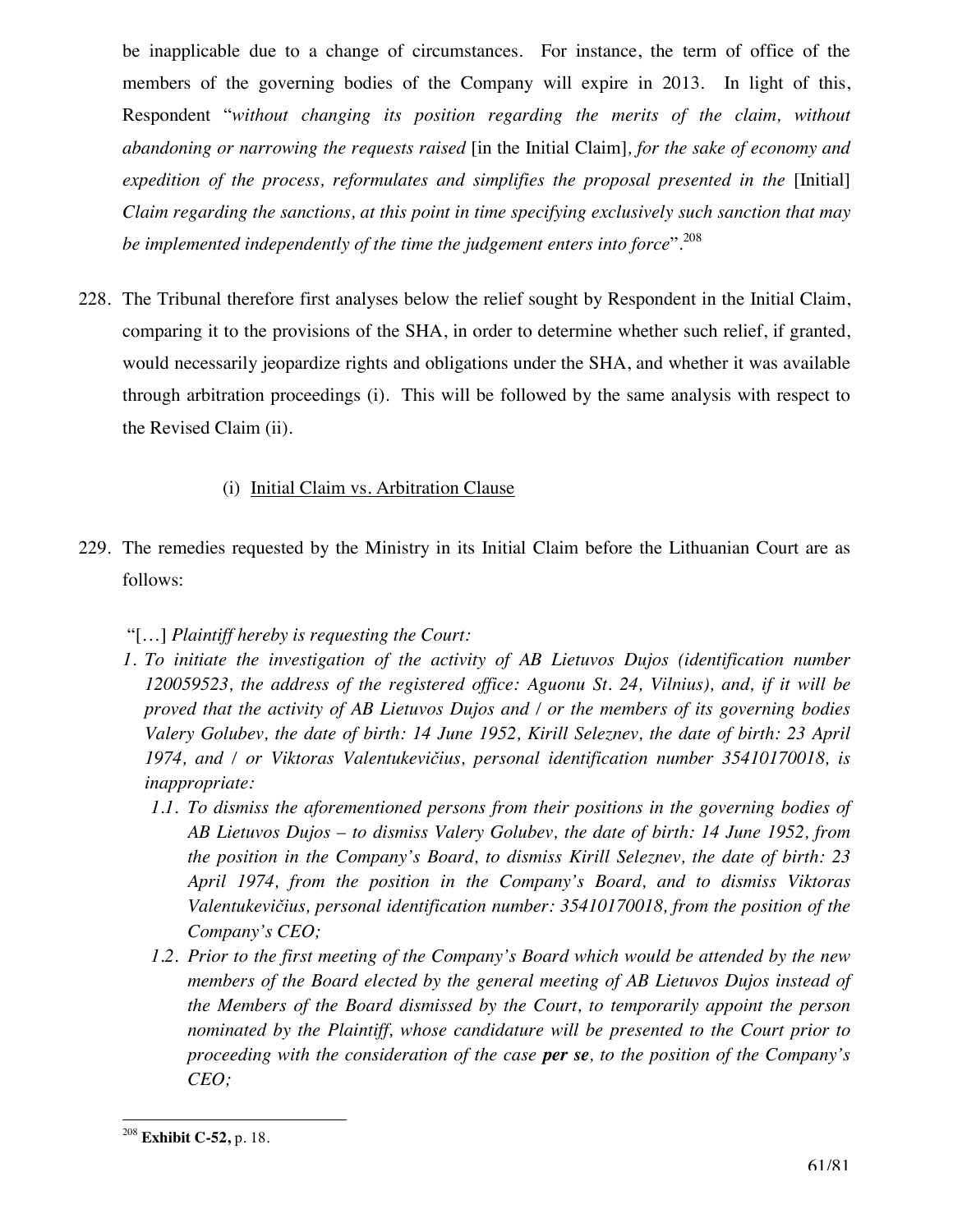be inapplicable due to a change of circumstances. For instance, the term of office of the members of the governing bodies of the Company will expire in 2013. In light of this, Respondent "*without changing its position regarding the merits of the claim, without abandoning or narrowing the requests raised* [in the Initial Claim]*, for the sake of economy and expedition of the process, reformulates and simplifies the proposal presented in the* [Initial] *Claim regarding the sanctions, at this point in time specifying exclusively such sanction that may be implemented independently of the time the judgement enters into force*".[208]

228. The Tribunal therefore first analyses below the relief sought by Respondent in the Initial Claim, comparing it to the provisions of the SHA, in order to determine whether such relief, if granted, would necessarily jeopardize rights and obligations under the SHA, and whether it was available through arbitration proceedings (i). This will be followed by the same analysis with respect to the Revised Claim (ii).

(i) <u>Initial Claim vs. Arbitration Clause</u>

229. The remedies requested by the Ministry in its Initial Claim before the Lithuanian Court are as follows:

"[…] *Plaintiff hereby is requesting the Court:*

1. *To initiate the investigation of the activity of AB Lietuvos Dujos (identification number 120059523, the address of the registered office: Aguonu St. 24, Vilnius), and, if it will be proved that the activity of AB Lietuvos Dujos and / or the members of its governing bodies Valery Golubev, the date of birth: 14 June 1952, Kirill Seleznev, the date of birth: 23 April 1974, and / or Viktoras Valentukevičius, personal identification number 35410170018, is inappropriate:*
   1.1. *To dismiss the aforementioned persons from their positions in the governing bodies of AB Lietuvos Dujos – to dismiss Valery Golubev, the date of birth: 14 June 1952, from the position in the Company's Board, to dismiss Kirill Seleznev, the date of birth: 23 April 1974, from the position in the Company's Board, and to dismiss Viktoras Valentukevičius, personal identification number: 35410170018, from the position of the Company's CEO;*
   1.2. *Prior to the first meeting of the Company's Board which would be attended by the new members of the Board elected by the general meeting of AB Lietuvos Dujos instead of the Members of the Board dismissed by the Court, to temporarily appoint the person nominated by the Plaintiff, whose candidature will be presented to the Court prior to proceeding with the consideration of the case* ***per se****, to the position of the Company's CEO;*

[208] **Exhibit C-52,** p. 18.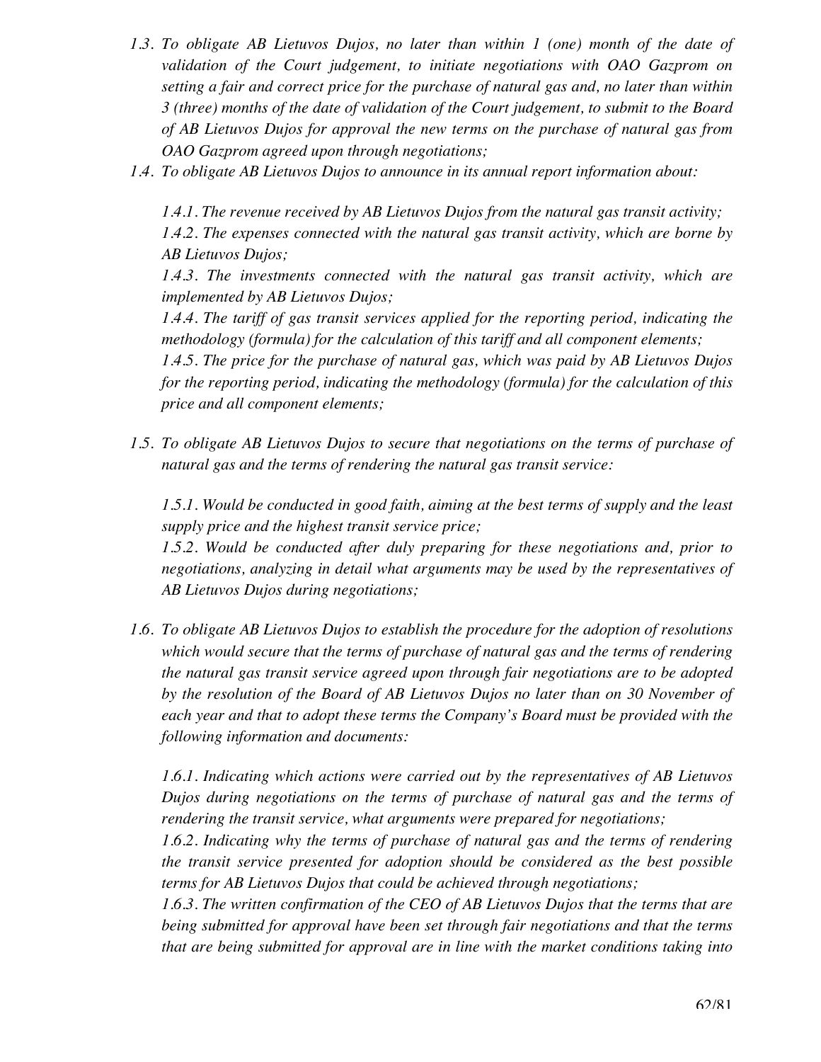*1.3. To obligate AB Lietuvos Dujos, no later than within 1 (one) month of the date of validation of the Court judgement, to initiate negotiations with OAO Gazprom on setting a fair and correct price for the purchase of natural gas and, no later than within 3 (three) months of the date of validation of the Court judgement, to submit to the Board of AB Lietuvos Dujos for approval the new terms on the purchase of natural gas from OAO Gazprom agreed upon through negotiations;*

*1.4. To obligate AB Lietuvos Dujos to announce in its annual report information about:*

*1.4.1. The revenue received by AB Lietuvos Dujos from the natural gas transit activity;*
*1.4.2. The expenses connected with the natural gas transit activity, which are borne by AB Lietuvos Dujos;*
*1.4.3. The investments connected with the natural gas transit activity, which are implemented by AB Lietuvos Dujos;*
*1.4.4. The tariff of gas transit services applied for the reporting period, indicating the methodology (formula) for the calculation of this tariff and all component elements;*
*1.4.5. The price for the purchase of natural gas, which was paid by AB Lietuvos Dujos for the reporting period, indicating the methodology (formula) for the calculation of this price and all component elements;*

*1.5. To obligate AB Lietuvos Dujos to secure that negotiations on the terms of purchase of natural gas and the terms of rendering the natural gas transit service:*

*1.5.1. Would be conducted in good faith, aiming at the best terms of supply and the least supply price and the highest transit service price;*
*1.5.2. Would be conducted after duly preparing for these negotiations and, prior to negotiations, analyzing in detail what arguments may be used by the representatives of AB Lietuvos Dujos during negotiations;*

*1.6. To obligate AB Lietuvos Dujos to establish the procedure for the adoption of resolutions which would secure that the terms of purchase of natural gas and the terms of rendering the natural gas transit service agreed upon through fair negotiations are to be adopted by the resolution of the Board of AB Lietuvos Dujos no later than on 30 November of each year and that to adopt these terms the Company's Board must be provided with the following information and documents:*

*1.6.1. Indicating which actions were carried out by the representatives of AB Lietuvos Dujos during negotiations on the terms of purchase of natural gas and the terms of rendering the transit service, what arguments were prepared for negotiations;*
*1.6.2. Indicating why the terms of purchase of natural gas and the terms of rendering the transit service presented for adoption should be considered as the best possible terms for AB Lietuvos Dujos that could be achieved through negotiations;*
*1.6.3. The written confirmation of the CEO of AB Lietuvos Dujos that the terms that are being submitted for approval have been set through fair negotiations and that the terms that are being submitted for approval are in line with the market conditions taking into*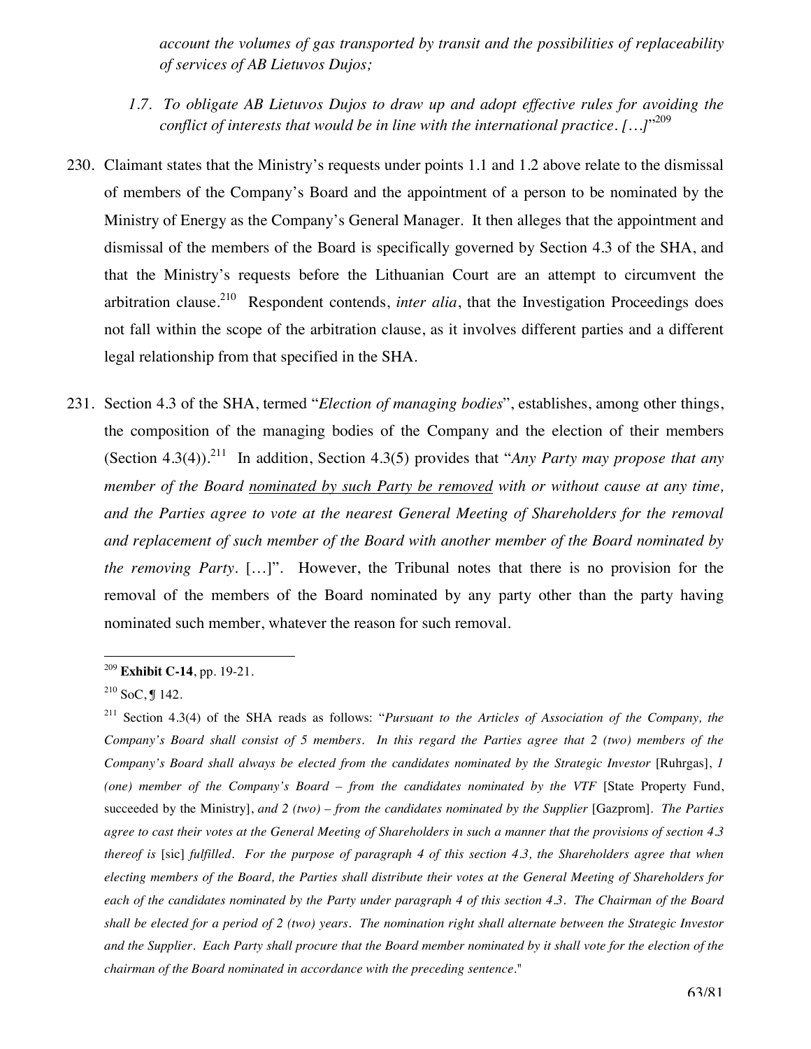*account the volumes of gas transported by transit and the possibilities of replaceability of services of AB Lietuvos Dujos;*

*1.7. To obligate AB Lietuvos Dujos to draw up and adopt effective rules for avoiding the conflict of interests that would be in line with the international practice. […]*"[209]

230. Claimant states that the Ministry's requests under points 1.1 and 1.2 above relate to the dismissal of members of the Company's Board and the appointment of a person to be nominated by the Ministry of Energy as the Company's General Manager. It then alleges that the appointment and dismissal of the members of the Board is specifically governed by Section 4.3 of the SHA, and that the Ministry's requests before the Lithuanian Court are an attempt to circumvent the arbitration clause.[210] Respondent contends, *inter alia*, that the Investigation Proceedings does not fall within the scope of the arbitration clause, as it involves different parties and a different legal relationship from that specified in the SHA.

231. Section 4.3 of the SHA, termed "*Election of managing bodies*", establishes, among other things, the composition of the managing bodies of the Company and the election of their members (Section 4.3(4)).[211] In addition, Section 4.3(5) provides that "*Any Party may propose that any member of the Board <u>nominated by such Party be removed</u> with or without cause at any time, and the Parties agree to vote at the nearest General Meeting of Shareholders for the removal and replacement of such member of the Board with another member of the Board nominated by the removing Party.* […]". However, the Tribunal notes that there is no provision for the removal of the members of the Board nominated by any party other than the party having nominated such member, whatever the reason for such removal.

---

[209] **Exhibit C-14**, pp. 19-21.

[210] SoC, ¶ 142.

[211] Section 4.3(4) of the SHA reads as follows: "*Pursuant to the Articles of Association of the Company, the Company's Board shall consist of 5 members. In this regard the Parties agree that 2 (two) members of the Company's Board shall always be elected from the candidates nominated by the Strategic Investor* [Ruhrgas], *1 (one) member of the Company's Board – from the candidates nominated by the VTF* [State Property Fund, succeeded by the Ministry], *and 2 (two) – from the candidates nominated by the Supplier* [Gazprom]. *The Parties agree to cast their votes at the General Meeting of Shareholders in such a manner that the provisions of section 4.3 thereof is* [sic] *fulfilled. For the purpose of paragraph 4 of this section 4.3, the Shareholders agree that when electing members of the Board, the Parties shall distribute their votes at the General Meeting of Shareholders for each of the candidates nominated by the Party under paragraph 4 of this section 4.3. The Chairman of the Board shall be elected for a period of 2 (two) years. The nomination right shall alternate between the Strategic Investor and the Supplier. Each Party shall procure that the Board member nominated by it shall vote for the election of the chairman of the Board nominated in accordance with the preceding sentence.*"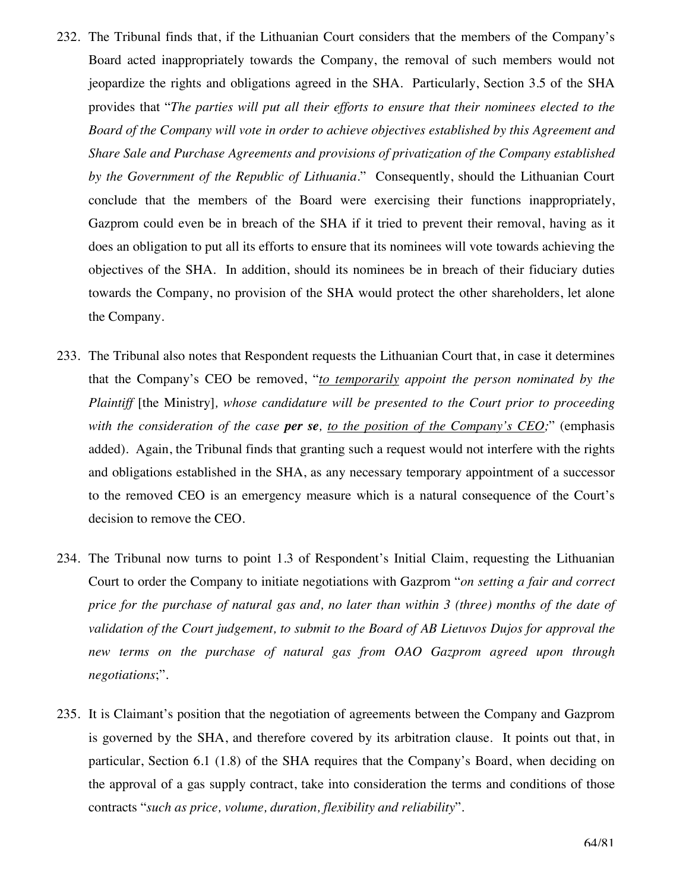232. The Tribunal finds that, if the Lithuanian Court considers that the members of the Company's Board acted inappropriately towards the Company, the removal of such members would not jeopardize the rights and obligations agreed in the SHA. Particularly, Section 3.5 of the SHA provides that "*The parties will put all their efforts to ensure that their nominees elected to the Board of the Company will vote in order to achieve objectives established by this Agreement and Share Sale and Purchase Agreements and provisions of privatization of the Company established by the Government of the Republic of Lithuania*." Consequently, should the Lithuanian Court conclude that the members of the Board were exercising their functions inappropriately, Gazprom could even be in breach of the SHA if it tried to prevent their removal, having as it does an obligation to put all its efforts to ensure that its nominees will vote towards achieving the objectives of the SHA. In addition, should its nominees be in breach of their fiduciary duties towards the Company, no provision of the SHA would protect the other shareholders, let alone the Company.

233. The Tribunal also notes that Respondent requests the Lithuanian Court that, in case it determines that the Company's CEO be removed, "<u>*to temporarily*</u> *appoint the person nominated by the Plaintiff* [the Ministry]*, whose candidature will be presented to the Court prior to proceeding with the consideration of the case* ***per se****,* <u>*to the position of the Company's CEO;*</u>" (emphasis added). Again, the Tribunal finds that granting such a request would not interfere with the rights and obligations established in the SHA, as any necessary temporary appointment of a successor to the removed CEO is an emergency measure which is a natural consequence of the Court's decision to remove the CEO.

234. The Tribunal now turns to point 1.3 of Respondent's Initial Claim, requesting the Lithuanian Court to order the Company to initiate negotiations with Gazprom "*on setting a fair and correct price for the purchase of natural gas and, no later than within 3 (three) months of the date of validation of the Court judgement, to submit to the Board of AB Lietuvos Dujos for approval the new terms on the purchase of natural gas from OAO Gazprom agreed upon through negotiations*;".

235. It is Claimant's position that the negotiation of agreements between the Company and Gazprom is governed by the SHA, and therefore covered by its arbitration clause. It points out that, in particular, Section 6.1 (1.8) of the SHA requires that the Company's Board, when deciding on the approval of a gas supply contract, take into consideration the terms and conditions of those contracts "*such as price, volume, duration, flexibility and reliability*".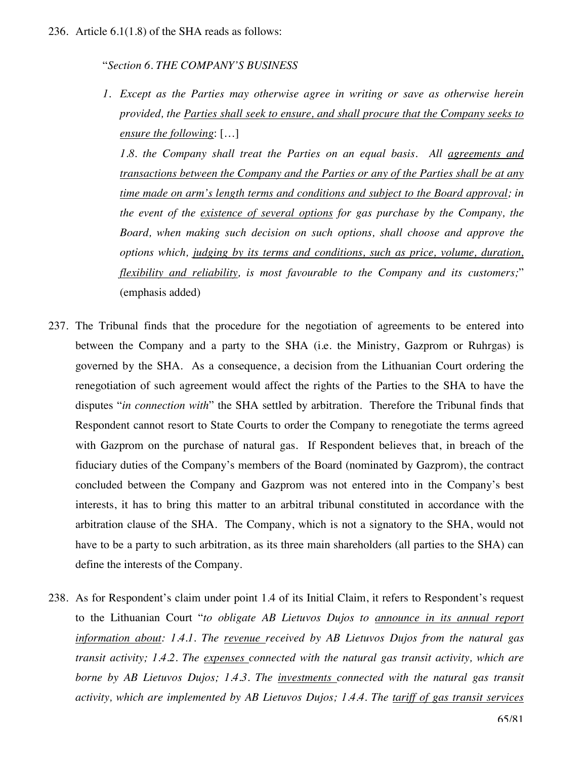236. Article 6.1(1.8) of the SHA reads as follows:

> "*Section 6. THE COMPANY'S BUSINESS*
>
> *1. Except as the Parties may otherwise agree in writing or save as otherwise herein provided, the* *<u>Parties shall seek to ensure, and shall procure that the Company seeks to ensure the following</u>*: […]
>
> *1.8. the Company shall treat the Parties on an equal basis. All* *<u>agreements and transactions between the Company and the Parties or any of the Parties shall be at any time made on arm's length terms and conditions and subject to the Board approval</u>*; *in the event of the* *<u>existence of several options</u>* *for gas purchase by the Company, the Board, when making such decision on such options, shall choose and approve the options which,* *<u>judging by its terms and conditions, such as price, volume, duration, flexibility and reliability</u>*, *is most favourable to the Company and its customers;*" (emphasis added)

237. The Tribunal finds that the procedure for the negotiation of agreements to be entered into between the Company and a party to the SHA (i.e. the Ministry, Gazprom or Ruhrgas) is governed by the SHA. As a consequence, a decision from the Lithuanian Court ordering the renegotiation of such agreement would affect the rights of the Parties to the SHA to have the disputes "*in connection with*" the SHA settled by arbitration. Therefore the Tribunal finds that Respondent cannot resort to State Courts to order the Company to renegotiate the terms agreed with Gazprom on the purchase of natural gas. If Respondent believes that, in breach of the fiduciary duties of the Company's members of the Board (nominated by Gazprom), the contract concluded between the Company and Gazprom was not entered into in the Company's best interests, it has to bring this matter to an arbitral tribunal constituted in accordance with the arbitration clause of the SHA. The Company, which is not a signatory to the SHA, would not have to be a party to such arbitration, as its three main shareholders (all parties to the SHA) can define the interests of the Company.

238. As for Respondent's claim under point 1.4 of its Initial Claim, it refers to Respondent's request to the Lithuanian Court "*to obligate AB Lietuvos Dujos to* *<u>announce in its annual report information about</u>*: *1.4.1. The* *<u>revenue</u>* *received by AB Lietuvos Dujos from the natural gas transit activity; 1.4.2. The* *<u>expenses</u>* *connected with the natural gas transit activity, which are borne by AB Lietuvos Dujos; 1.4.3. The* *<u>investments</u>* *connected with the natural gas transit activity, which are implemented by AB Lietuvos Dujos; 1.4.4. The* *<u>tariff of gas transit services</u>*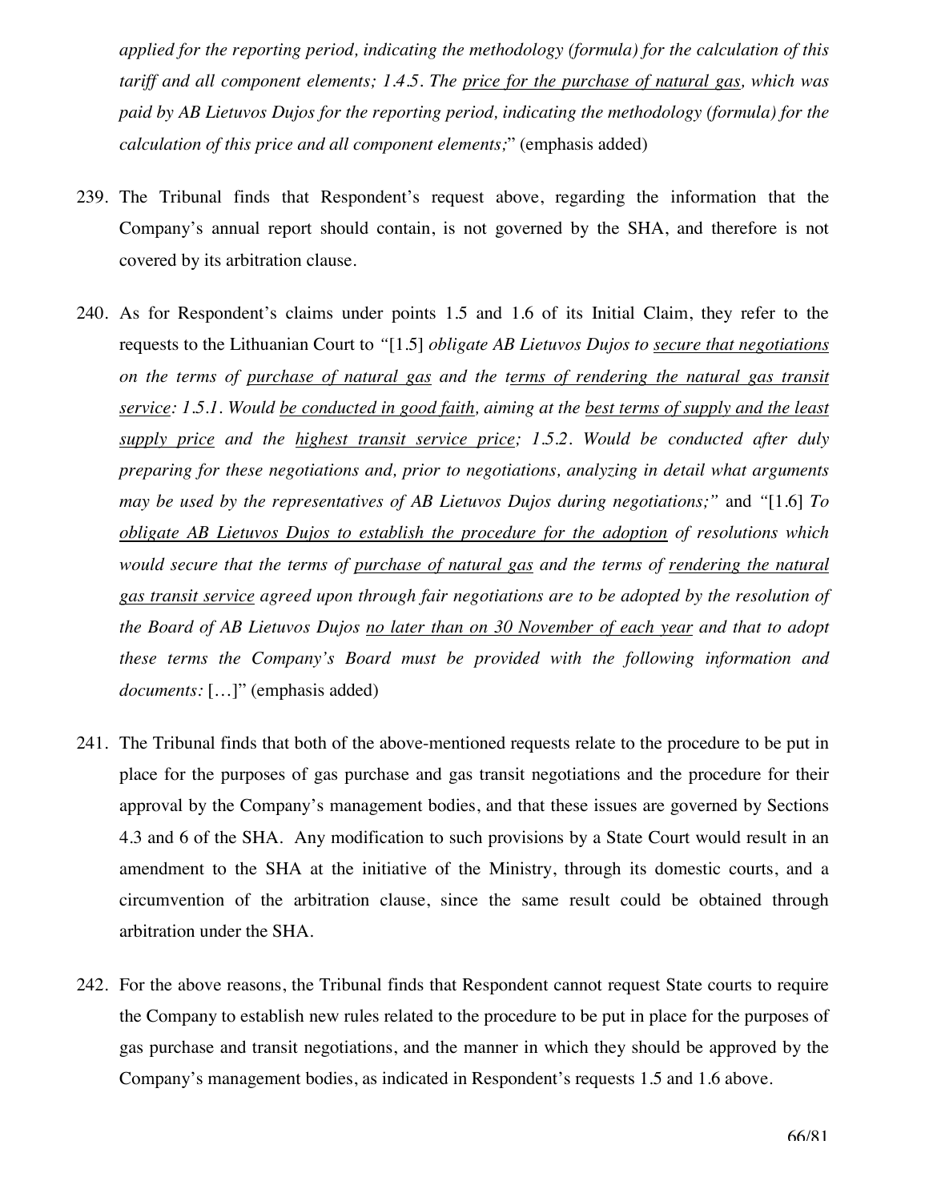*applied for the reporting period, indicating the methodology (formula) for the calculation of this tariff and all component elements; 1.4.5. The price for the purchase of natural gas, which was paid by AB Lietuvos Dujos for the reporting period, indicating the methodology (formula) for the calculation of this price and all component elements;*" (emphasis added)

239. The Tribunal finds that Respondent's request above, regarding the information that the Company's annual report should contain, is not governed by the SHA, and therefore is not covered by its arbitration clause.

240. As for Respondent's claims under points 1.5 and 1.6 of its Initial Claim, they refer to the requests to the Lithuanian Court to *"[1.5] obligate AB Lietuvos Dujos to secure that negotiations on the terms of purchase of natural gas and the terms of rendering the natural gas transit service: 1.5.1. Would be conducted in good faith, aiming at the best terms of supply and the least supply price and the highest transit service price; 1.5.2. Would be conducted after duly preparing for these negotiations and, prior to negotiations, analyzing in detail what arguments may be used by the representatives of AB Lietuvos Dujos during negotiations;"* and *"[1.6] To obligate AB Lietuvos Dujos to establish the procedure for the adoption of resolutions which would secure that the terms of purchase of natural gas and the terms of rendering the natural gas transit service agreed upon through fair negotiations are to be adopted by the resolution of the Board of AB Lietuvos Dujos no later than on 30 November of each year and that to adopt these terms the Company's Board must be provided with the following information and documents:* […]" (emphasis added)

241. The Tribunal finds that both of the above-mentioned requests relate to the procedure to be put in place for the purposes of gas purchase and gas transit negotiations and the procedure for their approval by the Company's management bodies, and that these issues are governed by Sections 4.3 and 6 of the SHA. Any modification to such provisions by a State Court would result in an amendment to the SHA at the initiative of the Ministry, through its domestic courts, and a circumvention of the arbitration clause, since the same result could be obtained through arbitration under the SHA.

242. For the above reasons, the Tribunal finds that Respondent cannot request State courts to require the Company to establish new rules related to the procedure to be put in place for the purposes of gas purchase and transit negotiations, and the manner in which they should be approved by the Company's management bodies, as indicated in Respondent's requests 1.5 and 1.6 above.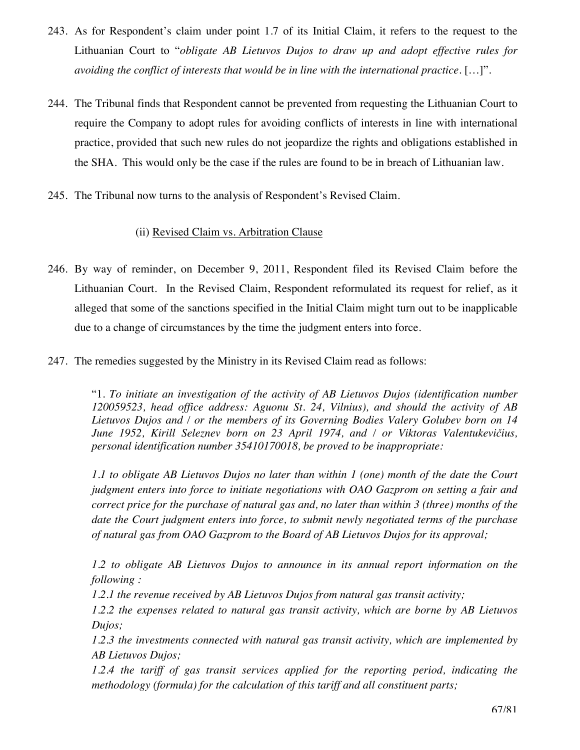243. As for Respondent's claim under point 1.7 of its Initial Claim, it refers to the request to the Lithuanian Court to "*obligate AB Lietuvos Dujos to draw up and adopt effective rules for avoiding the conflict of interests that would be in line with the international practice*. […]".

244. The Tribunal finds that Respondent cannot be prevented from requesting the Lithuanian Court to require the Company to adopt rules for avoiding conflicts of interests in line with international practice, provided that such new rules do not jeopardize the rights and obligations established in the SHA. This would only be the case if the rules are found to be in breach of Lithuanian law.

245. The Tribunal now turns to the analysis of Respondent's Revised Claim.

(ii) <u>Revised Claim vs. Arbitration Clause</u>

246. By way of reminder, on December 9, 2011, Respondent filed its Revised Claim before the Lithuanian Court. In the Revised Claim, Respondent reformulated its request for relief, as it alleged that some of the sanctions specified in the Initial Claim might turn out to be inapplicable due to a change of circumstances by the time the judgment enters into force.

247. The remedies suggested by the Ministry in its Revised Claim read as follows:

> "1. *To initiate an investigation of the activity of AB Lietuvos Dujos (identification number 120059523, head office address: Aguonu St. 24, Vilnius), and should the activity of AB Lietuvos Dujos and / or the members of its Governing Bodies Valery Golubev born on 14 June 1952, Kirill Seleznev born on 23 April 1974, and / or Viktoras Valentukevičius, personal identification number 35410170018, be proved to be inappropriate:*
>
> *1.1 to obligate AB Lietuvos Dujos no later than within 1 (one) month of the date the Court judgment enters into force to initiate negotiations with OAO Gazprom on setting a fair and correct price for the purchase of natural gas and, no later than within 3 (three) months of the date the Court judgment enters into force, to submit newly negotiated terms of the purchase of natural gas from OAO Gazprom to the Board of AB Lietuvos Dujos for its approval;*
>
> *1.2 to obligate AB Lietuvos Dujos to announce in its annual report information on the following :*
> *1.2.1 the revenue received by AB Lietuvos Dujos from natural gas transit activity;*
> *1.2.2 the expenses related to natural gas transit activity, which are borne by AB Lietuvos Dujos;*
> *1.2.3 the investments connected with natural gas transit activity, which are implemented by AB Lietuvos Dujos;*
> *1.2.4 the tariff of gas transit services applied for the reporting period, indicating the methodology (formula) for the calculation of this tariff and all constituent parts;*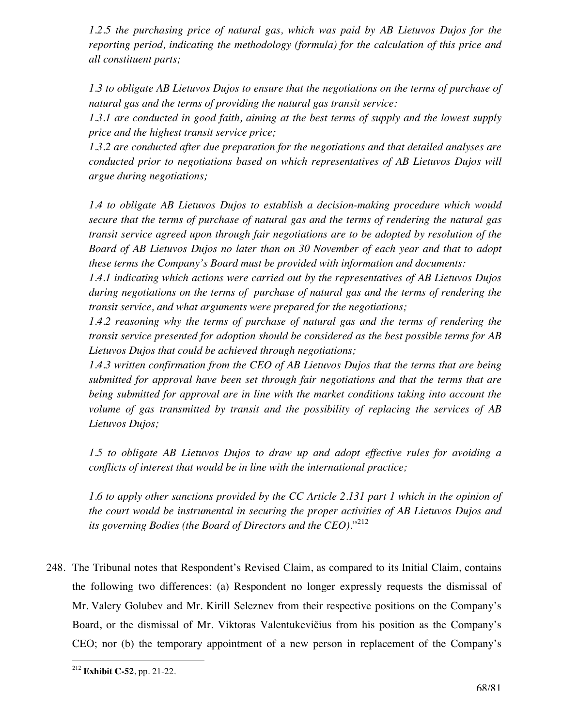*1.2.5 the purchasing price of natural gas, which was paid by AB Lietuvos Dujos for the reporting period, indicating the methodology (formula) for the calculation of this price and all constituent parts;*

*1.3 to obligate AB Lietuvos Dujos to ensure that the negotiations on the terms of purchase of natural gas and the terms of providing the natural gas transit service:*
*1.3.1 are conducted in good faith, aiming at the best terms of supply and the lowest supply price and the highest transit service price;*
*1.3.2 are conducted after due preparation for the negotiations and that detailed analyses are conducted prior to negotiations based on which representatives of AB Lietuvos Dujos will argue during negotiations;*

*1.4 to obligate AB Lietuvos Dujos to establish a decision-making procedure which would secure that the terms of purchase of natural gas and the terms of rendering the natural gas transit service agreed upon through fair negotiations are to be adopted by resolution of the Board of AB Lietuvos Dujos no later than on 30 November of each year and that to adopt these terms the Company's Board must be provided with information and documents:*
*1.4.1 indicating which actions were carried out by the representatives of AB Lietuvos Dujos during negotiations on the terms of purchase of natural gas and the terms of rendering the transit service, and what arguments were prepared for the negotiations;*
*1.4.2 reasoning why the terms of purchase of natural gas and the terms of rendering the transit service presented for adoption should be considered as the best possible terms for AB Lietuvos Dujos that could be achieved through negotiations;*
*1.4.3 written confirmation from the CEO of AB Lietuvos Dujos that the terms that are being submitted for approval have been set through fair negotiations and that the terms that are being submitted for approval are in line with the market conditions taking into account the volume of gas transmitted by transit and the possibility of replacing the services of AB Lietuvos Dujos;*

*1.5 to obligate AB Lietuvos Dujos to draw up and adopt effective rules for avoiding a conflicts of interest that would be in line with the international practice;*

*1.6 to apply other sanctions provided by the CC Article 2.131 part 1 which in the opinion of the court would be instrumental in securing the proper activities of AB Lietuvos Dujos and its governing Bodies (the Board of Directors and the CEO).*"[212]

248. The Tribunal notes that Respondent's Revised Claim, as compared to its Initial Claim, contains the following two differences: (a) Respondent no longer expressly requests the dismissal of Mr. Valery Golubev and Mr. Kirill Seleznev from their respective positions on the Company's Board, or the dismissal of Mr. Viktoras Valentukevičius from his position as the Company's CEO; nor (b) the temporary appointment of a new person in replacement of the Company's

---

[212] **Exhibit C-52**, pp. 21-22.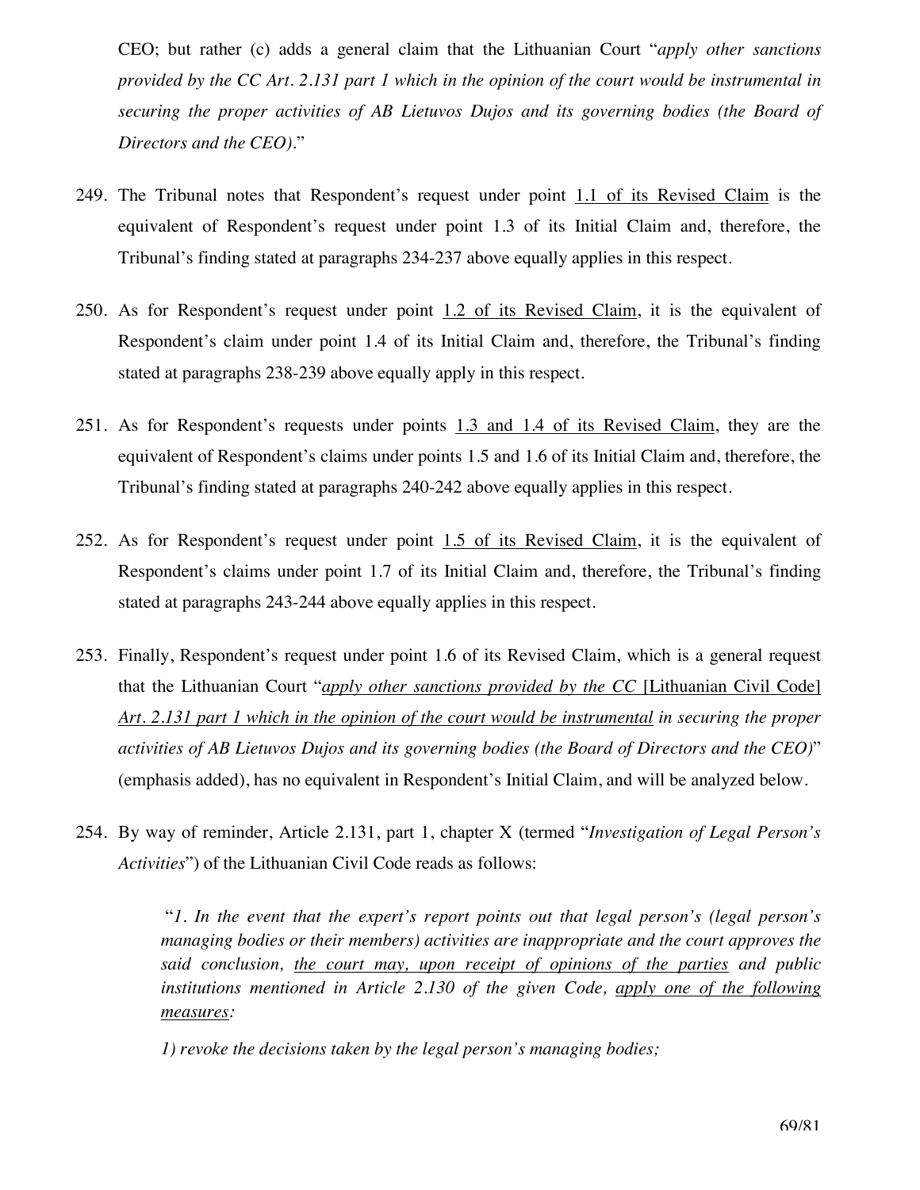CEO; but rather (c) adds a general claim that the Lithuanian Court "*apply other sanctions provided by the CC Art. 2.131 part 1 which in the opinion of the court would be instrumental in securing the proper activities of AB Lietuvos Dujos and its governing bodies (the Board of Directors and the CEO).*"

249. The Tribunal notes that Respondent's request under point <u>1.1 of its Revised Claim</u> is the equivalent of Respondent's request under point 1.3 of its Initial Claim and, therefore, the Tribunal's finding stated at paragraphs 234-237 above equally applies in this respect.

250. As for Respondent's request under point <u>1.2 of its Revised Claim</u>, it is the equivalent of Respondent's claim under point 1.4 of its Initial Claim and, therefore, the Tribunal's finding stated at paragraphs 238-239 above equally apply in this respect.

251. As for Respondent's requests under points <u>1.3 and 1.4 of its Revised Claim</u>, they are the equivalent of Respondent's claims under points 1.5 and 1.6 of its Initial Claim and, therefore, the Tribunal's finding stated at paragraphs 240-242 above equally applies in this respect.

252. As for Respondent's request under point <u>1.5 of its Revised Claim</u>, it is the equivalent of Respondent's claims under point 1.7 of its Initial Claim and, therefore, the Tribunal's finding stated at paragraphs 243-244 above equally applies in this respect.

253. Finally, Respondent's request under point 1.6 of its Revised Claim, which is a general request that the Lithuanian Court "<u>*apply other sanctions provided by the CC* [Lithuanian Civil Code] *Art. 2.131 part 1 which in the opinion of the court would be instrumental*</u> *in securing the proper activities of AB Lietuvos Dujos and its governing bodies (the Board of Directors and the CEO)*" (emphasis added), has no equivalent in Respondent's Initial Claim, and will be analyzed below.

254. By way of reminder, Article 2.131, part 1, chapter X (termed "*Investigation of Legal Person's Activities*") of the Lithuanian Civil Code reads as follows:

> "*1. In the event that the expert's report points out that legal person's (legal person's managing bodies or their members) activities are inappropriate and the court approves the said conclusion, <u>the court may, upon receipt of opinions of the parties</u> and public institutions mentioned in Article 2.130 of the given Code, <u>apply one of the following measures</u>:*
>
> *1) revoke the decisions taken by the legal person's managing bodies;*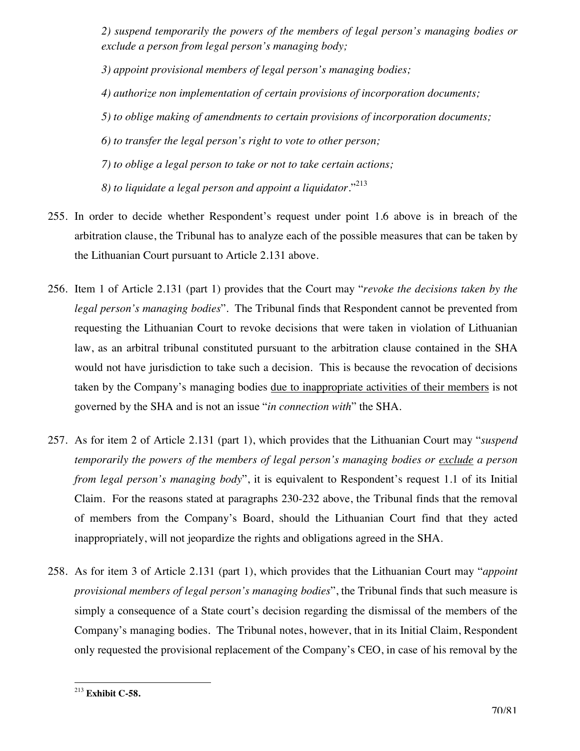> *2) suspend temporarily the powers of the members of legal person's managing bodies or exclude a person from legal person's managing body;*
>
> *3) appoint provisional members of legal person's managing bodies;*
>
> *4) authorize non implementation of certain provisions of incorporation documents;*
>
> *5) to oblige making of amendments to certain provisions of incorporation documents;*
>
> *6) to transfer the legal person's right to vote to other person;*
>
> *7) to oblige a legal person to take or not to take certain actions;*
>
> *8) to liquidate a legal person and appoint a liquidator*."[213]

255. In order to decide whether Respondent's request under point 1.6 above is in breach of the arbitration clause, the Tribunal has to analyze each of the possible measures that can be taken by the Lithuanian Court pursuant to Article 2.131 above.

256. Item 1 of Article 2.131 (part 1) provides that the Court may "*revoke the decisions taken by the legal person's managing bodies*". The Tribunal finds that Respondent cannot be prevented from requesting the Lithuanian Court to revoke decisions that were taken in violation of Lithuanian law, as an arbitral tribunal constituted pursuant to the arbitration clause contained in the SHA would not have jurisdiction to take such a decision. This is because the revocation of decisions taken by the Company's managing bodies <u>due to inappropriate activities of their members</u> is not governed by the SHA and is not an issue "*in connection with*" the SHA.

257. As for item 2 of Article 2.131 (part 1), which provides that the Lithuanian Court may "*suspend temporarily the powers of the members of legal person's managing bodies or <u>exclude</u> a person from legal person's managing body*", it is equivalent to Respondent's request 1.1 of its Initial Claim. For the reasons stated at paragraphs 230-232 above, the Tribunal finds that the removal of members from the Company's Board, should the Lithuanian Court find that they acted inappropriately, will not jeopardize the rights and obligations agreed in the SHA.

258. As for item 3 of Article 2.131 (part 1), which provides that the Lithuanian Court may "*appoint provisional members of legal person's managing bodies*", the Tribunal finds that such measure is simply a consequence of a State court's decision regarding the dismissal of the members of the Company's managing bodies. The Tribunal notes, however, that in its Initial Claim, Respondent only requested the provisional replacement of the Company's CEO, in case of his removal by the

[213] **Exhibit C-58.**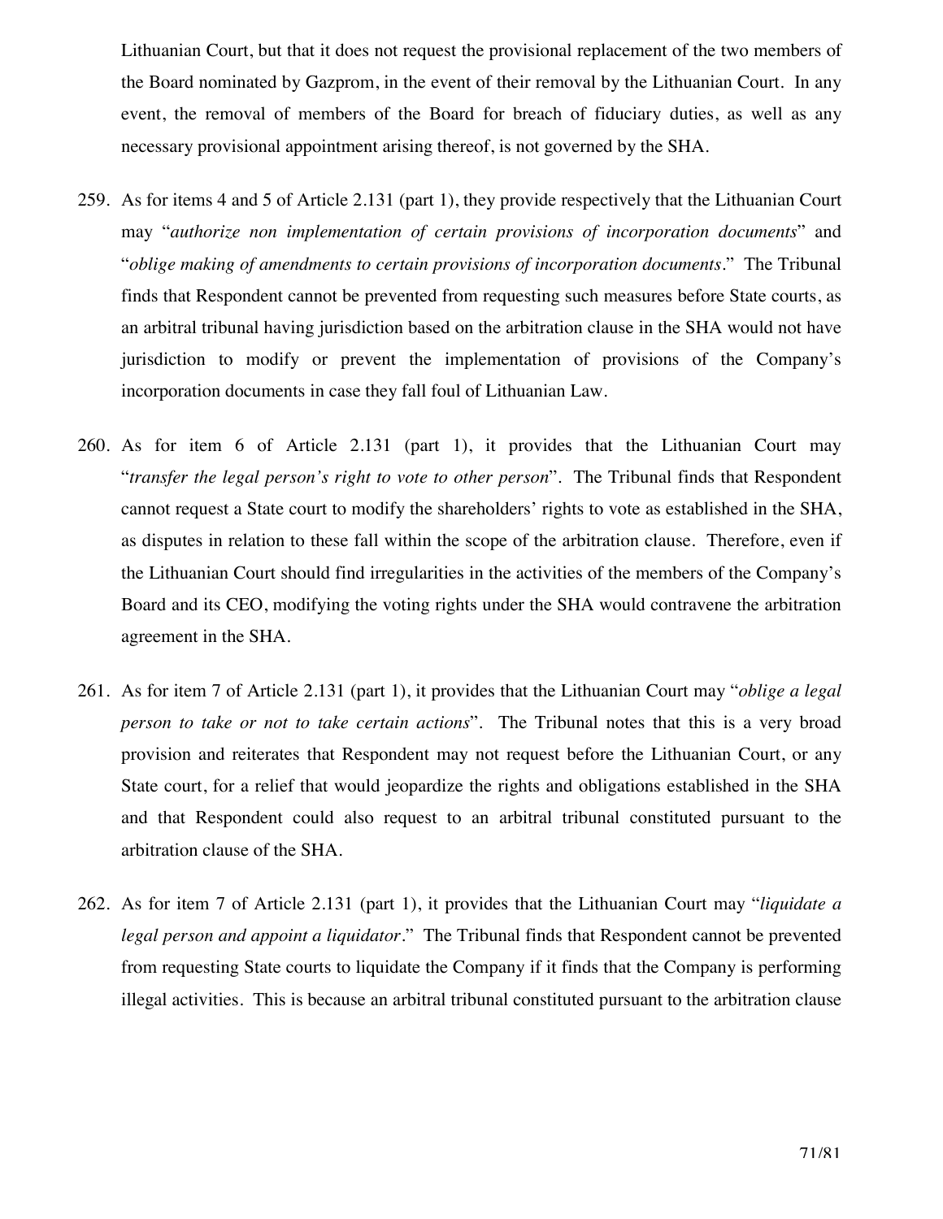Lithuanian Court, but that it does not request the provisional replacement of the two members of the Board nominated by Gazprom, in the event of their removal by the Lithuanian Court. In any event, the removal of members of the Board for breach of fiduciary duties, as well as any necessary provisional appointment arising thereof, is not governed by the SHA.

259. As for items 4 and 5 of Article 2.131 (part 1), they provide respectively that the Lithuanian Court may "*authorize non implementation of certain provisions of incorporation documents*" and "*oblige making of amendments to certain provisions of incorporation documents*." The Tribunal finds that Respondent cannot be prevented from requesting such measures before State courts, as an arbitral tribunal having jurisdiction based on the arbitration clause in the SHA would not have jurisdiction to modify or prevent the implementation of provisions of the Company's incorporation documents in case they fall foul of Lithuanian Law.

260. As for item 6 of Article 2.131 (part 1), it provides that the Lithuanian Court may "*transfer the legal person's right to vote to other person*". The Tribunal finds that Respondent cannot request a State court to modify the shareholders' rights to vote as established in the SHA, as disputes in relation to these fall within the scope of the arbitration clause. Therefore, even if the Lithuanian Court should find irregularities in the activities of the members of the Company's Board and its CEO, modifying the voting rights under the SHA would contravene the arbitration agreement in the SHA.

261. As for item 7 of Article 2.131 (part 1), it provides that the Lithuanian Court may "*oblige a legal person to take or not to take certain actions*". The Tribunal notes that this is a very broad provision and reiterates that Respondent may not request before the Lithuanian Court, or any State court, for a relief that would jeopardize the rights and obligations established in the SHA and that Respondent could also request to an arbitral tribunal constituted pursuant to the arbitration clause of the SHA.

262. As for item 7 of Article 2.131 (part 1), it provides that the Lithuanian Court may "*liquidate a legal person and appoint a liquidator*." The Tribunal finds that Respondent cannot be prevented from requesting State courts to liquidate the Company if it finds that the Company is performing illegal activities. This is because an arbitral tribunal constituted pursuant to the arbitration clause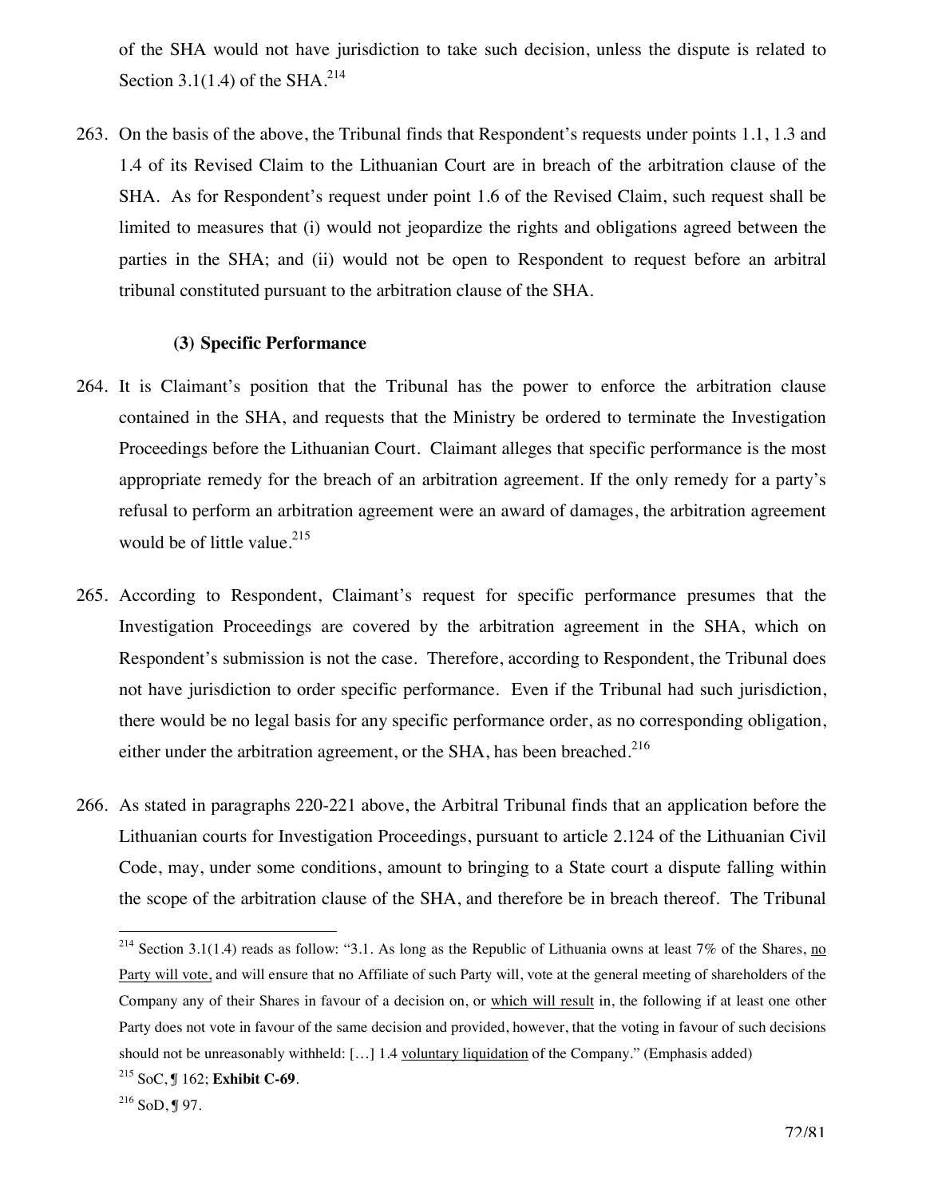of the SHA would not have jurisdiction to take such decision, unless the dispute is related to Section 3.1(1.4) of the SHA.[214]

263. On the basis of the above, the Tribunal finds that Respondent's requests under points 1.1, 1.3 and 1.4 of its Revised Claim to the Lithuanian Court are in breach of the arbitration clause of the SHA. As for Respondent's request under point 1.6 of the Revised Claim, such request shall be limited to measures that (i) would not jeopardize the rights and obligations agreed between the parties in the SHA; and (ii) would not be open to Respondent to request before an arbitral tribunal constituted pursuant to the arbitration clause of the SHA.

### (3) Specific Performance

264. It is Claimant's position that the Tribunal has the power to enforce the arbitration clause contained in the SHA, and requests that the Ministry be ordered to terminate the Investigation Proceedings before the Lithuanian Court. Claimant alleges that specific performance is the most appropriate remedy for the breach of an arbitration agreement. If the only remedy for a party's refusal to perform an arbitration agreement were an award of damages, the arbitration agreement would be of little value.[215]

265. According to Respondent, Claimant's request for specific performance presumes that the Investigation Proceedings are covered by the arbitration agreement in the SHA, which on Respondent's submission is not the case. Therefore, according to Respondent, the Tribunal does not have jurisdiction to order specific performance. Even if the Tribunal had such jurisdiction, there would be no legal basis for any specific performance order, as no corresponding obligation, either under the arbitration agreement, or the SHA, has been breached.[216]

266. As stated in paragraphs 220-221 above, the Arbitral Tribunal finds that an application before the Lithuanian courts for Investigation Proceedings, pursuant to article 2.124 of the Lithuanian Civil Code, may, under some conditions, amount to bringing to a State court a dispute falling within the scope of the arbitration clause of the SHA, and therefore be in breach thereof. The Tribunal

---

[214] Section 3.1(1.4) reads as follow: "3.1. As long as the Republic of Lithuania owns at least 7% of the Shares, <u>no Party will vote,</u> and will ensure that no Affiliate of such Party will, vote at the general meeting of shareholders of the Company any of their Shares in favour of a decision on, or <u>which will result</u> in, the following if at least one other Party does not vote in favour of the same decision and provided, however, that the voting in favour of such decisions should not be unreasonably withheld: […] 1.4 <u>voluntary liquidation</u> of the Company." (Emphasis added)

[215] SoC, ¶ 162; **Exhibit C-69**.

[216] SoD, ¶ 97.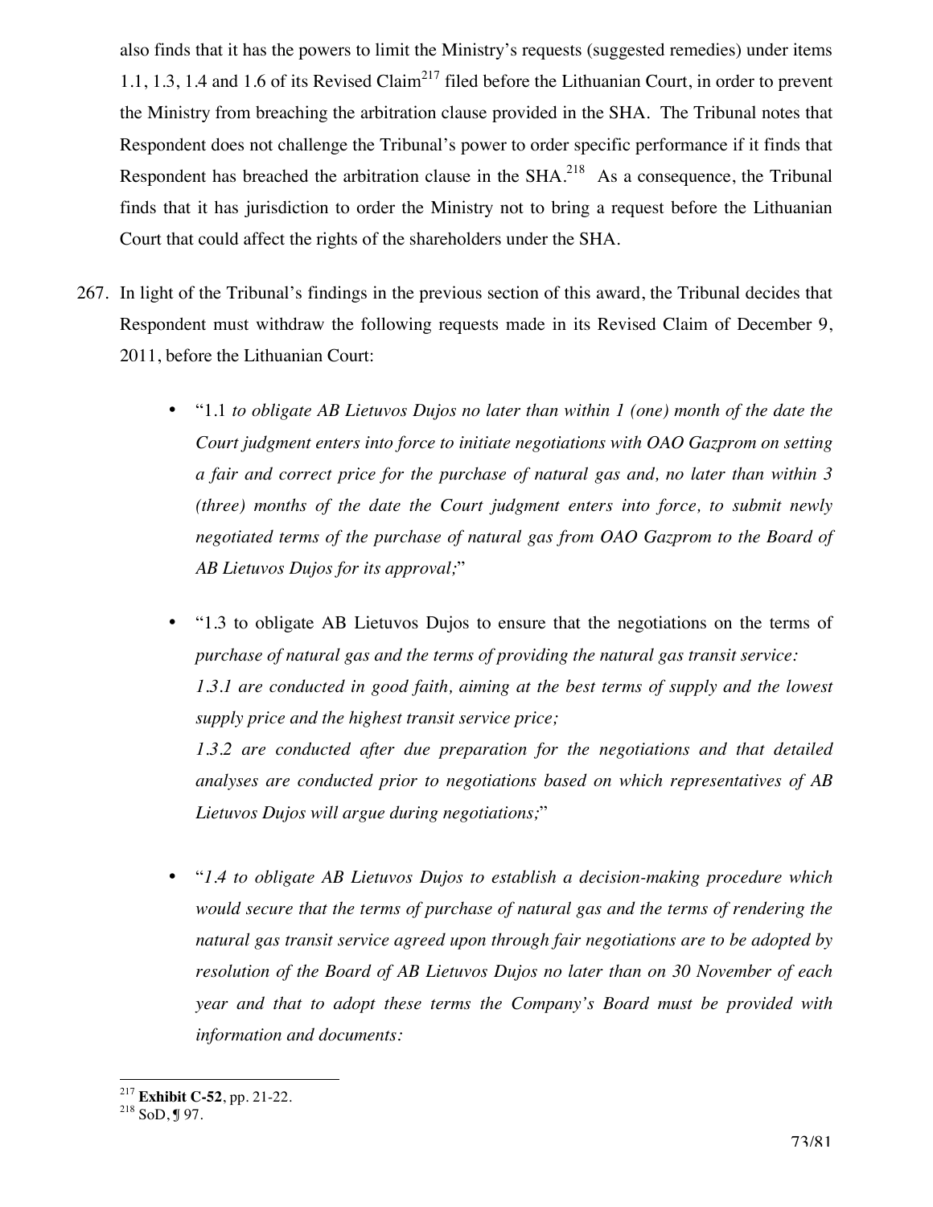also finds that it has the powers to limit the Ministry's requests (suggested remedies) under items 1.1, 1.3, 1.4 and 1.6 of its Revised Claim[217] filed before the Lithuanian Court, in order to prevent the Ministry from breaching the arbitration clause provided in the SHA. The Tribunal notes that Respondent does not challenge the Tribunal's power to order specific performance if it finds that Respondent has breached the arbitration clause in the SHA.[218] As a consequence, the Tribunal finds that it has jurisdiction to order the Ministry not to bring a request before the Lithuanian Court that could affect the rights of the shareholders under the SHA.

267. In light of the Tribunal's findings in the previous section of this award, the Tribunal decides that Respondent must withdraw the following requests made in its Revised Claim of December 9, 2011, before the Lithuanian Court:

- "1.1 *to obligate AB Lietuvos Dujos no later than within 1 (one) month of the date the Court judgment enters into force to initiate negotiations with OAO Gazprom on setting a fair and correct price for the purchase of natural gas and, no later than within 3 (three) months of the date the Court judgment enters into force, to submit newly negotiated terms of the purchase of natural gas from OAO Gazprom to the Board of AB Lietuvos Dujos for its approval;*"

- "1.3 to obligate AB Lietuvos Dujos to ensure that the negotiations on the terms of *purchase of natural gas and the terms of providing the natural gas transit service:*
  *1.3.1 are conducted in good faith, aiming at the best terms of supply and the lowest supply price and the highest transit service price;*
  *1.3.2 are conducted after due preparation for the negotiations and that detailed analyses are conducted prior to negotiations based on which representatives of AB Lietuvos Dujos will argue during negotiations;*"

- "*1.4 to obligate AB Lietuvos Dujos to establish a decision-making procedure which would secure that the terms of purchase of natural gas and the terms of rendering the natural gas transit service agreed upon through fair negotiations are to be adopted by resolution of the Board of AB Lietuvos Dujos no later than on 30 November of each year and that to adopt these terms the Company's Board must be provided with information and documents:*

---

[217] **Exhibit C-52**, pp. 21-22.

[218] SoD, ¶ 97.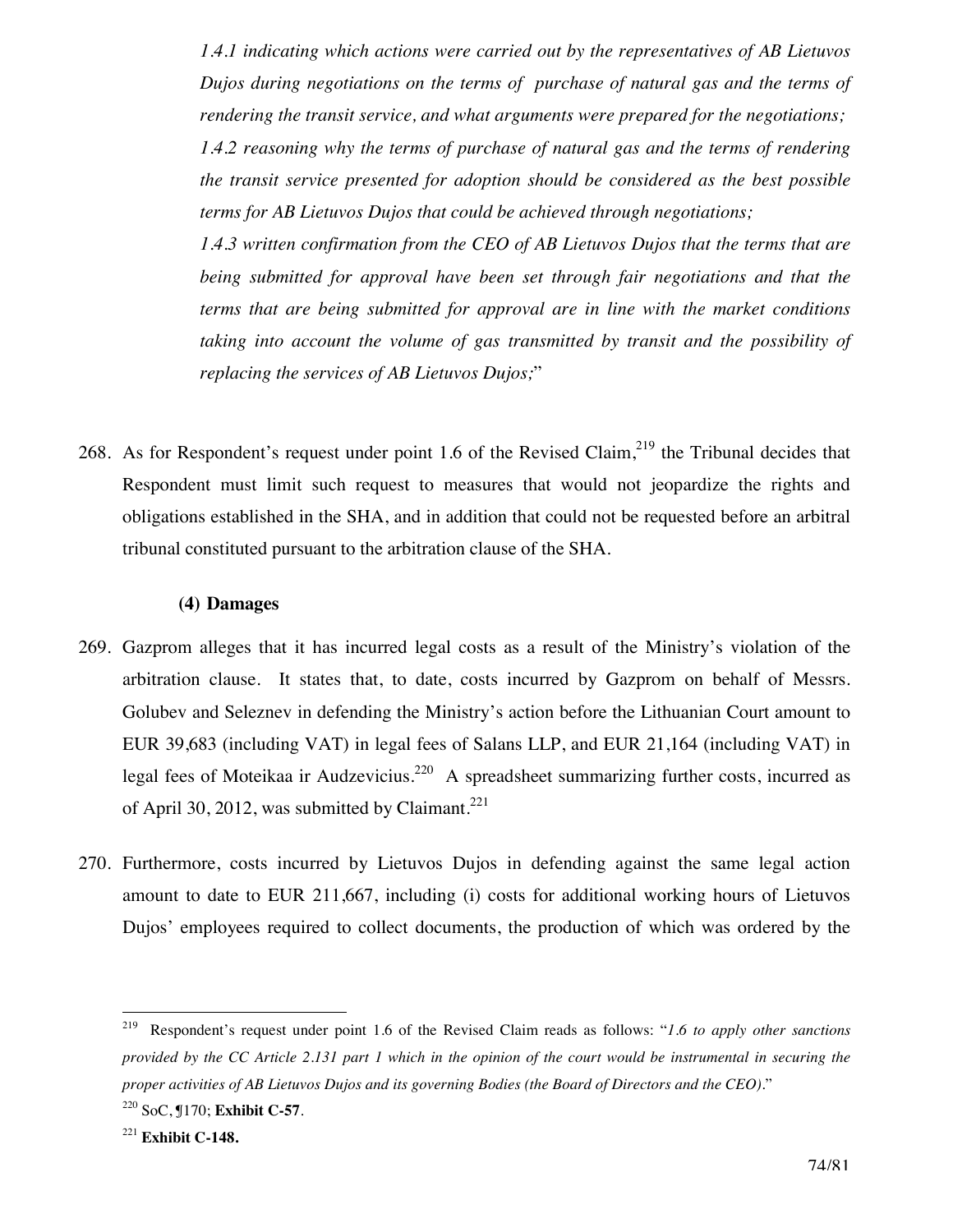*1.4.1 indicating which actions were carried out by the representatives of AB Lietuvos Dujos during negotiations on the terms of purchase of natural gas and the terms of rendering the transit service, and what arguments were prepared for the negotiations;*

*1.4.2 reasoning why the terms of purchase of natural gas and the terms of rendering the transit service presented for adoption should be considered as the best possible terms for AB Lietuvos Dujos that could be achieved through negotiations;*

*1.4.3 written confirmation from the CEO of AB Lietuvos Dujos that the terms that are being submitted for approval have been set through fair negotiations and that the terms that are being submitted for approval are in line with the market conditions taking into account the volume of gas transmitted by transit and the possibility of replacing the services of AB Lietuvos Dujos;*"

268. As for Respondent's request under point 1.6 of the Revised Claim,[219] the Tribunal decides that Respondent must limit such request to measures that would not jeopardize the rights and obligations established in the SHA, and in addition that could not be requested before an arbitral tribunal constituted pursuant to the arbitration clause of the SHA.

**(4) Damages**

269. Gazprom alleges that it has incurred legal costs as a result of the Ministry's violation of the arbitration clause. It states that, to date, costs incurred by Gazprom on behalf of Messrs. Golubev and Seleznev in defending the Ministry's action before the Lithuanian Court amount to EUR 39,683 (including VAT) in legal fees of Salans LLP, and EUR 21,164 (including VAT) in legal fees of Moteikaa ir Audzevicius.[220] A spreadsheet summarizing further costs, incurred as of April 30, 2012, was submitted by Claimant.[221]

270. Furthermore, costs incurred by Lietuvos Dujos in defending against the same legal action amount to date to EUR 211,667, including (i) costs for additional working hours of Lietuvos Dujos' employees required to collect documents, the production of which was ordered by the

---

[219] Respondent's request under point 1.6 of the Revised Claim reads as follows: "*1.6 to apply other sanctions provided by the CC Article 2.131 part 1 which in the opinion of the court would be instrumental in securing the proper activities of AB Lietuvos Dujos and its governing Bodies (the Board of Directors and the CEO).*"

[220] SoC, ¶170; **Exhibit C-57**.

[221] **Exhibit C-148.**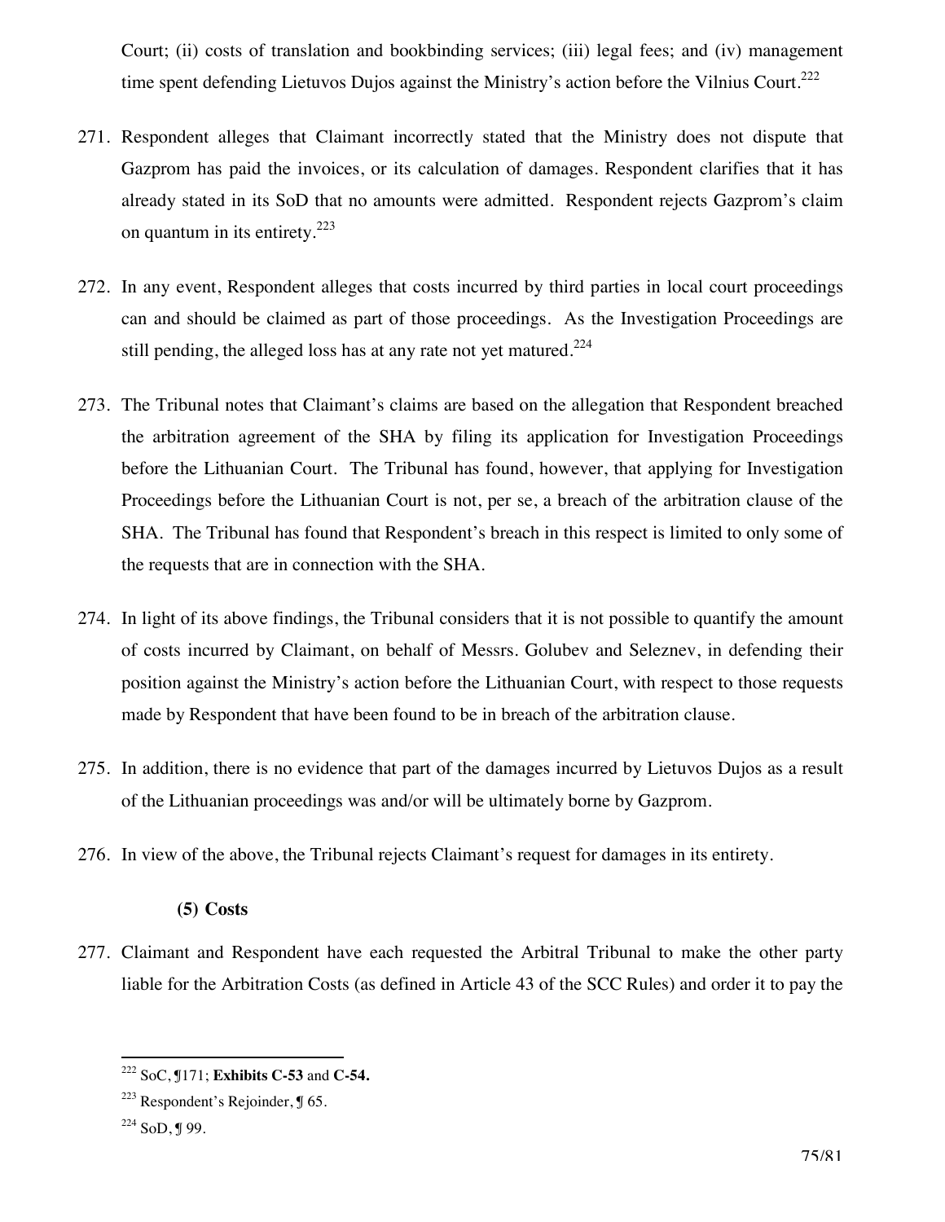Court; (ii) costs of translation and bookbinding services; (iii) legal fees; and (iv) management time spent defending Lietuvos Dujos against the Ministry's action before the Vilnius Court.[222]

271. Respondent alleges that Claimant incorrectly stated that the Ministry does not dispute that Gazprom has paid the invoices, or its calculation of damages. Respondent clarifies that it has already stated in its SoD that no amounts were admitted. Respondent rejects Gazprom's claim on quantum in its entirety.[223]

272. In any event, Respondent alleges that costs incurred by third parties in local court proceedings can and should be claimed as part of those proceedings. As the Investigation Proceedings are still pending, the alleged loss has at any rate not yet matured.[224]

273. The Tribunal notes that Claimant's claims are based on the allegation that Respondent breached the arbitration agreement of the SHA by filing its application for Investigation Proceedings before the Lithuanian Court. The Tribunal has found, however, that applying for Investigation Proceedings before the Lithuanian Court is not, per se, a breach of the arbitration clause of the SHA. The Tribunal has found that Respondent's breach in this respect is limited to only some of the requests that are in connection with the SHA.

274. In light of its above findings, the Tribunal considers that it is not possible to quantify the amount of costs incurred by Claimant, on behalf of Messrs. Golubev and Seleznev, in defending their position against the Ministry's action before the Lithuanian Court, with respect to those requests made by Respondent that have been found to be in breach of the arbitration clause.

275. In addition, there is no evidence that part of the damages incurred by Lietuvos Dujos as a result of the Lithuanian proceedings was and/or will be ultimately borne by Gazprom.

276. In view of the above, the Tribunal rejects Claimant's request for damages in its entirety.

**(5) Costs**

277. Claimant and Respondent have each requested the Arbitral Tribunal to make the other party liable for the Arbitration Costs (as defined in Article 43 of the SCC Rules) and order it to pay the

---

[222] SoC, ¶171; **Exhibits C-53** and **C-54.**

[223] Respondent's Rejoinder, ¶ 65.

[224] SoD, ¶ 99.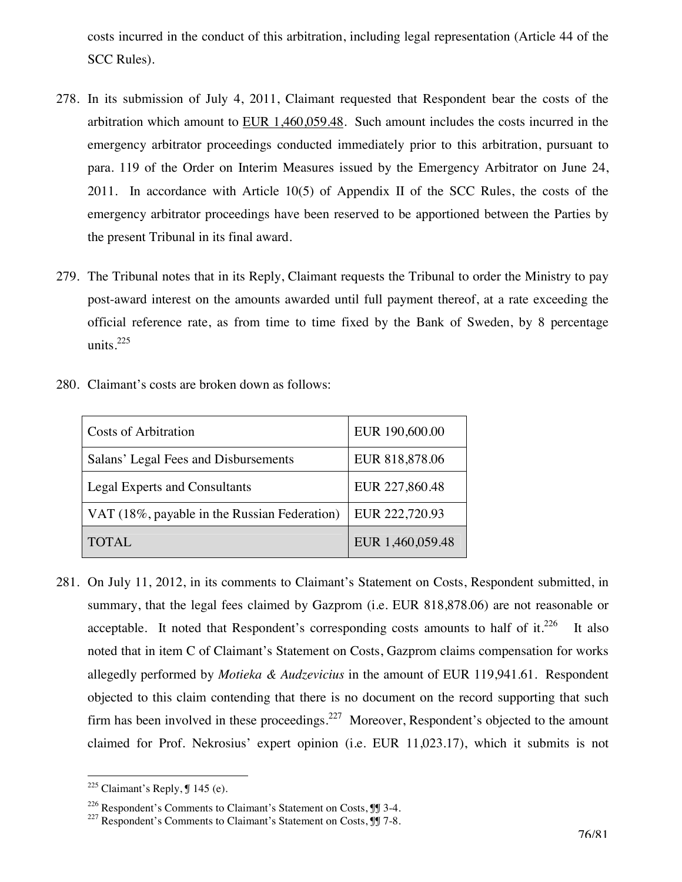costs incurred in the conduct of this arbitration, including legal representation (Article 44 of the SCC Rules).

278. In its submission of July 4, 2011, Claimant requested that Respondent bear the costs of the arbitration which amount to EUR 1,460,059.48. Such amount includes the costs incurred in the emergency arbitrator proceedings conducted immediately prior to this arbitration, pursuant to para. 119 of the Order on Interim Measures issued by the Emergency Arbitrator on June 24, 2011. In accordance with Article 10(5) of Appendix II of the SCC Rules, the costs of the emergency arbitrator proceedings have been reserved to be apportioned between the Parties by the present Tribunal in its final award.

279. The Tribunal notes that in its Reply, Claimant requests the Tribunal to order the Ministry to pay post-award interest on the amounts awarded until full payment thereof, at a rate exceeding the official reference rate, as from time to time fixed by the Bank of Sweden, by 8 percentage units.[225]

280. Claimant's costs are broken down as follows:

| | |
|---|---|
| Costs of Arbitration | EUR 190,600.00 |
| Salans' Legal Fees and Disbursements | EUR 818,878.06 |
| Legal Experts and Consultants | EUR 227,860.48 |
| VAT (18%, payable in the Russian Federation) | EUR 222,720.93 |
| TOTAL | EUR 1,460,059.48 |

281. On July 11, 2012, in its comments to Claimant's Statement on Costs, Respondent submitted, in summary, that the legal fees claimed by Gazprom (i.e. EUR 818,878.06) are not reasonable or acceptable. It noted that Respondent's corresponding costs amounts to half of it.[226] It also noted that in item C of Claimant's Statement on Costs, Gazprom claims compensation for works allegedly performed by *Motieka & Audzevicius* in the amount of EUR 119,941.61. Respondent objected to this claim contending that there is no document on the record supporting that such firm has been involved in these proceedings.[227] Moreover, Respondent's objected to the amount claimed for Prof. Nekrosius' expert opinion (i.e. EUR 11,023.17), which it submits is not

---

[225] Claimant's Reply, ¶ 145 (e).

[226] Respondent's Comments to Claimant's Statement on Costs, ¶¶ 3-4.

[227] Respondent's Comments to Claimant's Statement on Costs, ¶¶ 7-8.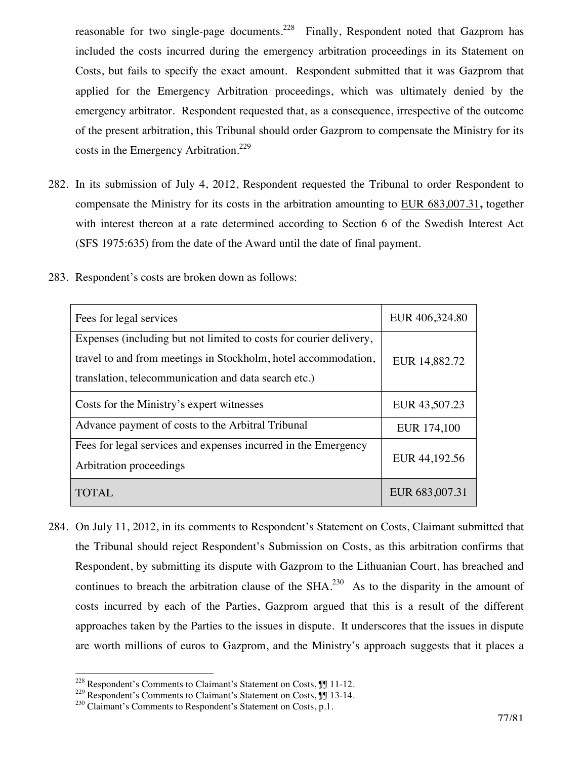reasonable for two single-page documents.[228] Finally, Respondent noted that Gazprom has included the costs incurred during the emergency arbitration proceedings in its Statement on Costs, but fails to specify the exact amount. Respondent submitted that it was Gazprom that applied for the Emergency Arbitration proceedings, which was ultimately denied by the emergency arbitrator. Respondent requested that, as a consequence, irrespective of the outcome of the present arbitration, this Tribunal should order Gazprom to compensate the Ministry for its costs in the Emergency Arbitration.[229]

282. In its submission of July 4, 2012, Respondent requested the Tribunal to order Respondent to compensate the Ministry for its costs in the arbitration amounting to <u>EUR 683,007.31</u>**,** together with interest thereon at a rate determined according to Section 6 of the Swedish Interest Act (SFS 1975:635) from the date of the Award until the date of final payment.

283. Respondent's costs are broken down as follows:

| | |
|---|---|
| Fees for legal services | EUR 406,324.80 |
| Expenses (including but not limited to costs for courier delivery, travel to and from meetings in Stockholm, hotel accommodation, translation, telecommunication and data search etc.) | EUR 14,882.72 |
| Costs for the Ministry's expert witnesses | EUR 43,507.23 |
| Advance payment of costs to the Arbitral Tribunal | EUR 174,100 |
| Fees for legal services and expenses incurred in the Emergency Arbitration proceedings | EUR 44,192.56 |
| TOTAL | EUR 683,007.31 |

284. On July 11, 2012, in its comments to Respondent's Statement on Costs, Claimant submitted that the Tribunal should reject Respondent's Submission on Costs, as this arbitration confirms that Respondent, by submitting its dispute with Gazprom to the Lithuanian Court, has breached and continues to breach the arbitration clause of the SHA.[230] As to the disparity in the amount of costs incurred by each of the Parties, Gazprom argued that this is a result of the different approaches taken by the Parties to the issues in dispute. It underscores that the issues in dispute are worth millions of euros to Gazprom, and the Ministry's approach suggests that it places a

[228] Respondent's Comments to Claimant's Statement on Costs, ¶¶ 11-12.
[229] Respondent's Comments to Claimant's Statement on Costs, ¶¶ 13-14.
[230] Claimant's Comments to Respondent's Statement on Costs, p.1.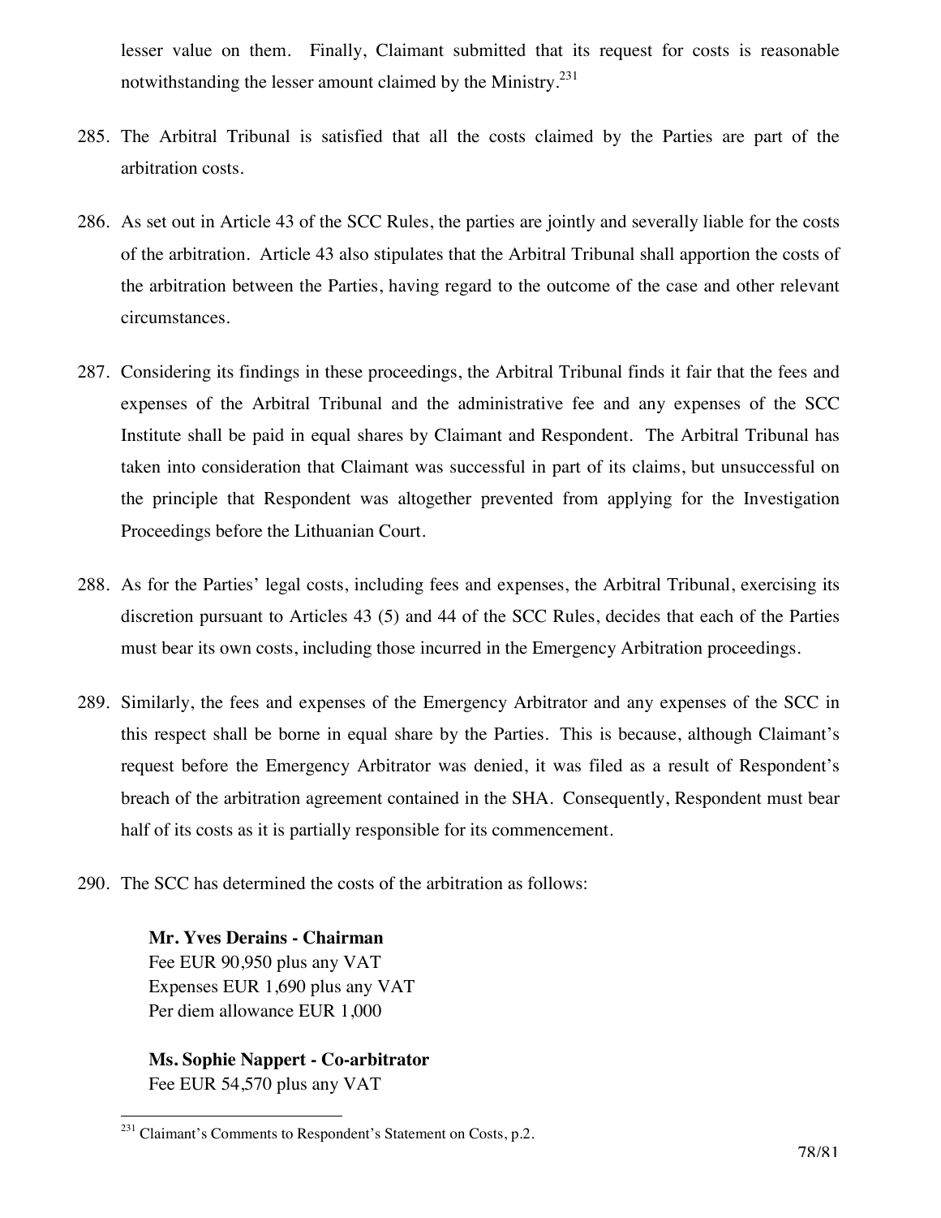lesser value on them. Finally, Claimant submitted that its request for costs is reasonable notwithstanding the lesser amount claimed by the Ministry.[231]

285. The Arbitral Tribunal is satisfied that all the costs claimed by the Parties are part of the arbitration costs.

286. As set out in Article 43 of the SCC Rules, the parties are jointly and severally liable for the costs of the arbitration. Article 43 also stipulates that the Arbitral Tribunal shall apportion the costs of the arbitration between the Parties, having regard to the outcome of the case and other relevant circumstances.

287. Considering its findings in these proceedings, the Arbitral Tribunal finds it fair that the fees and expenses of the Arbitral Tribunal and the administrative fee and any expenses of the SCC Institute shall be paid in equal shares by Claimant and Respondent. The Arbitral Tribunal has taken into consideration that Claimant was successful in part of its claims, but unsuccessful on the principle that Respondent was altogether prevented from applying for the Investigation Proceedings before the Lithuanian Court.

288. As for the Parties' legal costs, including fees and expenses, the Arbitral Tribunal, exercising its discretion pursuant to Articles 43 (5) and 44 of the SCC Rules, decides that each of the Parties must bear its own costs, including those incurred in the Emergency Arbitration proceedings.

289. Similarly, the fees and expenses of the Emergency Arbitrator and any expenses of the SCC in this respect shall be borne in equal share by the Parties. This is because, although Claimant's request before the Emergency Arbitrator was denied, it was filed as a result of Respondent's breach of the arbitration agreement contained in the SHA. Consequently, Respondent must bear half of its costs as it is partially responsible for its commencement.

290. The SCC has determined the costs of the arbitration as follows:

**Mr. Yves Derains - Chairman**
Fee EUR 90,950 plus any VAT
Expenses EUR 1,690 plus any VAT
Per diem allowance EUR 1,000

**Ms. Sophie Nappert - Co-arbitrator**
Fee EUR 54,570 plus any VAT

[231] Claimant's Comments to Respondent's Statement on Costs, p.2.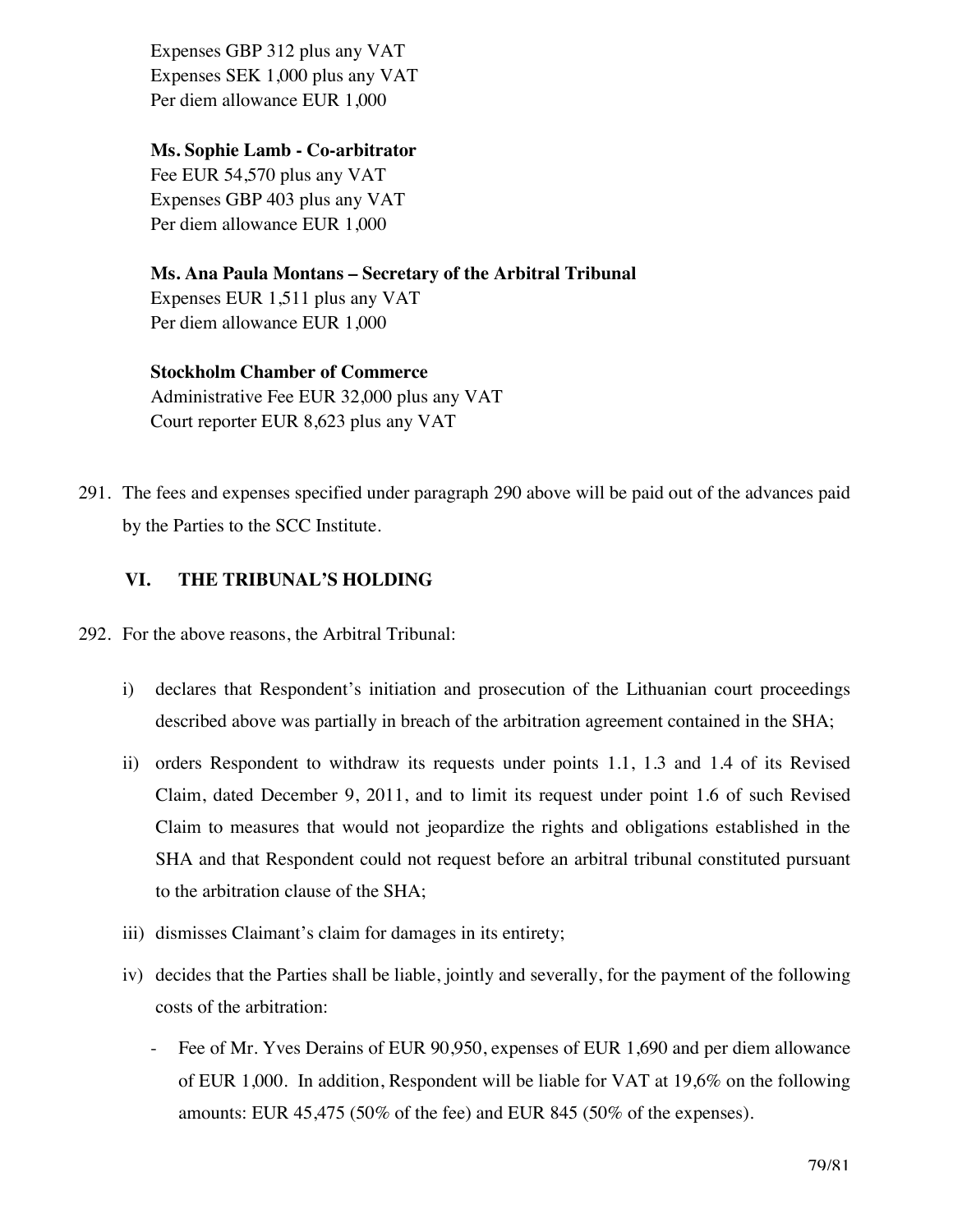Expenses GBP 312 plus any VAT
Expenses SEK 1,000 plus any VAT
Per diem allowance EUR 1,000

**Ms. Sophie Lamb - Co-arbitrator**
Fee EUR 54,570 plus any VAT
Expenses GBP 403 plus any VAT
Per diem allowance EUR 1,000

**Ms. Ana Paula Montans – Secretary of the Arbitral Tribunal**
Expenses EUR 1,511 plus any VAT
Per diem allowance EUR 1,000

**Stockholm Chamber of Commerce**
Administrative Fee EUR 32,000 plus any VAT
Court reporter EUR 8,623 plus any VAT

291. The fees and expenses specified under paragraph 290 above will be paid out of the advances paid by the Parties to the SCC Institute.

## VI. THE TRIBUNAL'S HOLDING

292. For the above reasons, the Arbitral Tribunal:

   i) declares that Respondent's initiation and prosecution of the Lithuanian court proceedings described above was partially in breach of the arbitration agreement contained in the SHA;

   ii) orders Respondent to withdraw its requests under points 1.1, 1.3 and 1.4 of its Revised Claim, dated December 9, 2011, and to limit its request under point 1.6 of such Revised Claim to measures that would not jeopardize the rights and obligations established in the SHA and that Respondent could not request before an arbitral tribunal constituted pursuant to the arbitration clause of the SHA;

   iii) dismisses Claimant's claim for damages in its entirety;

   iv) decides that the Parties shall be liable, jointly and severally, for the payment of the following costs of the arbitration:

      - Fee of Mr. Yves Derains of EUR 90,950, expenses of EUR 1,690 and per diem allowance of EUR 1,000. In addition, Respondent will be liable for VAT at 19,6% on the following amounts: EUR 45,475 (50% of the fee) and EUR 845 (50% of the expenses).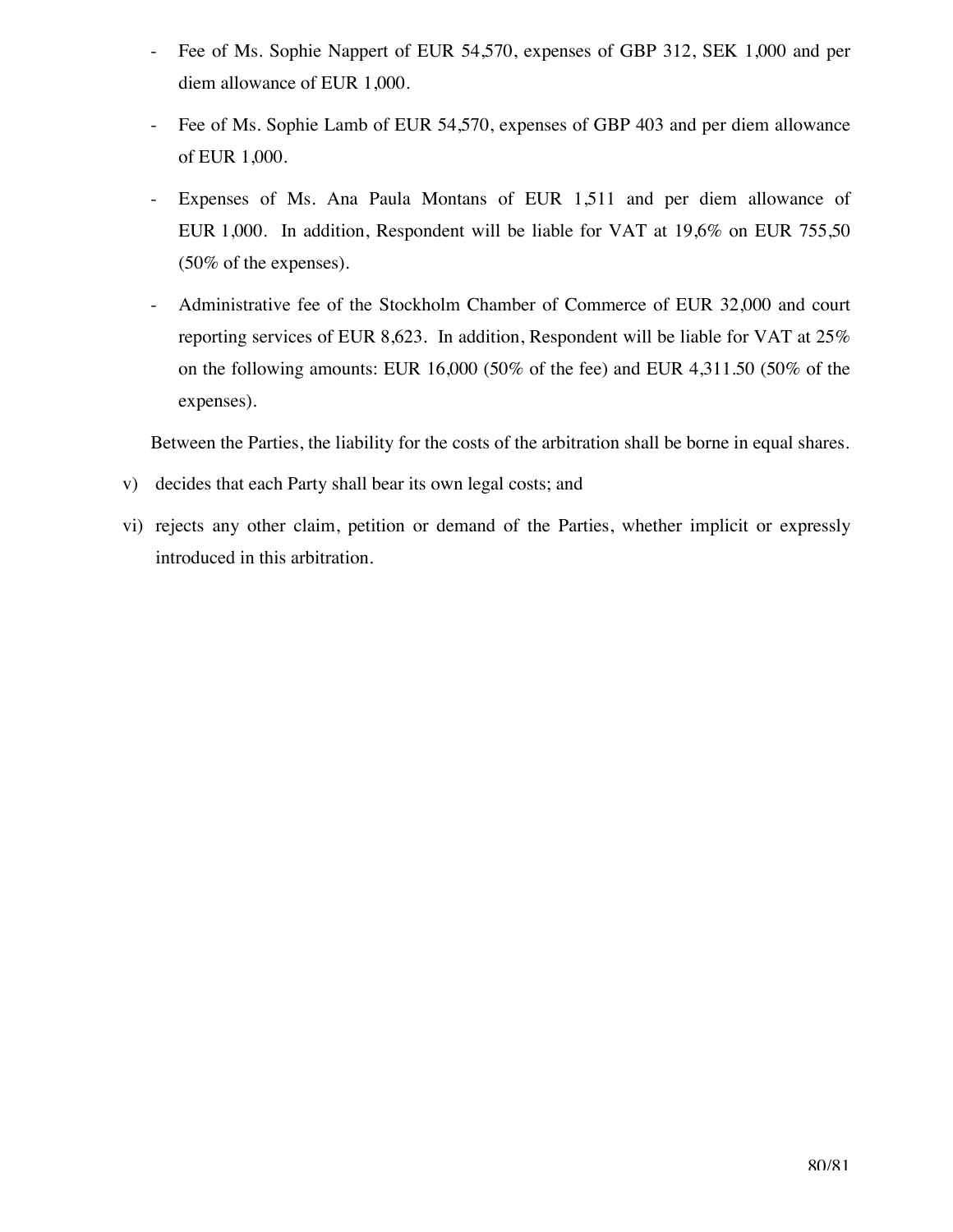- Fee of Ms. Sophie Nappert of EUR 54,570, expenses of GBP 312, SEK 1,000 and per diem allowance of EUR 1,000.
- Fee of Ms. Sophie Lamb of EUR 54,570, expenses of GBP 403 and per diem allowance of EUR 1,000.
- Expenses of Ms. Ana Paula Montans of EUR 1,511 and per diem allowance of EUR 1,000. In addition, Respondent will be liable for VAT at 19,6% on EUR 755,50 (50% of the expenses).
- Administrative fee of the Stockholm Chamber of Commerce of EUR 32,000 and court reporting services of EUR 8,623. In addition, Respondent will be liable for VAT at 25% on the following amounts: EUR 16,000 (50% of the fee) and EUR 4,311.50 (50% of the expenses).

Between the Parties, the liability for the costs of the arbitration shall be borne in equal shares.

v) decides that each Party shall bear its own legal costs; and

vi) rejects any other claim, petition or demand of the Parties, whether implicit or expressly introduced in this arbitration.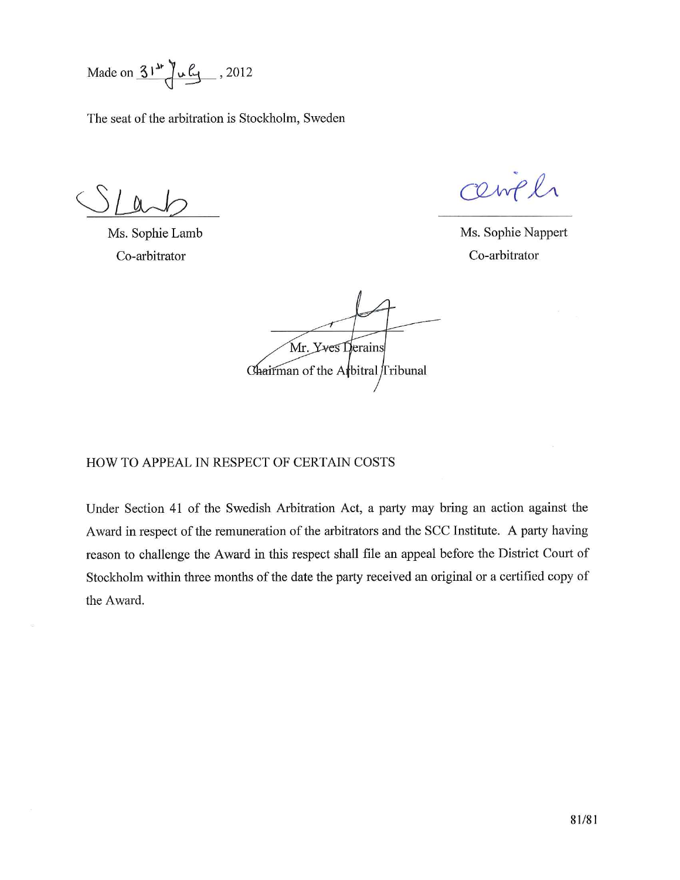Made on 31st July, 2012

The seat of the arbitration is Stockholm, Sweden

Ms. Sophie Lamb
Co-arbitrator

Ms. Sophie Nappert
Co-arbitrator

Mr. Yves Derains
Chairman of the Arbitral Tribunal

HOW TO APPEAL IN RESPECT OF CERTAIN COSTS

Under Section 41 of the Swedish Arbitration Act, a party may bring an action against the Award in respect of the remuneration of the arbitrators and the SCC Institute. A party having reason to challenge the Award in this respect shall file an appeal before the District Court of Stockholm within three months of the date the party received an original or a certified copy of the Award.